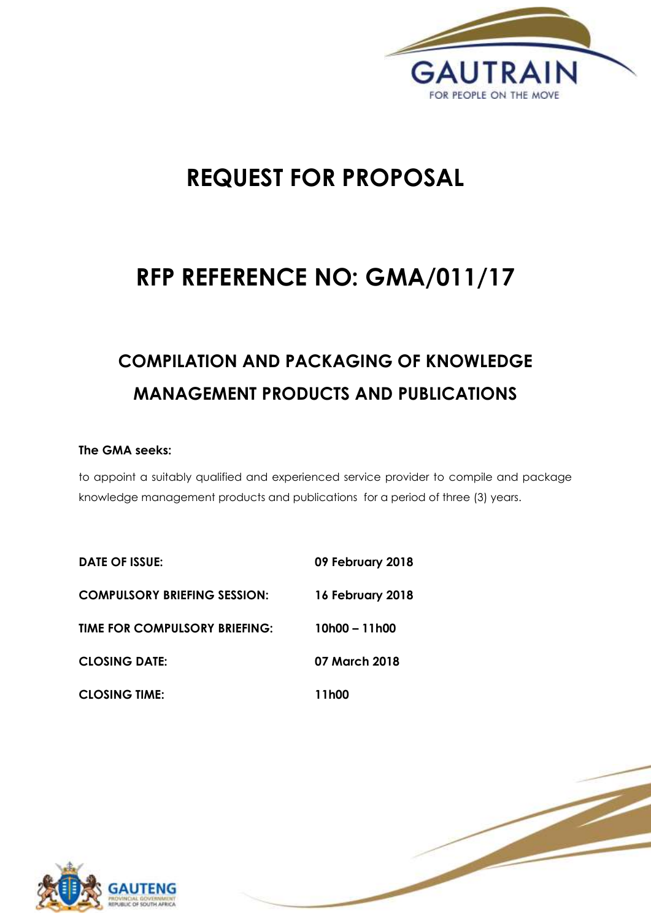# REQUEST FOR PROPOSAL

# RFP REFERENCE NO: GMA/011/17

## COMPILATION AND PACKAGING OF KNOWLEDGE MANAGEMENT PRODUCTS AND PUBLICATIONS

**The GMA seeks:**

to appoint a suitably qualified and experienced service provider to compile and package knowledge management products and publications for a period of three (3) years.

| | |
|---|---|
| **DATE OF ISSUE:** | **09 February 2018** |
| **COMPULSORY BRIEFING SESSION:** | **16 February 2018** |
| **TIME FOR COMPULSORY BRIEFING:** | **10h00 – 11h00** |
| **CLOSING DATE:** | **07 March 2018** |
| **CLOSING TIME:** | **11h00** |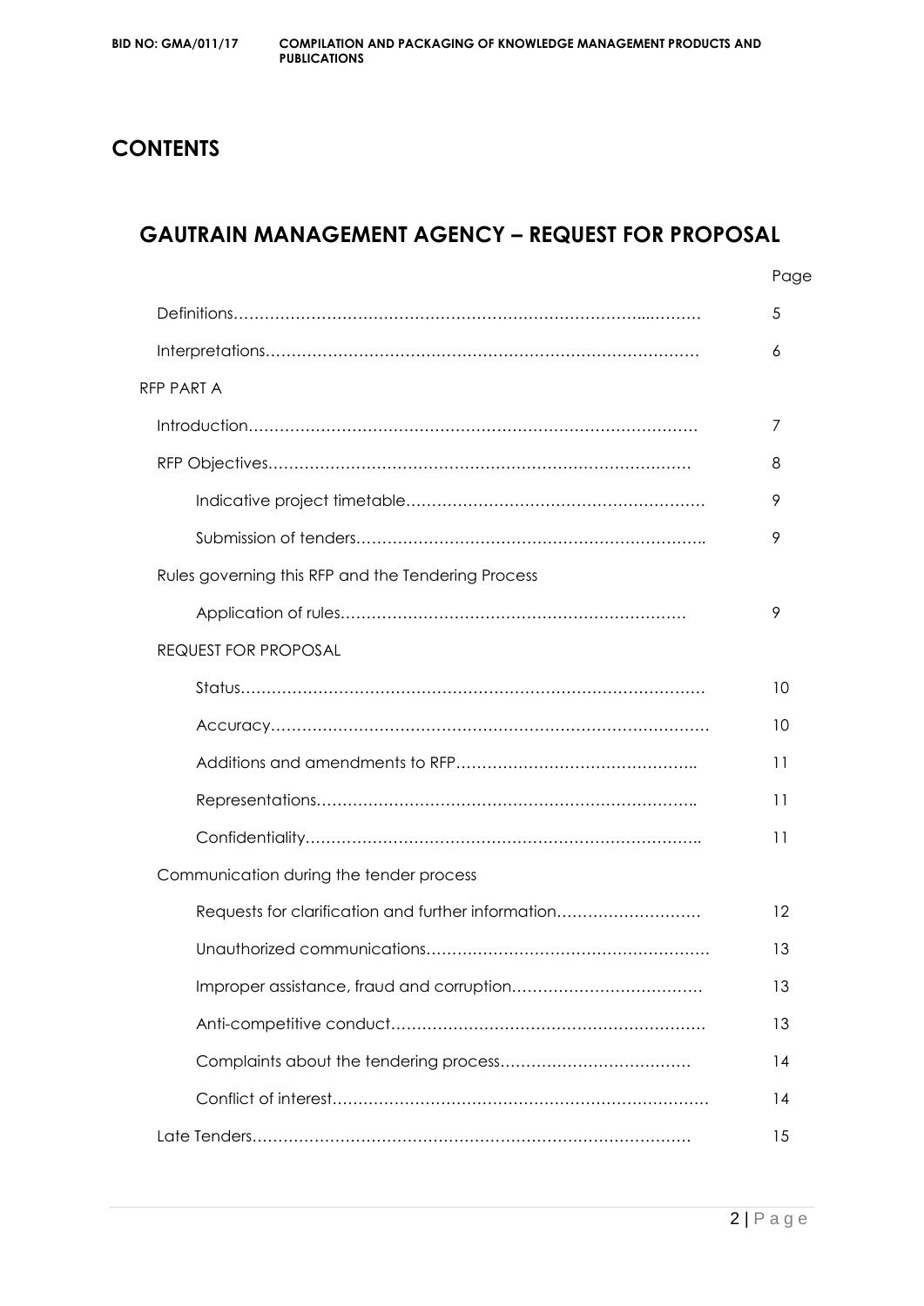# CONTENTS

## GAUTRAIN MANAGEMENT AGENCY – REQUEST FOR PROPOSAL

| | Page |
|---|---|
| Definitions | 5 |
| Interpretations | 6 |
| RFP PART A | |
| Introduction | 7 |
| RFP Objectives | 8 |
| Indicative project timetable | 9 |
| Submission of tenders | 9 |
| Rules governing this RFP and the Tendering Process | |
| Application of rules | 9 |
| REQUEST FOR PROPOSAL | |
| Status | 10 |
| Accuracy | 10 |
| Additions and amendments to RFP | 11 |
| Representations | 11 |
| Confidentiality | 11 |
| Communication during the tender process | |
| Requests for clarification and further information | 12 |
| Unauthorized communications | 13 |
| Improper assistance, fraud and corruption | 13 |
| Anti-competitive conduct | 13 |
| Complaints about the tendering process | 14 |
| Conflict of interest | 14 |
| Late Tenders | 15 |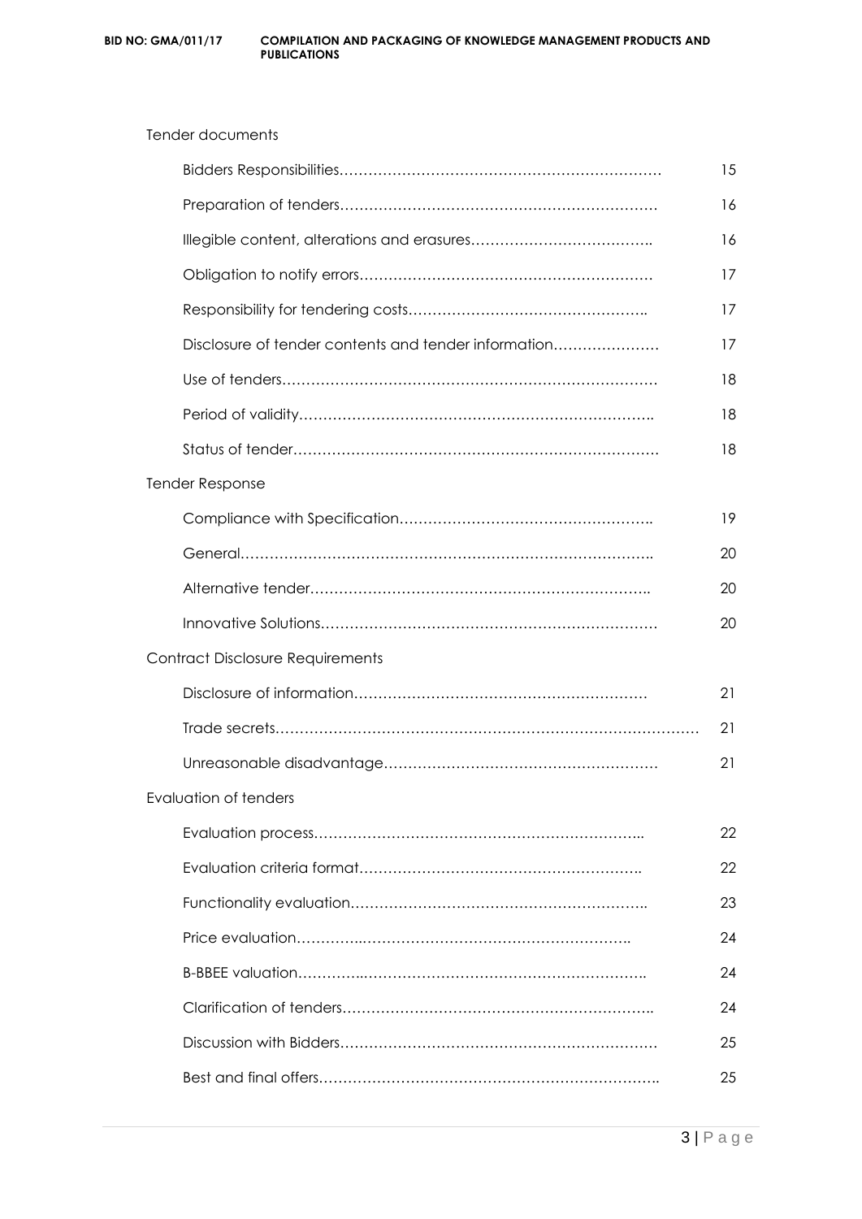Tender documents

| | |
|---|---|
| Bidders Responsibilities………………………………………………………… | 15 |
| Preparation of tenders………………………………………………………… | 16 |
| Illegible content, alterations and erasures……………………………….. | 16 |
| Obligation to notify errors…………………………………………………… | 17 |
| Responsibility for tendering costs………………………………………….. | 17 |
| Disclosure of tender contents and tender information………………… | 17 |
| Use of tenders………………………………………………………………… | 18 |
| Period of validity……………………………………………………………….. | 18 |
| Status of tender………………………………………………………………… | 18 |

Tender Response

| | |
|---|---|
| Compliance with Specification…………………………………………….. | 19 |
| General………………………………………………………………………….. | 20 |
| Alternative tender…………………………………………………………….. | 20 |
| Innovative Solutions…………………………………………………………… | 20 |

Contract Disclosure Requirements

| | |
|---|---|
| Disclosure of information…………………………………………………… | 21 |
| Trade secrets…………………………………………………………………………… | 21 |
| Unreasonable disadvantage………………………………………………… | 21 |

Evaluation of tenders

| | |
|---|---|
| Evaluation process………………………………………………………….. | 22 |
| Evaluation criteria format………………………………………………….. | 22 |
| Functionality evaluation…………………………………………………….. | 23 |
| Price evaluation…………..……………………………………………….. | 24 |
| B-BBEE valuation…………..…………………………………………….. | 24 |
| Clarification of tenders……………………………………………………….. | 24 |
| Discussion with Bidders………………………………………………………… | 25 |
| Best and final offers…………………………………………………………….. | 25 |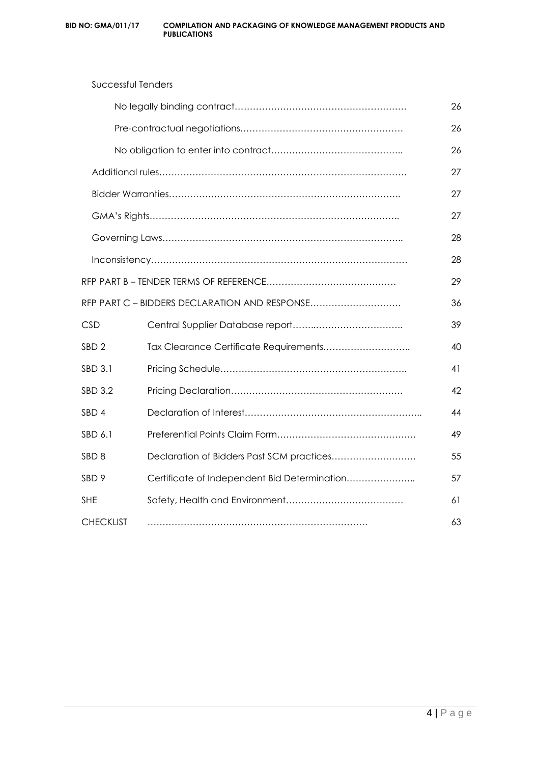Successful Tenders

| | | |
|---|---|---|
| | No legally binding contract………………………………………………… | 26 |
| | Pre-contractual negotiations……………………………………………… | 26 |
| | No obligation to enter into contract…………………………………….. | 26 |
| Additional rules……………………………………………………………………… | | 27 |
| Bidder Warranties………………………………………………………………. | | 27 |
| GMA's Rights……………………………………………………………………….. | | 27 |
| Governing Laws………………………………………………………………….. | | 28 |
| Inconsistency………………………………………………………………………… | | 28 |
| RFP PART B – TENDER TERMS OF REFERENCE…………………………………… | | 29 |
| RFP PART C – BIDDERS DECLARATION AND RESPONSE………………………… | | 36 |
| CSD | Central Supplier Database report……..……………………….. | 39 |
| SBD 2 | Tax Clearance Certificate Requirements……………………….. | 40 |
| SBD 3.1 | Pricing Schedule…………………………………………………….. | 41 |
| SBD 3.2 | Pricing Declaration………………………………………………… | 42 |
| SBD 4 | Declaration of Interest………………………………………………….. | 44 |
| SBD 6.1 | Preferential Points Claim Form……………………………………… | 49 |
| SBD 8 | Declaration of Bidders Past SCM practices……………………… | 55 |
| SBD 9 | Certificate of Independent Bid Determination………………….. | 57 |
| SHE | Safety, Health and Environment………………………………… | 61 |
| CHECKLIST | ……………………………………………………………… | 63 |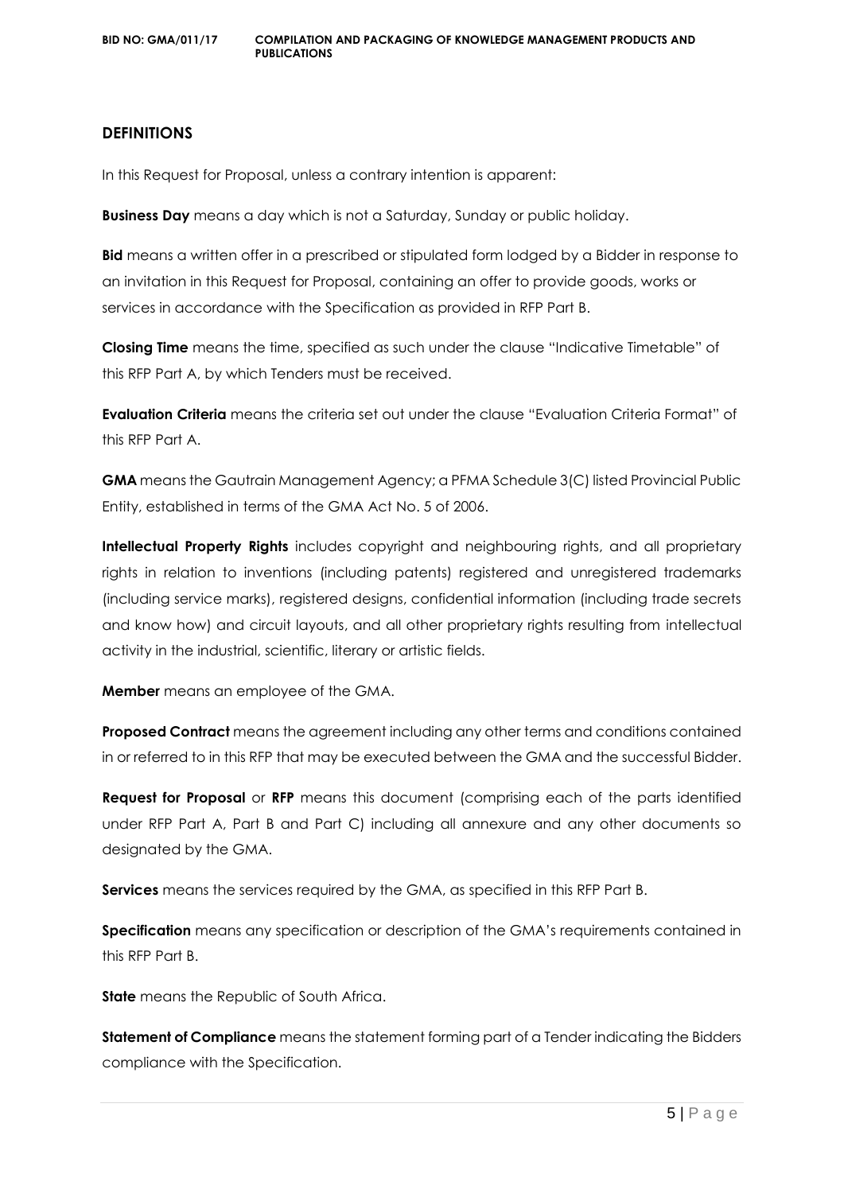## DEFINITIONS

In this Request for Proposal, unless a contrary intention is apparent:

**Business Day** means a day which is not a Saturday, Sunday or public holiday.

**Bid** means a written offer in a prescribed or stipulated form lodged by a Bidder in response to an invitation in this Request for Proposal, containing an offer to provide goods, works or services in accordance with the Specification as provided in RFP Part B.

**Closing Time** means the time, specified as such under the clause "Indicative Timetable" of this RFP Part A, by which Tenders must be received.

**Evaluation Criteria** means the criteria set out under the clause "Evaluation Criteria Format" of this RFP Part A.

**GMA** means the Gautrain Management Agency; a PFMA Schedule 3(C) listed Provincial Public Entity, established in terms of the GMA Act No. 5 of 2006.

**Intellectual Property Rights** includes copyright and neighbouring rights, and all proprietary rights in relation to inventions (including patents) registered and unregistered trademarks (including service marks), registered designs, confidential information (including trade secrets and know how) and circuit layouts, and all other proprietary rights resulting from intellectual activity in the industrial, scientific, literary or artistic fields.

**Member** means an employee of the GMA.

**Proposed Contract** means the agreement including any other terms and conditions contained in or referred to in this RFP that may be executed between the GMA and the successful Bidder.

**Request for Proposal** or **RFP** means this document (comprising each of the parts identified under RFP Part A, Part B and Part C) including all annexure and any other documents so designated by the GMA.

**Services** means the services required by the GMA, as specified in this RFP Part B.

**Specification** means any specification or description of the GMA's requirements contained in this RFP Part B.

**State** means the Republic of South Africa.

**Statement of Compliance** means the statement forming part of a Tender indicating the Bidders compliance with the Specification.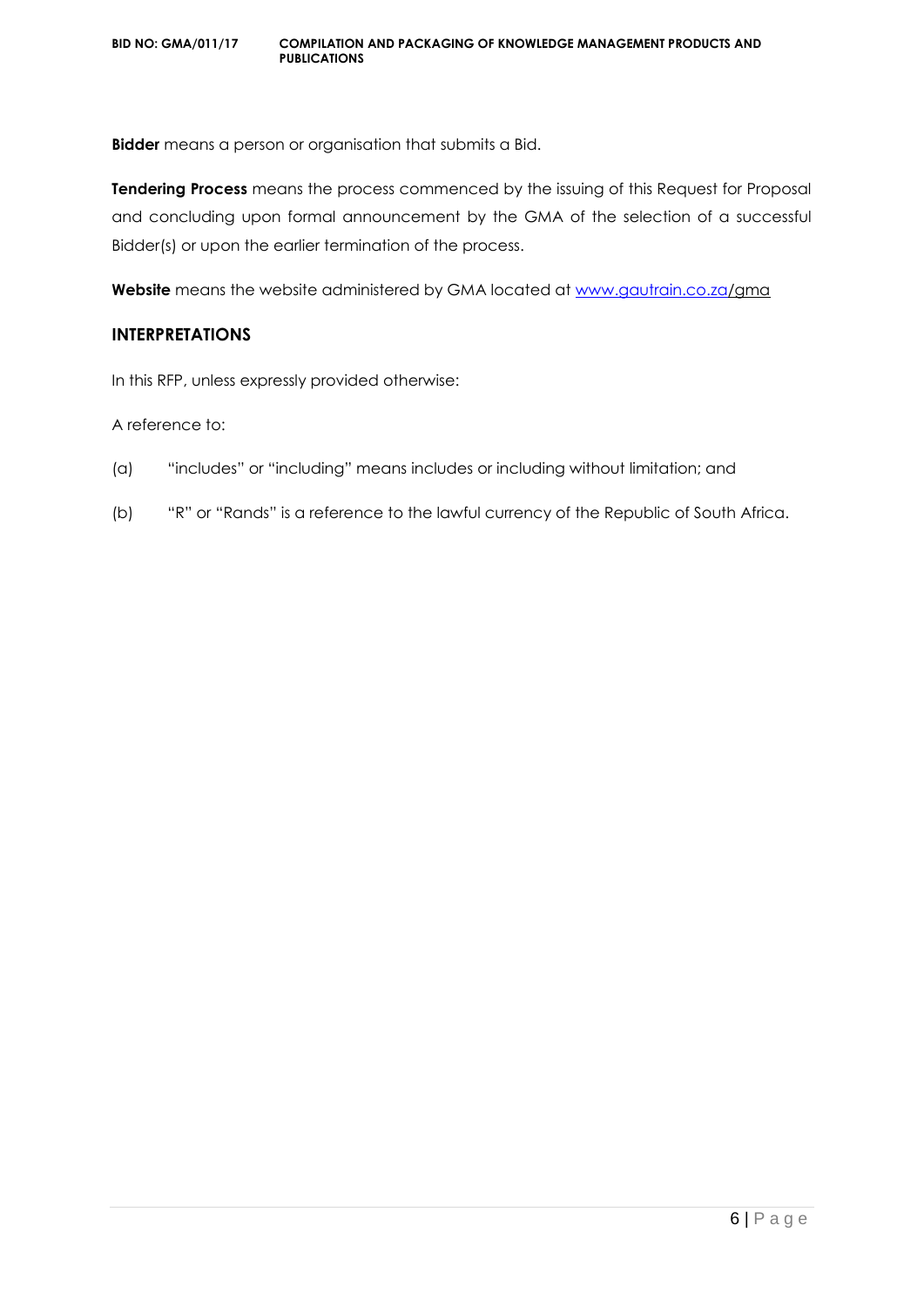**Bidder** means a person or organisation that submits a Bid.

**Tendering Process** means the process commenced by the issuing of this Request for Proposal and concluding upon formal announcement by the GMA of the selection of a successful Bidder(s) or upon the earlier termination of the process.

**Website** means the website administered by GMA located at www.gautrain.co.za/gma

## INTERPRETATIONS

In this RFP, unless expressly provided otherwise:

A reference to:

(a) "includes" or "including" means includes or including without limitation; and

(b) "R" or "Rands" is a reference to the lawful currency of the Republic of South Africa.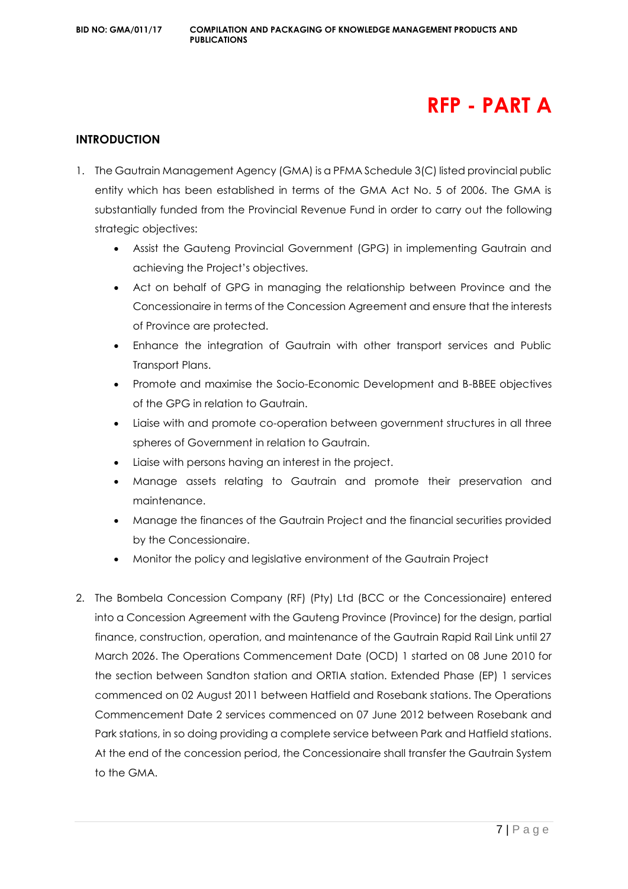# RFP - PART A

## INTRODUCTION

1. The Gautrain Management Agency (GMA) is a PFMA Schedule 3(C) listed provincial public entity which has been established in terms of the GMA Act No. 5 of 2006. The GMA is substantially funded from the Provincial Revenue Fund in order to carry out the following strategic objectives:
   - Assist the Gauteng Provincial Government (GPG) in implementing Gautrain and achieving the Project's objectives.
   - Act on behalf of GPG in managing the relationship between Province and the Concessionaire in terms of the Concession Agreement and ensure that the interests of Province are protected.
   - Enhance the integration of Gautrain with other transport services and Public Transport Plans.
   - Promote and maximise the Socio-Economic Development and B-BBEE objectives of the GPG in relation to Gautrain.
   - Liaise with and promote co-operation between government structures in all three spheres of Government in relation to Gautrain.
   - Liaise with persons having an interest in the project.
   - Manage assets relating to Gautrain and promote their preservation and maintenance.
   - Manage the finances of the Gautrain Project and the financial securities provided by the Concessionaire.
   - Monitor the policy and legislative environment of the Gautrain Project

2. The Bombela Concession Company (RF) (Pty) Ltd (BCC or the Concessionaire) entered into a Concession Agreement with the Gauteng Province (Province) for the design, partial finance, construction, operation, and maintenance of the Gautrain Rapid Rail Link until 27 March 2026. The Operations Commencement Date (OCD) 1 started on 08 June 2010 for the section between Sandton station and ORTIA station. Extended Phase (EP) 1 services commenced on 02 August 2011 between Hatfield and Rosebank stations. The Operations Commencement Date 2 services commenced on 07 June 2012 between Rosebank and Park stations, in so doing providing a complete service between Park and Hatfield stations. At the end of the concession period, the Concessionaire shall transfer the Gautrain System to the GMA.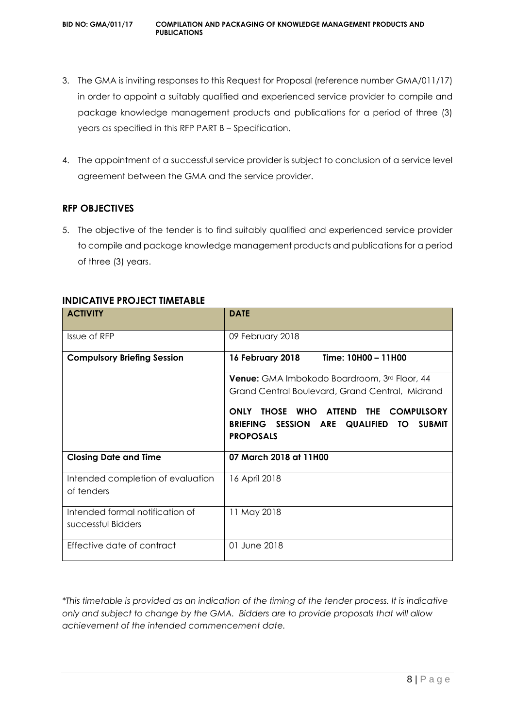3. The GMA is inviting responses to this Request for Proposal (reference number GMA/011/17) in order to appoint a suitably qualified and experienced service provider to compile and package knowledge management products and publications for a period of three (3) years as specified in this RFP PART B – Specification.

4. The appointment of a successful service provider is subject to conclusion of a service level agreement between the GMA and the service provider.

## RFP OBJECTIVES

5. The objective of the tender is to find suitably qualified and experienced service provider to compile and package knowledge management products and publications for a period of three (3) years.

## INDICATIVE PROJECT TIMETABLE

| ACTIVITY | DATE |
|---|---|
| Issue of RFP | 09 February 2018 |
| **Compulsory Briefing Session** | **16 February 2018 Time: 10H00 – 11H00**<br><br>**Venue:** GMA Imbokodo Boardroom, 3rd Floor, 44 Grand Central Boulevard, Grand Central, Midrand<br><br>**ONLY THOSE WHO ATTEND THE COMPULSORY BRIEFING SESSION ARE QUALIFIED TO SUBMIT PROPOSALS** |
| **Closing Date and Time** | **07 March 2018 at 11H00** |
| Intended completion of evaluation of tenders | 16 April 2018 |
| Intended formal notification of successful Bidders | 11 May 2018 |
| Effective date of contract | 01 June 2018 |

*\*This timetable is provided as an indication of the timing of the tender process. It is indicative only and subject to change by the GMA. Bidders are to provide proposals that will allow achievement of the intended commencement date.*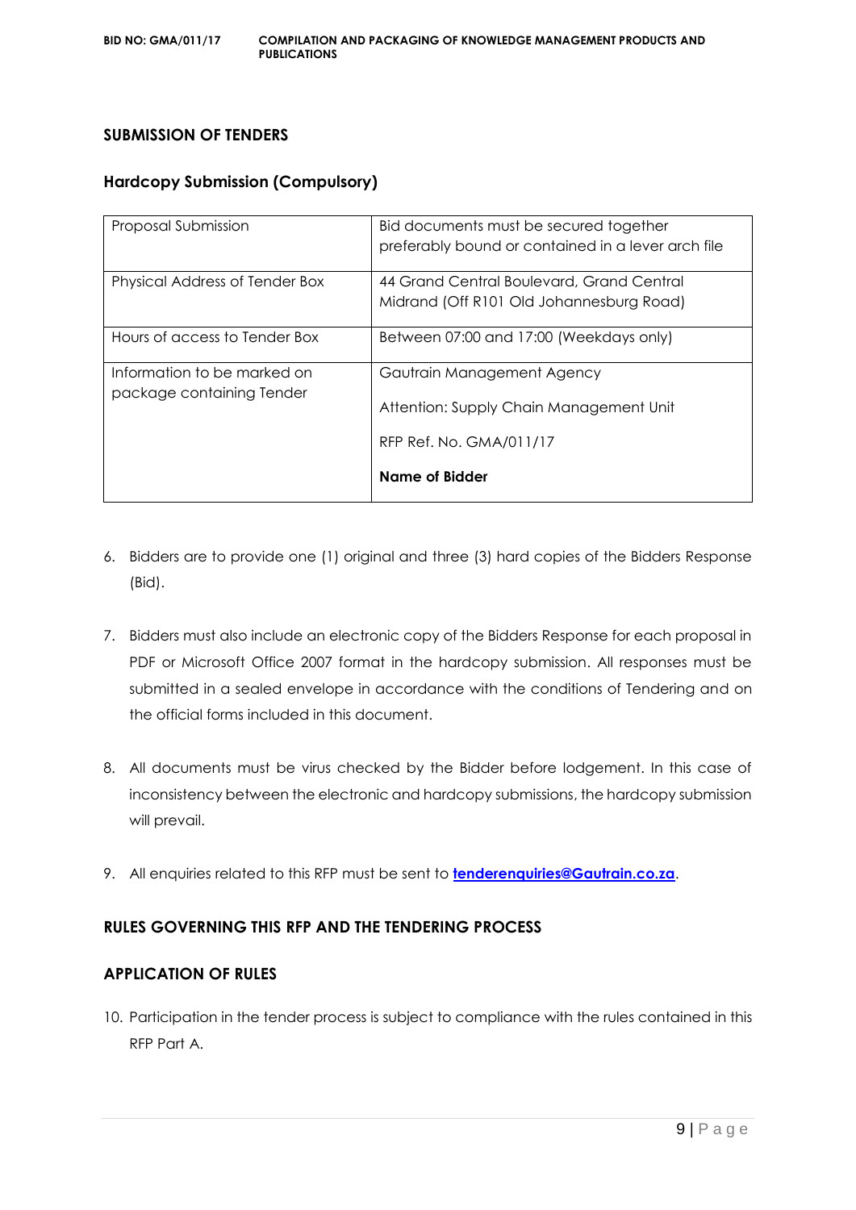## SUBMISSION OF TENDERS

### Hardcopy Submission (Compulsory)

| | |
|---|---|
| Proposal Submission | Bid documents must be secured together preferably bound or contained in a lever arch file |
| Physical Address of Tender Box | 44 Grand Central Boulevard, Grand Central Midrand (Off R101 Old Johannesburg Road) |
| Hours of access to Tender Box | Between 07:00 and 17:00 (Weekdays only) |
| Information to be marked on package containing Tender | Gautrain Management Agency<br><br>Attention: Supply Chain Management Unit<br><br>RFP Ref. No. GMA/011/17<br><br>**Name of Bidder** |

6. Bidders are to provide one (1) original and three (3) hard copies of the Bidders Response (Bid).

7. Bidders must also include an electronic copy of the Bidders Response for each proposal in PDF or Microsoft Office 2007 format in the hardcopy submission. All responses must be submitted in a sealed envelope in accordance with the conditions of Tendering and on the official forms included in this document.

8. All documents must be virus checked by the Bidder before lodgement. In this case of inconsistency between the electronic and hardcopy submissions, the hardcopy submission will prevail.

9. All enquiries related to this RFP must be sent to **tenderenquiries@Gautrain.co.za**.

## RULES GOVERNING THIS RFP AND THE TENDERING PROCESS

### APPLICATION OF RULES

10. Participation in the tender process is subject to compliance with the rules contained in this RFP Part A.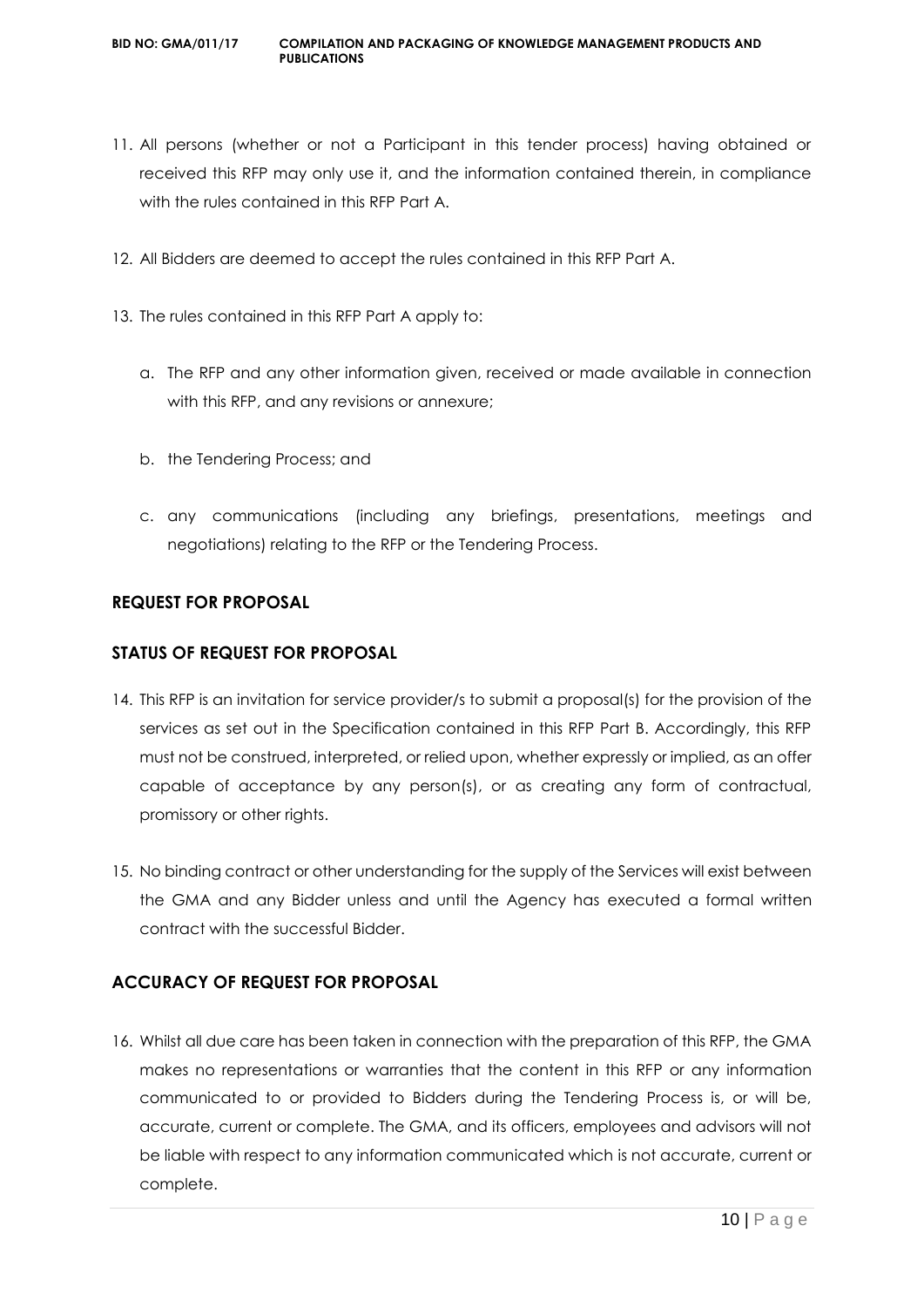11. All persons (whether or not a Participant in this tender process) having obtained or received this RFP may only use it, and the information contained therein, in compliance with the rules contained in this RFP Part A.

12. All Bidders are deemed to accept the rules contained in this RFP Part A.

13. The rules contained in this RFP Part A apply to:

    a. The RFP and any other information given, received or made available in connection with this RFP, and any revisions or annexure;

    b. the Tendering Process; and

    c. any communications (including any briefings, presentations, meetings and negotiations) relating to the RFP or the Tendering Process.

## REQUEST FOR PROPOSAL

## STATUS OF REQUEST FOR PROPOSAL

14. This RFP is an invitation for service provider/s to submit a proposal(s) for the provision of the services as set out in the Specification contained in this RFP Part B. Accordingly, this RFP must not be construed, interpreted, or relied upon, whether expressly or implied, as an offer capable of acceptance by any person(s), or as creating any form of contractual, promissory or other rights.

15. No binding contract or other understanding for the supply of the Services will exist between the GMA and any Bidder unless and until the Agency has executed a formal written contract with the successful Bidder.

## ACCURACY OF REQUEST FOR PROPOSAL

16. Whilst all due care has been taken in connection with the preparation of this RFP, the GMA makes no representations or warranties that the content in this RFP or any information communicated to or provided to Bidders during the Tendering Process is, or will be, accurate, current or complete. The GMA, and its officers, employees and advisors will not be liable with respect to any information communicated which is not accurate, current or complete.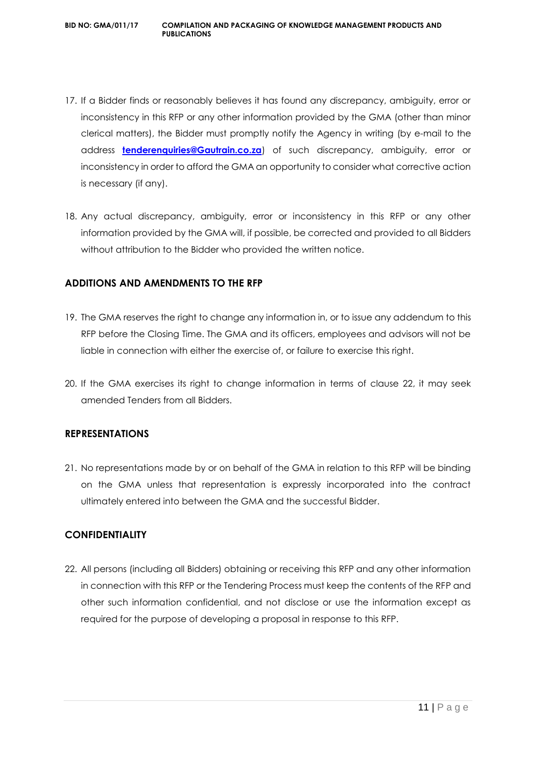17. If a Bidder finds or reasonably believes it has found any discrepancy, ambiguity, error or inconsistency in this RFP or any other information provided by the GMA (other than minor clerical matters), the Bidder must promptly notify the Agency in writing (by e-mail to the address **tenderenquiries@Gautrain.co.za**) of such discrepancy, ambiguity, error or inconsistency in order to afford the GMA an opportunity to consider what corrective action is necessary (if any).

18. Any actual discrepancy, ambiguity, error or inconsistency in this RFP or any other information provided by the GMA will, if possible, be corrected and provided to all Bidders without attribution to the Bidder who provided the written notice.

## ADDITIONS AND AMENDMENTS TO THE RFP

19. The GMA reserves the right to change any information in, or to issue any addendum to this RFP before the Closing Time. The GMA and its officers, employees and advisors will not be liable in connection with either the exercise of, or failure to exercise this right.

20. If the GMA exercises its right to change information in terms of clause 22, it may seek amended Tenders from all Bidders.

## REPRESENTATIONS

21. No representations made by or on behalf of the GMA in relation to this RFP will be binding on the GMA unless that representation is expressly incorporated into the contract ultimately entered into between the GMA and the successful Bidder.

## CONFIDENTIALITY

22. All persons (including all Bidders) obtaining or receiving this RFP and any other information in connection with this RFP or the Tendering Process must keep the contents of the RFP and other such information confidential, and not disclose or use the information except as required for the purpose of developing a proposal in response to this RFP.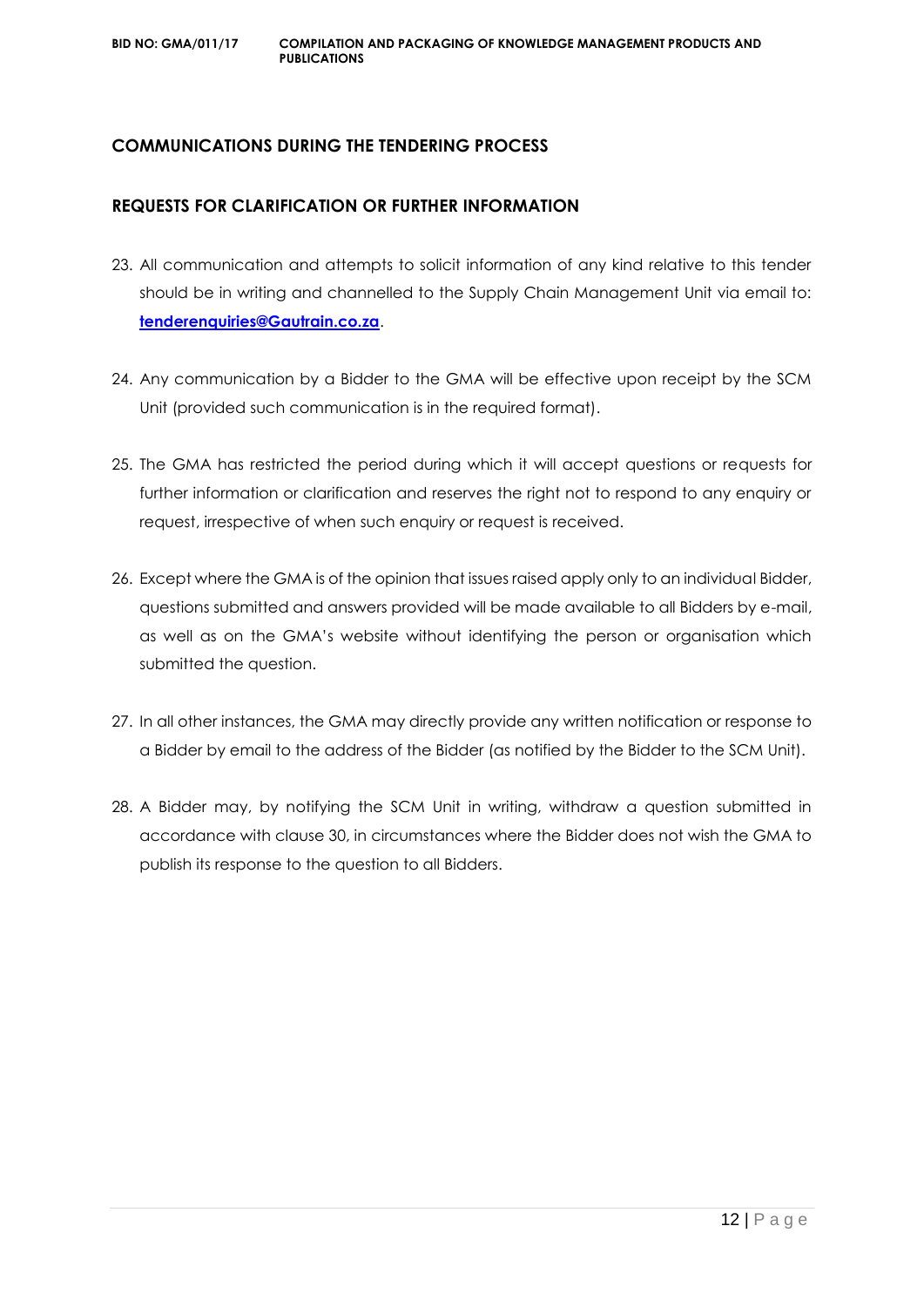## COMMUNICATIONS DURING THE TENDERING PROCESS

### REQUESTS FOR CLARIFICATION OR FURTHER INFORMATION

23. All communication and attempts to solicit information of any kind relative to this tender should be in writing and channelled to the Supply Chain Management Unit via email to: **tenderenquiries@Gautrain.co.za**.

24. Any communication by a Bidder to the GMA will be effective upon receipt by the SCM Unit (provided such communication is in the required format).

25. The GMA has restricted the period during which it will accept questions or requests for further information or clarification and reserves the right not to respond to any enquiry or request, irrespective of when such enquiry or request is received.

26. Except where the GMA is of the opinion that issues raised apply only to an individual Bidder, questions submitted and answers provided will be made available to all Bidders by e-mail, as well as on the GMA's website without identifying the person or organisation which submitted the question.

27. In all other instances, the GMA may directly provide any written notification or response to a Bidder by email to the address of the Bidder (as notified by the Bidder to the SCM Unit).

28. A Bidder may, by notifying the SCM Unit in writing, withdraw a question submitted in accordance with clause 30, in circumstances where the Bidder does not wish the GMA to publish its response to the question to all Bidders.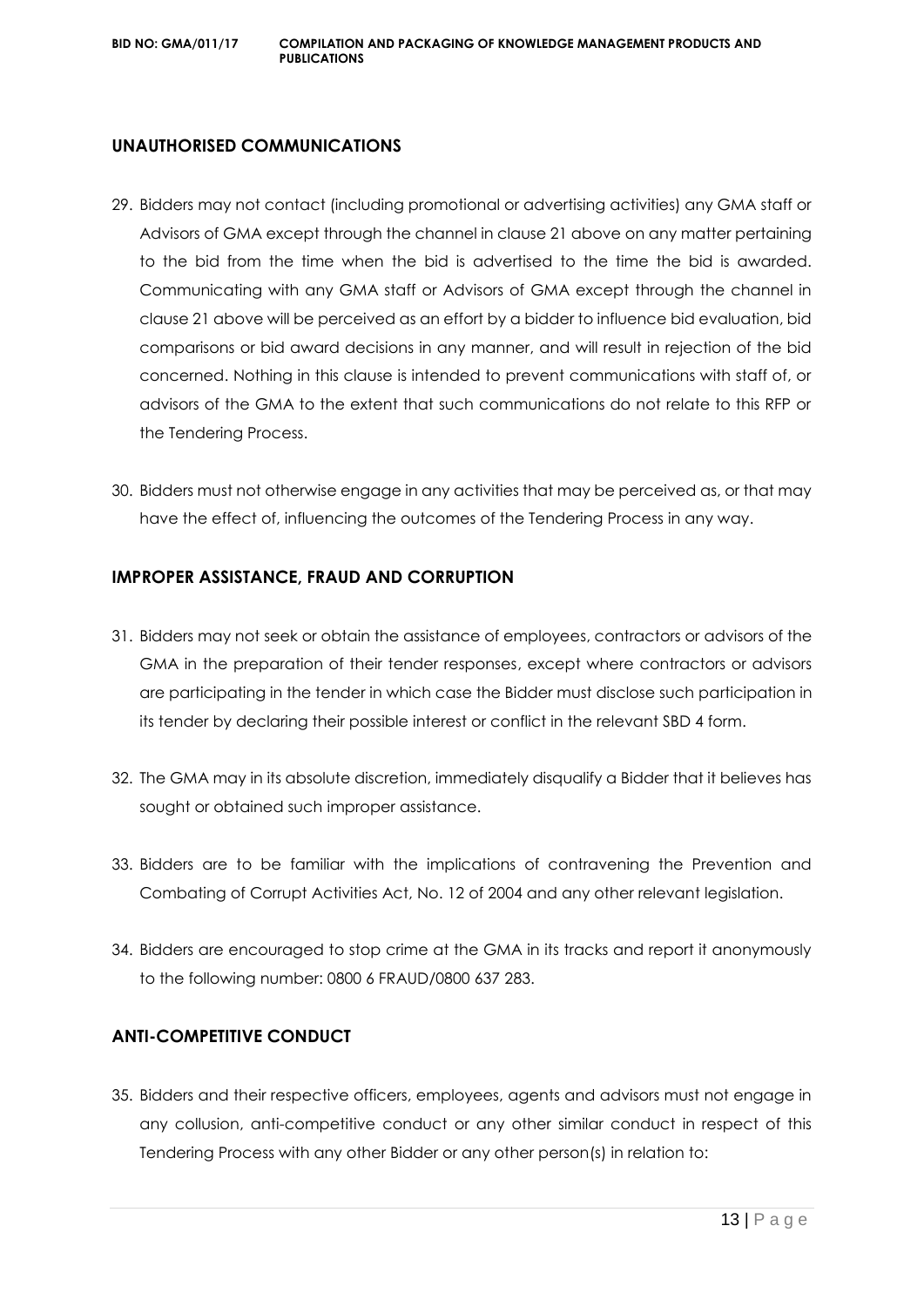## UNAUTHORISED COMMUNICATIONS

29. Bidders may not contact (including promotional or advertising activities) any GMA staff or Advisors of GMA except through the channel in clause 21 above on any matter pertaining to the bid from the time when the bid is advertised to the time the bid is awarded. Communicating with any GMA staff or Advisors of GMA except through the channel in clause 21 above will be perceived as an effort by a bidder to influence bid evaluation, bid comparisons or bid award decisions in any manner, and will result in rejection of the bid concerned. Nothing in this clause is intended to prevent communications with staff of, or advisors of the GMA to the extent that such communications do not relate to this RFP or the Tendering Process.

30. Bidders must not otherwise engage in any activities that may be perceived as, or that may have the effect of, influencing the outcomes of the Tendering Process in any way.

## IMPROPER ASSISTANCE, FRAUD AND CORRUPTION

31. Bidders may not seek or obtain the assistance of employees, contractors or advisors of the GMA in the preparation of their tender responses, except where contractors or advisors are participating in the tender in which case the Bidder must disclose such participation in its tender by declaring their possible interest or conflict in the relevant SBD 4 form.

32. The GMA may in its absolute discretion, immediately disqualify a Bidder that it believes has sought or obtained such improper assistance.

33. Bidders are to be familiar with the implications of contravening the Prevention and Combating of Corrupt Activities Act, No. 12 of 2004 and any other relevant legislation.

34. Bidders are encouraged to stop crime at the GMA in its tracks and report it anonymously to the following number: 0800 6 FRAUD/0800 637 283.

## ANTI-COMPETITIVE CONDUCT

35. Bidders and their respective officers, employees, agents and advisors must not engage in any collusion, anti-competitive conduct or any other similar conduct in respect of this Tendering Process with any other Bidder or any other person(s) in relation to: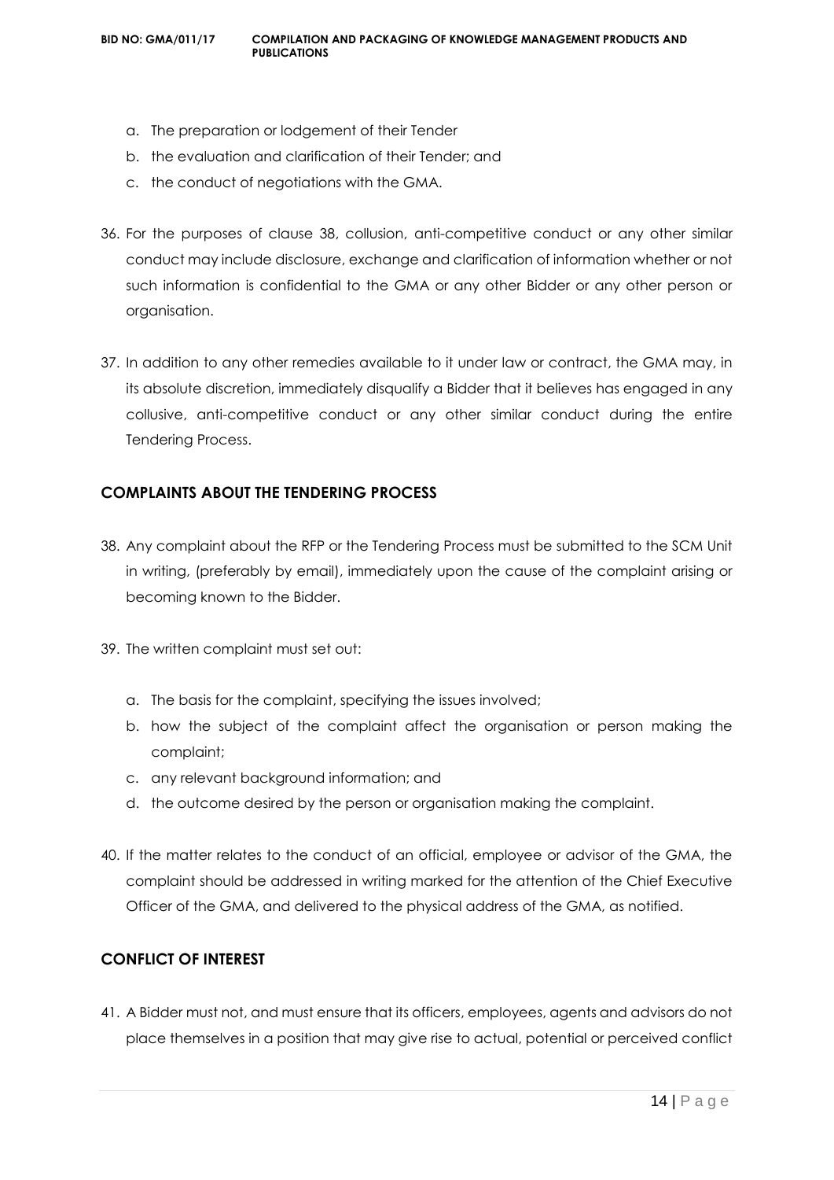a. The preparation or lodgement of their Tender
b. the evaluation and clarification of their Tender; and
c. the conduct of negotiations with the GMA.

36. For the purposes of clause 38, collusion, anti-competitive conduct or any other similar conduct may include disclosure, exchange and clarification of information whether or not such information is confidential to the GMA or any other Bidder or any other person or organisation.

37. In addition to any other remedies available to it under law or contract, the GMA may, in its absolute discretion, immediately disqualify a Bidder that it believes has engaged in any collusive, anti-competitive conduct or any other similar conduct during the entire Tendering Process.

## COMPLAINTS ABOUT THE TENDERING PROCESS

38. Any complaint about the RFP or the Tendering Process must be submitted to the SCM Unit in writing, (preferably by email), immediately upon the cause of the complaint arising or becoming known to the Bidder.

39. The written complaint must set out:

    a. The basis for the complaint, specifying the issues involved;
    b. how the subject of the complaint affect the organisation or person making the complaint;
    c. any relevant background information; and
    d. the outcome desired by the person or organisation making the complaint.

40. If the matter relates to the conduct of an official, employee or advisor of the GMA, the complaint should be addressed in writing marked for the attention of the Chief Executive Officer of the GMA, and delivered to the physical address of the GMA, as notified.

## CONFLICT OF INTEREST

41. A Bidder must not, and must ensure that its officers, employees, agents and advisors do not place themselves in a position that may give rise to actual, potential or perceived conflict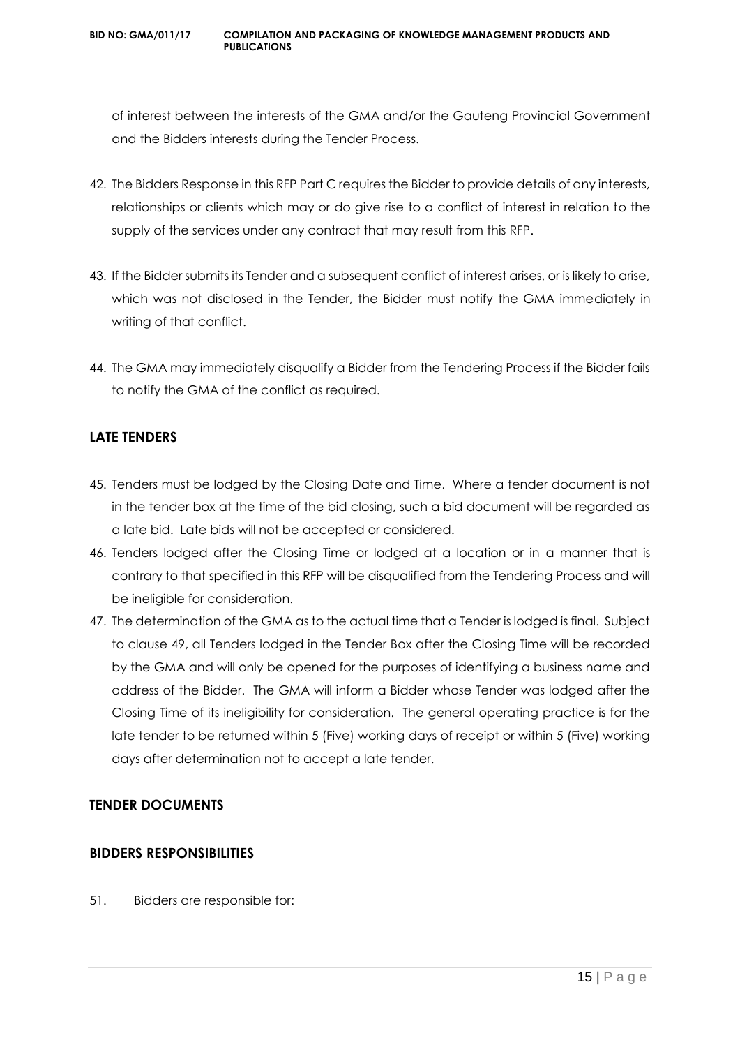of interest between the interests of the GMA and/or the Gauteng Provincial Government and the Bidders interests during the Tender Process.

42. The Bidders Response in this RFP Part C requires the Bidder to provide details of any interests, relationships or clients which may or do give rise to a conflict of interest in relation to the supply of the services under any contract that may result from this RFP.

43. If the Bidder submits its Tender and a subsequent conflict of interest arises, or is likely to arise, which was not disclosed in the Tender, the Bidder must notify the GMA immediately in writing of that conflict.

44. The GMA may immediately disqualify a Bidder from the Tendering Process if the Bidder fails to notify the GMA of the conflict as required.

## LATE TENDERS

45. Tenders must be lodged by the Closing Date and Time. Where a tender document is not in the tender box at the time of the bid closing, such a bid document will be regarded as a late bid. Late bids will not be accepted or considered.
46. Tenders lodged after the Closing Time or lodged at a location or in a manner that is contrary to that specified in this RFP will be disqualified from the Tendering Process and will be ineligible for consideration.
47. The determination of the GMA as to the actual time that a Tender is lodged is final. Subject to clause 49, all Tenders lodged in the Tender Box after the Closing Time will be recorded by the GMA and will only be opened for the purposes of identifying a business name and address of the Bidder. The GMA will inform a Bidder whose Tender was lodged after the Closing Time of its ineligibility for consideration. The general operating practice is for the late tender to be returned within 5 (Five) working days of receipt or within 5 (Five) working days after determination not to accept a late tender.

## TENDER DOCUMENTS

## BIDDERS RESPONSIBILITIES

51. Bidders are responsible for: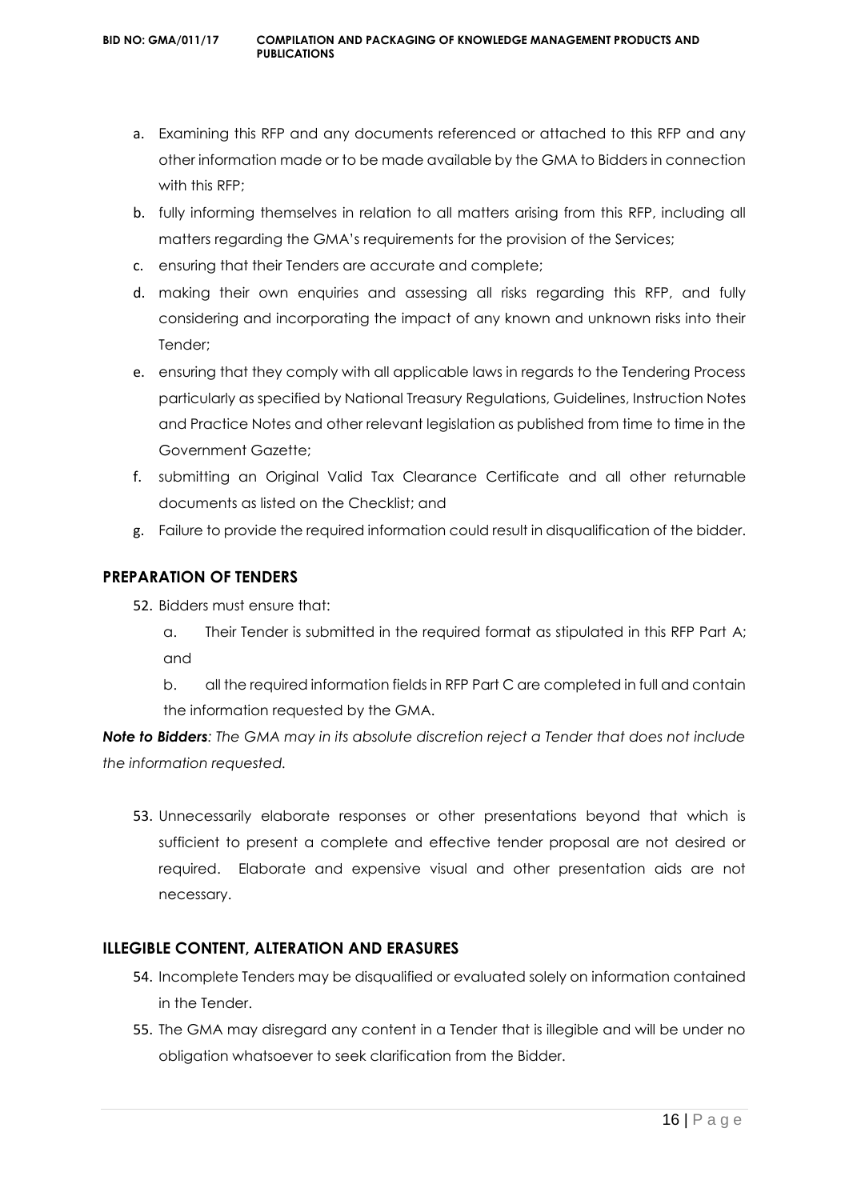a. Examining this RFP and any documents referenced or attached to this RFP and any other information made or to be made available by the GMA to Bidders in connection with this RFP;
b. fully informing themselves in relation to all matters arising from this RFP, including all matters regarding the GMA's requirements for the provision of the Services;
c. ensuring that their Tenders are accurate and complete;
d. making their own enquiries and assessing all risks regarding this RFP, and fully considering and incorporating the impact of any known and unknown risks into their Tender;
e. ensuring that they comply with all applicable laws in regards to the Tendering Process particularly as specified by National Treasury Regulations, Guidelines, Instruction Notes and Practice Notes and other relevant legislation as published from time to time in the Government Gazette;
f. submitting an Original Valid Tax Clearance Certificate and all other returnable documents as listed on the Checklist; and
g. Failure to provide the required information could result in disqualification of the bidder.

## PREPARATION OF TENDERS

52. Bidders must ensure that:

    a. Their Tender is submitted in the required format as stipulated in this RFP Part A; and

    b. all the required information fields in RFP Part C are completed in full and contain the information requested by the GMA.

***Note to Bidders**: The GMA may in its absolute discretion reject a Tender that does not include the information requested.*

53. Unnecessarily elaborate responses or other presentations beyond that which is sufficient to present a complete and effective tender proposal are not desired or required. Elaborate and expensive visual and other presentation aids are not necessary.

## ILLEGIBLE CONTENT, ALTERATION AND ERASURES

54. Incomplete Tenders may be disqualified or evaluated solely on information contained in the Tender.
55. The GMA may disregard any content in a Tender that is illegible and will be under no obligation whatsoever to seek clarification from the Bidder.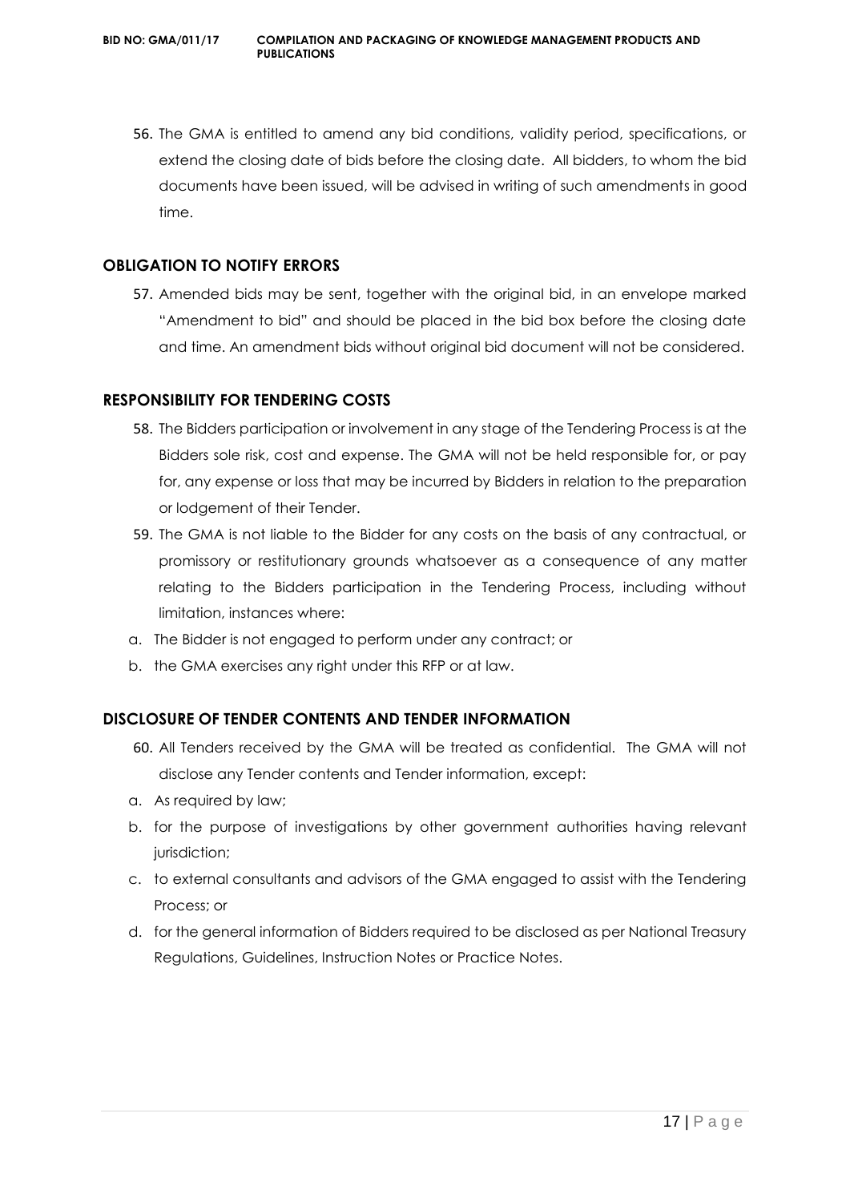56. The GMA is entitled to amend any bid conditions, validity period, specifications, or extend the closing date of bids before the closing date. All bidders, to whom the bid documents have been issued, will be advised in writing of such amendments in good time.

## OBLIGATION TO NOTIFY ERRORS

57. Amended bids may be sent, together with the original bid, in an envelope marked "Amendment to bid" and should be placed in the bid box before the closing date and time. An amendment bids without original bid document will not be considered.

## RESPONSIBILITY FOR TENDERING COSTS

58. The Bidders participation or involvement in any stage of the Tendering Process is at the Bidders sole risk, cost and expense. The GMA will not be held responsible for, or pay for, any expense or loss that may be incurred by Bidders in relation to the preparation or lodgement of their Tender.
59. The GMA is not liable to the Bidder for any costs on the basis of any contractual, or promissory or restitutionary grounds whatsoever as a consequence of any matter relating to the Bidders participation in the Tendering Process, including without limitation, instances where:

a. The Bidder is not engaged to perform under any contract; or
b. the GMA exercises any right under this RFP or at law.

## DISCLOSURE OF TENDER CONTENTS AND TENDER INFORMATION

60. All Tenders received by the GMA will be treated as confidential. The GMA will not disclose any Tender contents and Tender information, except:

a. As required by law;
b. for the purpose of investigations by other government authorities having relevant jurisdiction;
c. to external consultants and advisors of the GMA engaged to assist with the Tendering Process; or
d. for the general information of Bidders required to be disclosed as per National Treasury Regulations, Guidelines, Instruction Notes or Practice Notes.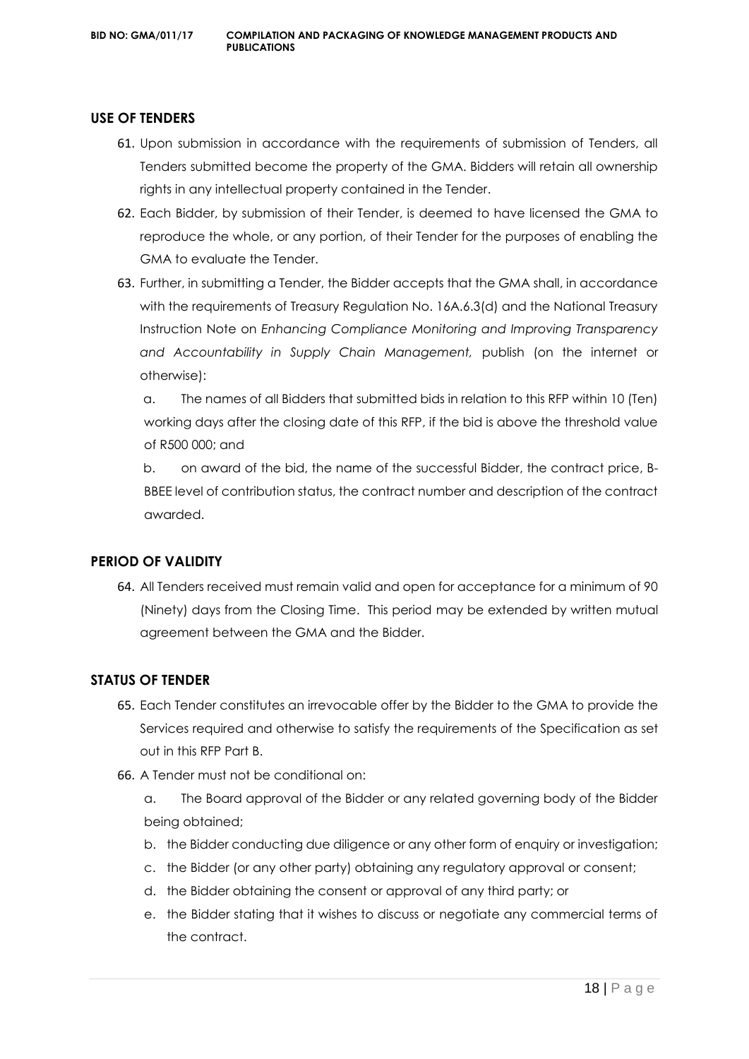## USE OF TENDERS

61. Upon submission in accordance with the requirements of submission of Tenders, all Tenders submitted become the property of the GMA. Bidders will retain all ownership rights in any intellectual property contained in the Tender.
62. Each Bidder, by submission of their Tender, is deemed to have licensed the GMA to reproduce the whole, or any portion, of their Tender for the purposes of enabling the GMA to evaluate the Tender.
63. Further, in submitting a Tender, the Bidder accepts that the GMA shall, in accordance with the requirements of Treasury Regulation No. 16A.6.3(d) and the National Treasury Instruction Note on *Enhancing Compliance Monitoring and Improving Transparency and Accountability in Supply Chain Management,* publish (on the internet or otherwise):

   a. The names of all Bidders that submitted bids in relation to this RFP within 10 (Ten) working days after the closing date of this RFP, if the bid is above the threshold value of R500 000; and

   b. on award of the bid, the name of the successful Bidder, the contract price, B-BBEE level of contribution status, the contract number and description of the contract awarded.

## PERIOD OF VALIDITY

64. All Tenders received must remain valid and open for acceptance for a minimum of 90 (Ninety) days from the Closing Time. This period may be extended by written mutual agreement between the GMA and the Bidder.

## STATUS OF TENDER

65. Each Tender constitutes an irrevocable offer by the Bidder to the GMA to provide the Services required and otherwise to satisfy the requirements of the Specification as set out in this RFP Part B.
66. A Tender must not be conditional on:

   a. The Board approval of the Bidder or any related governing body of the Bidder being obtained;

   b. the Bidder conducting due diligence or any other form of enquiry or investigation;

   c. the Bidder (or any other party) obtaining any regulatory approval or consent;

   d. the Bidder obtaining the consent or approval of any third party; or

   e. the Bidder stating that it wishes to discuss or negotiate any commercial terms of the contract.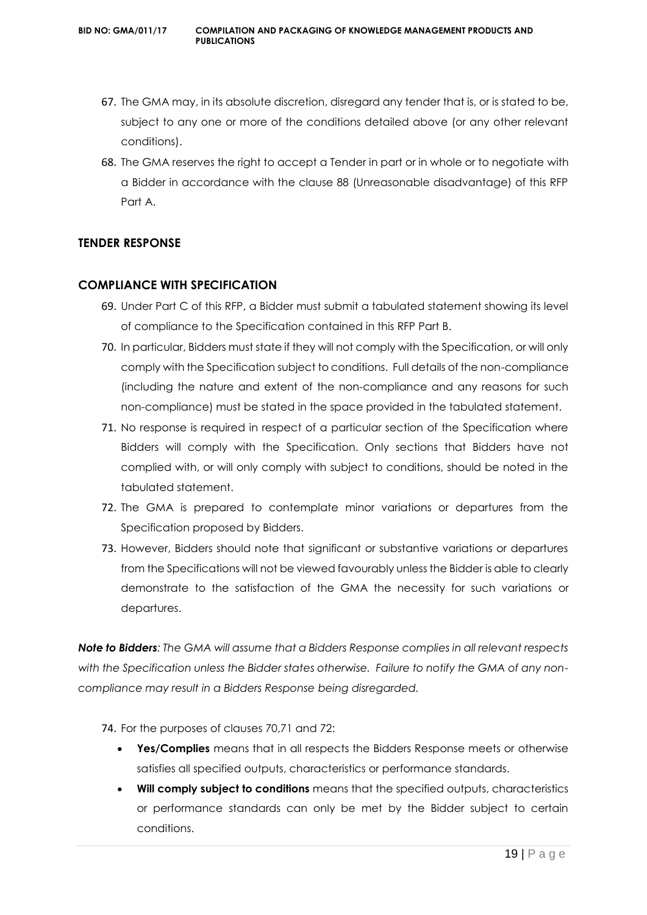67. The GMA may, in its absolute discretion, disregard any tender that is, or is stated to be, subject to any one or more of the conditions detailed above (or any other relevant conditions).
68. The GMA reserves the right to accept a Tender in part or in whole or to negotiate with a Bidder in accordance with the clause 88 (Unreasonable disadvantage) of this RFP Part A.

## TENDER RESPONSE

## COMPLIANCE WITH SPECIFICATION

69. Under Part C of this RFP, a Bidder must submit a tabulated statement showing its level of compliance to the Specification contained in this RFP Part B.
70. In particular, Bidders must state if they will not comply with the Specification, or will only comply with the Specification subject to conditions. Full details of the non-compliance (including the nature and extent of the non-compliance and any reasons for such non-compliance) must be stated in the space provided in the tabulated statement.
71. No response is required in respect of a particular section of the Specification where Bidders will comply with the Specification. Only sections that Bidders have not complied with, or will only comply with subject to conditions, should be noted in the tabulated statement.
72. The GMA is prepared to contemplate minor variations or departures from the Specification proposed by Bidders.
73. However, Bidders should note that significant or substantive variations or departures from the Specifications will not be viewed favourably unless the Bidder is able to clearly demonstrate to the satisfaction of the GMA the necessity for such variations or departures.

***Note to Bidders****: The GMA will assume that a Bidders Response complies in all relevant respects with the Specification unless the Bidder states otherwise. Failure to notify the GMA of any non-compliance may result in a Bidders Response being disregarded.*

74. For the purposes of clauses 70,71 and 72:
    - **Yes/Complies** means that in all respects the Bidders Response meets or otherwise satisfies all specified outputs, characteristics or performance standards.
    - **Will comply subject to conditions** means that the specified outputs, characteristics or performance standards can only be met by the Bidder subject to certain conditions.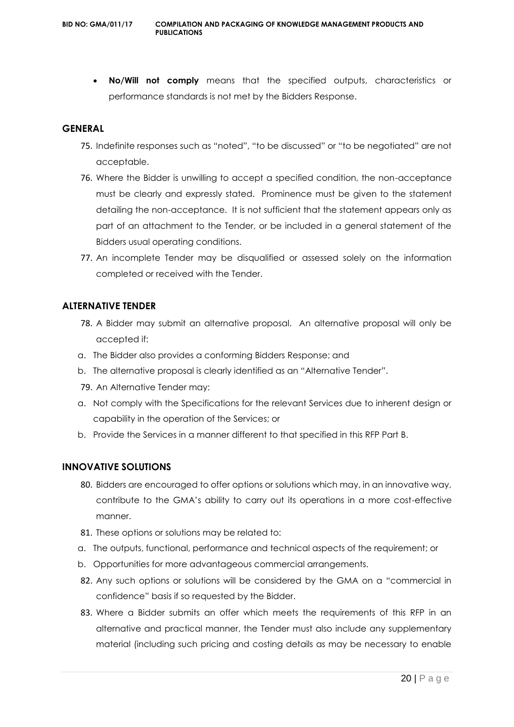- **No/Will not comply** means that the specified outputs, characteristics or performance standards is not met by the Bidders Response.

## GENERAL

75. Indefinite responses such as "noted", "to be discussed" or "to be negotiated" are not acceptable.
76. Where the Bidder is unwilling to accept a specified condition, the non-acceptance must be clearly and expressly stated. Prominence must be given to the statement detailing the non-acceptance. It is not sufficient that the statement appears only as part of an attachment to the Tender, or be included in a general statement of the Bidders usual operating conditions.
77. An incomplete Tender may be disqualified or assessed solely on the information completed or received with the Tender.

## ALTERNATIVE TENDER

78. A Bidder may submit an alternative proposal. An alternative proposal will only be accepted if:

a. The Bidder also provides a conforming Bidders Response; and

b. The alternative proposal is clearly identified as an "Alternative Tender".

79. An Alternative Tender may:

a. Not comply with the Specifications for the relevant Services due to inherent design or capability in the operation of the Services; or

b. Provide the Services in a manner different to that specified in this RFP Part B.

## INNOVATIVE SOLUTIONS

80. Bidders are encouraged to offer options or solutions which may, in an innovative way, contribute to the GMA's ability to carry out its operations in a more cost-effective manner.
81. These options or solutions may be related to:

a. The outputs, functional, performance and technical aspects of the requirement; or

b. Opportunities for more advantageous commercial arrangements.

82. Any such options or solutions will be considered by the GMA on a "commercial in confidence" basis if so requested by the Bidder.
83. Where a Bidder submits an offer which meets the requirements of this RFP in an alternative and practical manner, the Tender must also include any supplementary material (including such pricing and costing details as may be necessary to enable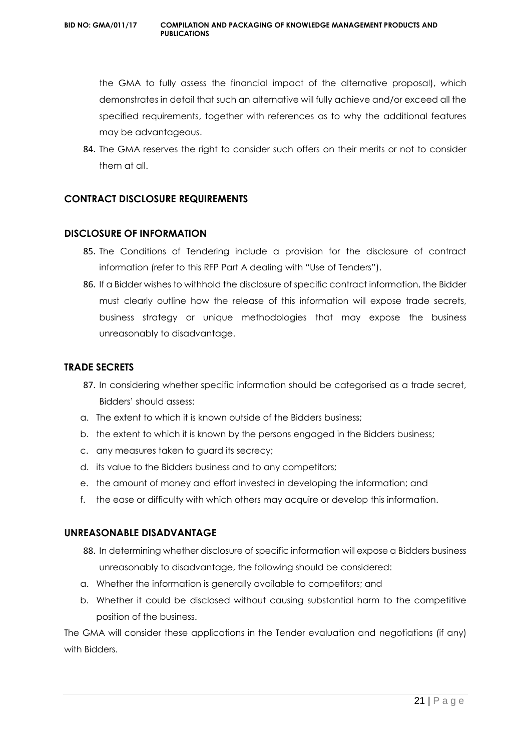the GMA to fully assess the financial impact of the alternative proposal), which demonstrates in detail that such an alternative will fully achieve and/or exceed all the specified requirements, together with references as to why the additional features may be advantageous.

84. The GMA reserves the right to consider such offers on their merits or not to consider them at all.

## CONTRACT DISCLOSURE REQUIREMENTS

## DISCLOSURE OF INFORMATION

85. The Conditions of Tendering include a provision for the disclosure of contract information (refer to this RFP Part A dealing with "Use of Tenders").
86. If a Bidder wishes to withhold the disclosure of specific contract information, the Bidder must clearly outline how the release of this information will expose trade secrets, business strategy or unique methodologies that may expose the business unreasonably to disadvantage.

## TRADE SECRETS

87. In considering whether specific information should be categorised as a trade secret, Bidders' should assess:

a. The extent to which it is known outside of the Bidders business;
b. the extent to which it is known by the persons engaged in the Bidders business;
c. any measures taken to guard its secrecy;
d. its value to the Bidders business and to any competitors;
e. the amount of money and effort invested in developing the information; and
f. the ease or difficulty with which others may acquire or develop this information.

## UNREASONABLE DISADVANTAGE

88. In determining whether disclosure of specific information will expose a Bidders business unreasonably to disadvantage, the following should be considered:

a. Whether the information is generally available to competitors; and
b. Whether it could be disclosed without causing substantial harm to the competitive position of the business.

The GMA will consider these applications in the Tender evaluation and negotiations (if any) with Bidders.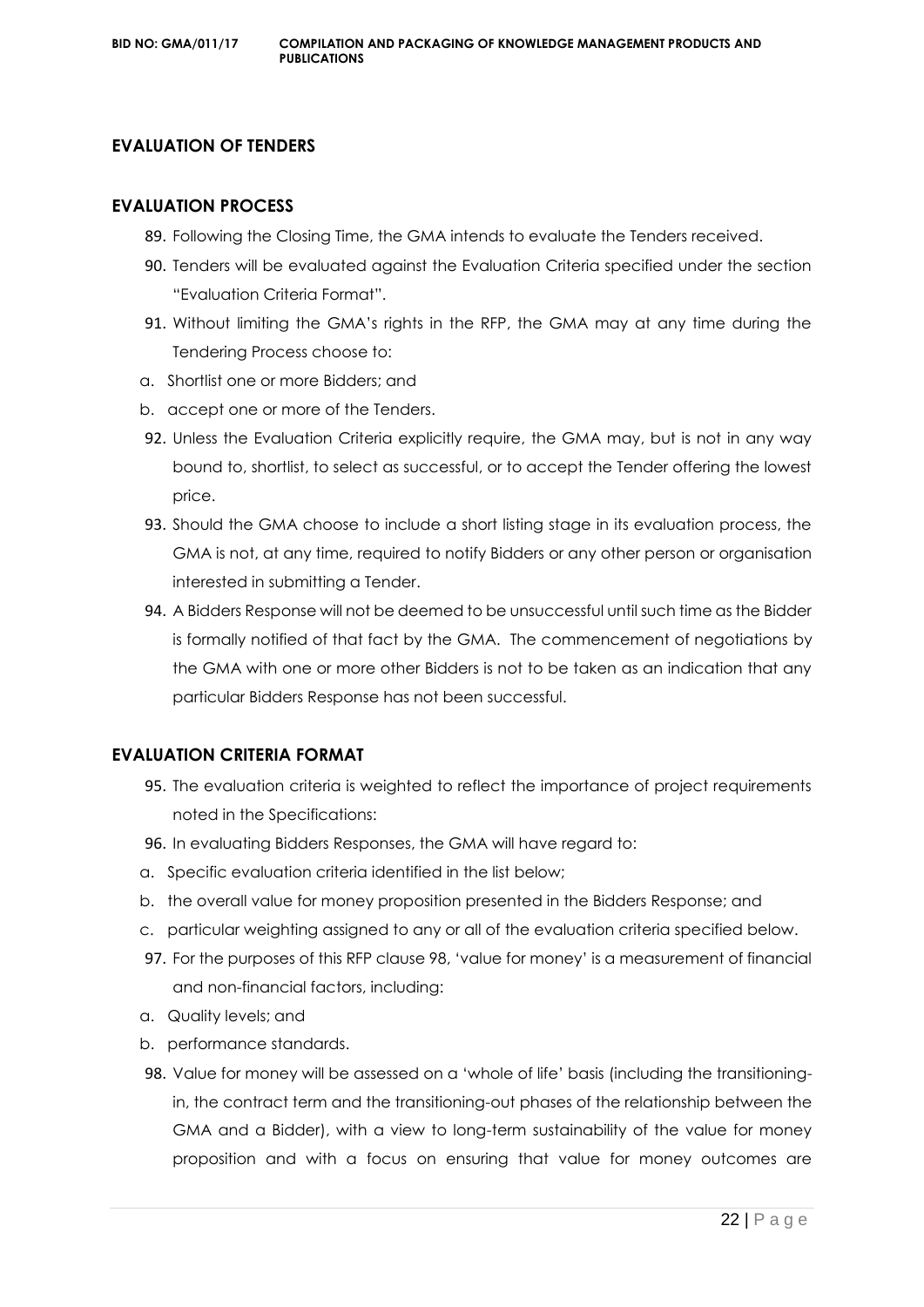## EVALUATION OF TENDERS

## EVALUATION PROCESS

89. Following the Closing Time, the GMA intends to evaluate the Tenders received.
90. Tenders will be evaluated against the Evaluation Criteria specified under the section "Evaluation Criteria Format".
91. Without limiting the GMA's rights in the RFP, the GMA may at any time during the Tendering Process choose to:
   a. Shortlist one or more Bidders; and
   b. accept one or more of the Tenders.
92. Unless the Evaluation Criteria explicitly require, the GMA may, but is not in any way bound to, shortlist, to select as successful, or to accept the Tender offering the lowest price.
93. Should the GMA choose to include a short listing stage in its evaluation process, the GMA is not, at any time, required to notify Bidders or any other person or organisation interested in submitting a Tender.
94. A Bidders Response will not be deemed to be unsuccessful until such time as the Bidder is formally notified of that fact by the GMA. The commencement of negotiations by the GMA with one or more other Bidders is not to be taken as an indication that any particular Bidders Response has not been successful.

## EVALUATION CRITERIA FORMAT

95. The evaluation criteria is weighted to reflect the importance of project requirements noted in the Specifications:
96. In evaluating Bidders Responses, the GMA will have regard to:
   a. Specific evaluation criteria identified in the list below;
   b. the overall value for money proposition presented in the Bidders Response; and
   c. particular weighting assigned to any or all of the evaluation criteria specified below.
97. For the purposes of this RFP clause 98, 'value for money' is a measurement of financial and non-financial factors, including:
   a. Quality levels; and
   b. performance standards.
98. Value for money will be assessed on a 'whole of life' basis (including the transitioning-in, the contract term and the transitioning-out phases of the relationship between the GMA and a Bidder), with a view to long-term sustainability of the value for money proposition and with a focus on ensuring that value for money outcomes are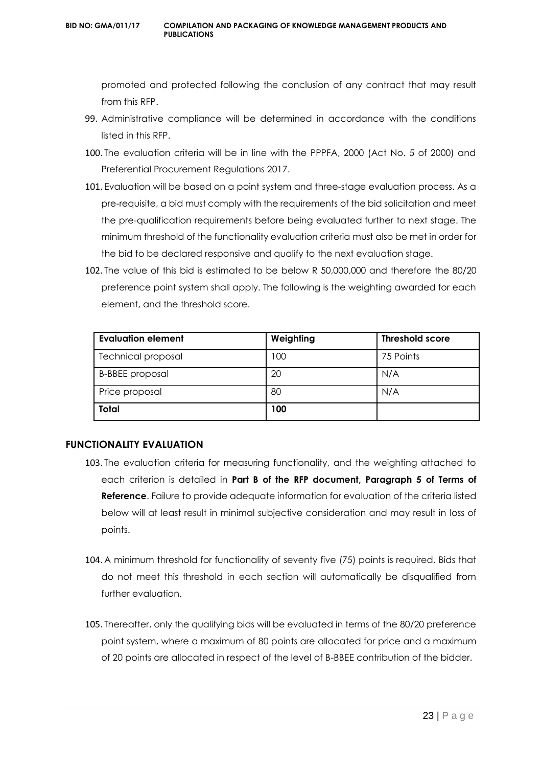promoted and protected following the conclusion of any contract that may result from this RFP.

99. Administrative compliance will be determined in accordance with the conditions listed in this RFP.
100. The evaluation criteria will be in line with the PPPFA, 2000 (Act No. 5 of 2000) and Preferential Procurement Regulations 2017.
101. Evaluation will be based on a point system and three-stage evaluation process. As a pre-requisite, a bid must comply with the requirements of the bid solicitation and meet the pre-qualification requirements before being evaluated further to next stage. The minimum threshold of the functionality evaluation criteria must also be met in order for the bid to be declared responsive and qualify to the next evaluation stage.
102. The value of this bid is estimated to be below R 50,000,000 and therefore the 80/20 preference point system shall apply. The following is the weighting awarded for each element, and the threshold score.

| **Evaluation element** | **Weighting** | **Threshold score** |
|---|---|---|
| Technical proposal | 100 | 75 Points |
| B-BBEE proposal | 20 | N/A |
| Price proposal | 80 | N/A |
| **Total** | **100** | |

## FUNCTIONALITY EVALUATION

103. The evaluation criteria for measuring functionality, and the weighting attached to each criterion is detailed in **Part B of the RFP document, Paragraph 5 of Terms of Reference**. Failure to provide adequate information for evaluation of the criteria listed below will at least result in minimal subjective consideration and may result in loss of points.

104. A minimum threshold for functionality of seventy five (75) points is required. Bids that do not meet this threshold in each section will automatically be disqualified from further evaluation.

105. Thereafter, only the qualifying bids will be evaluated in terms of the 80/20 preference point system, where a maximum of 80 points are allocated for price and a maximum of 20 points are allocated in respect of the level of B-BBEE contribution of the bidder.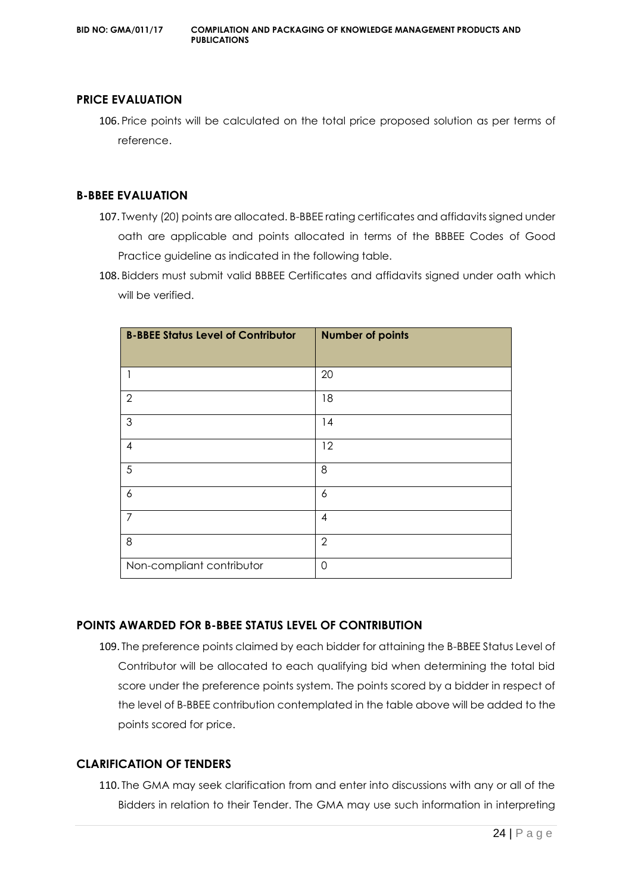## PRICE EVALUATION

106. Price points will be calculated on the total price proposed solution as per terms of reference.

## B-BBEE EVALUATION

107. Twenty (20) points are allocated. B-BBEE rating certificates and affidavits signed under oath are applicable and points allocated in terms of the BBBEE Codes of Good Practice guideline as indicated in the following table.
108. Bidders must submit valid BBBEE Certificates and affidavits signed under oath which will be verified.

| B-BBEE Status Level of Contributor | Number of points |
|---|---|
| 1 | 20 |
| 2 | 18 |
| 3 | 14 |
| 4 | 12 |
| 5 | 8 |
| 6 | 6 |
| 7 | 4 |
| 8 | 2 |
| Non-compliant contributor | 0 |

## POINTS AWARDED FOR B-BBEE STATUS LEVEL OF CONTRIBUTION

109. The preference points claimed by each bidder for attaining the B-BBEE Status Level of Contributor will be allocated to each qualifying bid when determining the total bid score under the preference points system. The points scored by a bidder in respect of the level of B-BBEE contribution contemplated in the table above will be added to the points scored for price.

## CLARIFICATION OF TENDERS

110. The GMA may seek clarification from and enter into discussions with any or all of the Bidders in relation to their Tender. The GMA may use such information in interpreting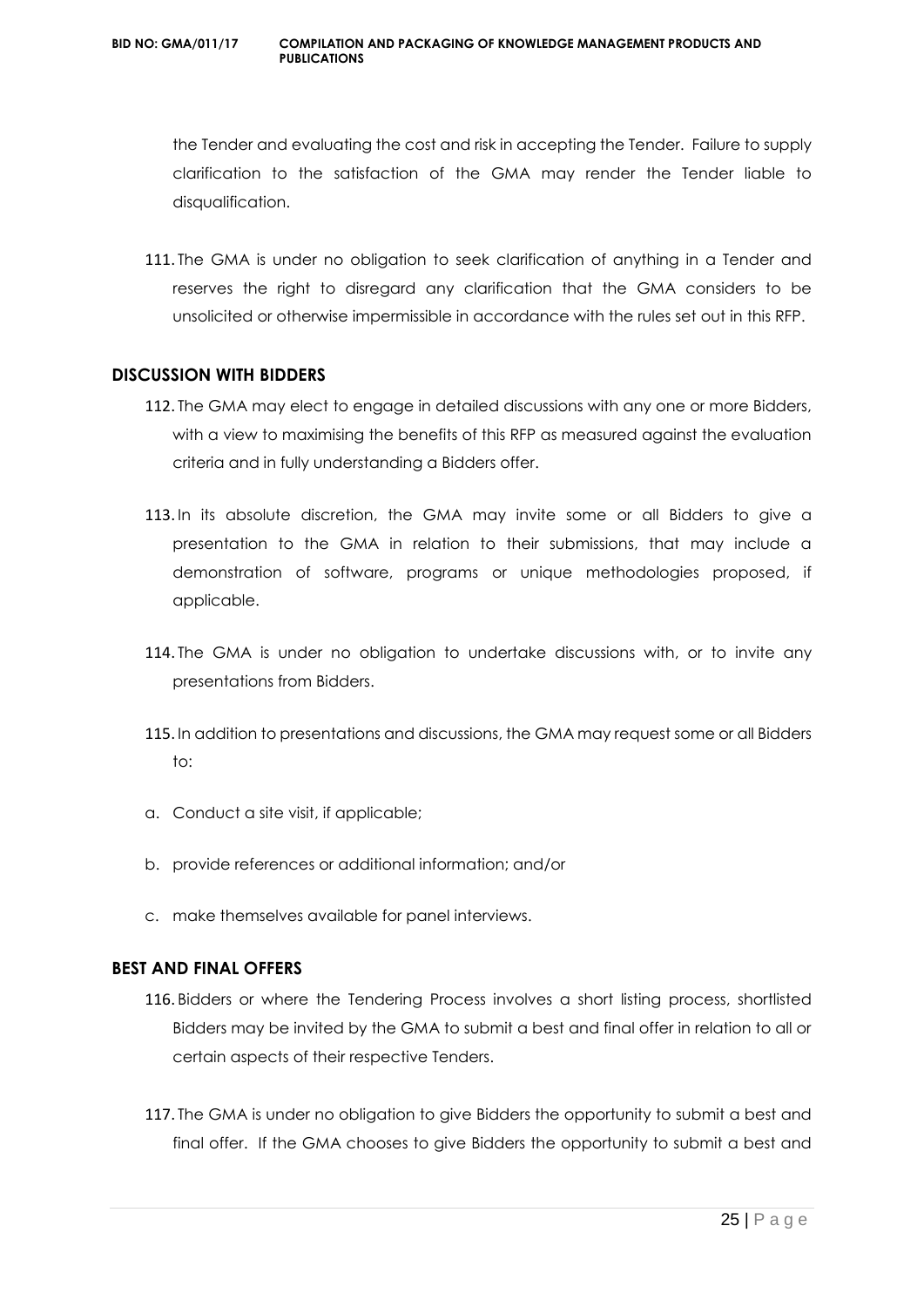the Tender and evaluating the cost and risk in accepting the Tender. Failure to supply clarification to the satisfaction of the GMA may render the Tender liable to disqualification.

111. The GMA is under no obligation to seek clarification of anything in a Tender and reserves the right to disregard any clarification that the GMA considers to be unsolicited or otherwise impermissible in accordance with the rules set out in this RFP.

## DISCUSSION WITH BIDDERS

112. The GMA may elect to engage in detailed discussions with any one or more Bidders, with a view to maximising the benefits of this RFP as measured against the evaluation criteria and in fully understanding a Bidders offer.

113. In its absolute discretion, the GMA may invite some or all Bidders to give a presentation to the GMA in relation to their submissions, that may include a demonstration of software, programs or unique methodologies proposed, if applicable.

114. The GMA is under no obligation to undertake discussions with, or to invite any presentations from Bidders.

115. In addition to presentations and discussions, the GMA may request some or all Bidders to:

a. Conduct a site visit, if applicable;

b. provide references or additional information; and/or

c. make themselves available for panel interviews.

## BEST AND FINAL OFFERS

116. Bidders or where the Tendering Process involves a short listing process, shortlisted Bidders may be invited by the GMA to submit a best and final offer in relation to all or certain aspects of their respective Tenders.

117. The GMA is under no obligation to give Bidders the opportunity to submit a best and final offer. If the GMA chooses to give Bidders the opportunity to submit a best and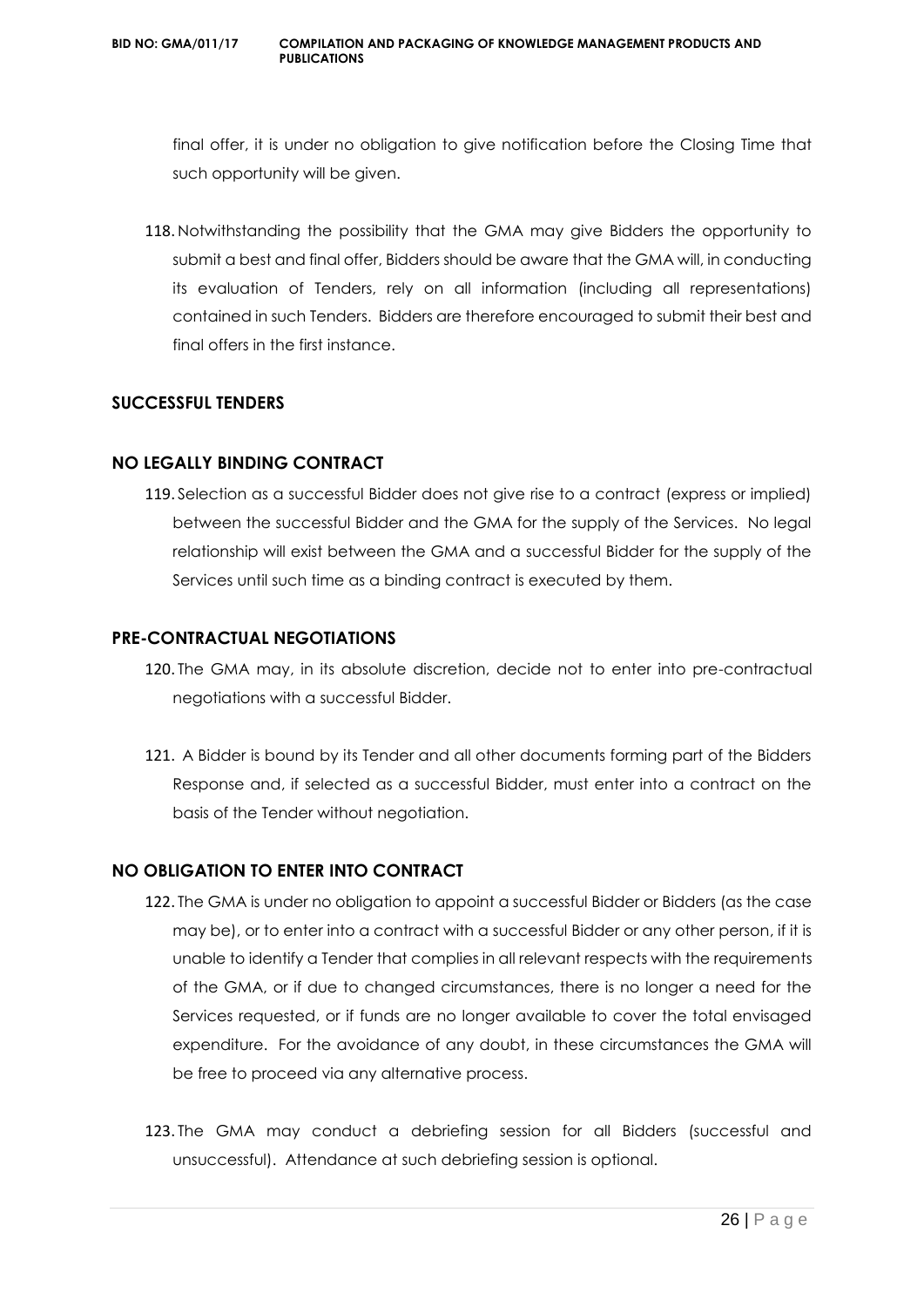final offer, it is under no obligation to give notification before the Closing Time that such opportunity will be given.

118. Notwithstanding the possibility that the GMA may give Bidders the opportunity to submit a best and final offer, Bidders should be aware that the GMA will, in conducting its evaluation of Tenders, rely on all information (including all representations) contained in such Tenders. Bidders are therefore encouraged to submit their best and final offers in the first instance.

## SUCCESSFUL TENDERS

## NO LEGALLY BINDING CONTRACT

119. Selection as a successful Bidder does not give rise to a contract (express or implied) between the successful Bidder and the GMA for the supply of the Services. No legal relationship will exist between the GMA and a successful Bidder for the supply of the Services until such time as a binding contract is executed by them.

## PRE-CONTRACTUAL NEGOTIATIONS

120. The GMA may, in its absolute discretion, decide not to enter into pre-contractual negotiations with a successful Bidder.

121. A Bidder is bound by its Tender and all other documents forming part of the Bidders Response and, if selected as a successful Bidder, must enter into a contract on the basis of the Tender without negotiation.

## NO OBLIGATION TO ENTER INTO CONTRACT

122. The GMA is under no obligation to appoint a successful Bidder or Bidders (as the case may be), or to enter into a contract with a successful Bidder or any other person, if it is unable to identify a Tender that complies in all relevant respects with the requirements of the GMA, or if due to changed circumstances, there is no longer a need for the Services requested, or if funds are no longer available to cover the total envisaged expenditure. For the avoidance of any doubt, in these circumstances the GMA will be free to proceed via any alternative process.

123. The GMA may conduct a debriefing session for all Bidders (successful and unsuccessful). Attendance at such debriefing session is optional.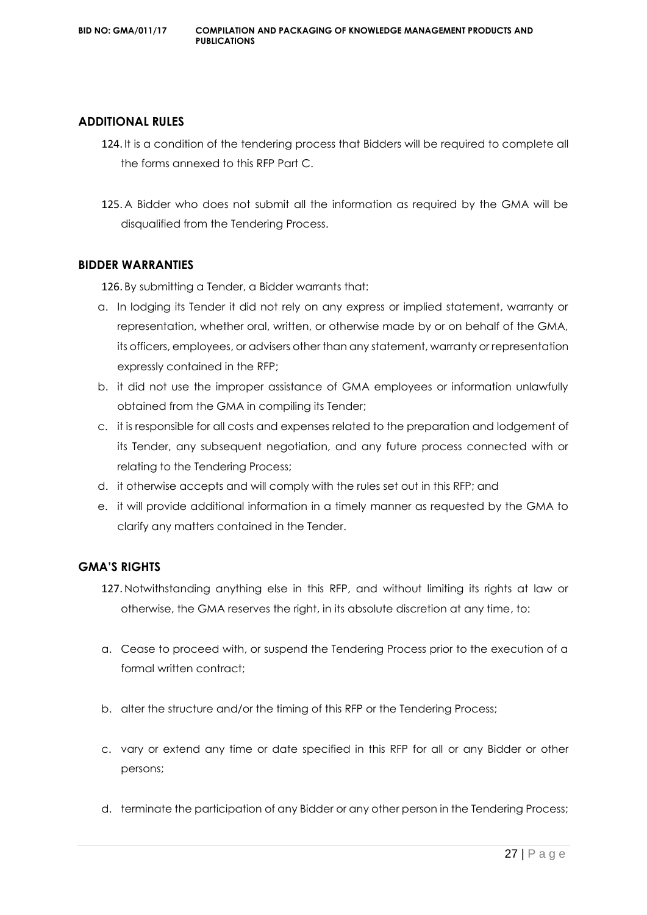## ADDITIONAL RULES

124. It is a condition of the tendering process that Bidders will be required to complete all the forms annexed to this RFP Part C.

125. A Bidder who does not submit all the information as required by the GMA will be disqualified from the Tendering Process.

## BIDDER WARRANTIES

126. By submitting a Tender, a Bidder warrants that:

a. In lodging its Tender it did not rely on any express or implied statement, warranty or representation, whether oral, written, or otherwise made by or on behalf of the GMA, its officers, employees, or advisers other than any statement, warranty or representation expressly contained in the RFP;

b. it did not use the improper assistance of GMA employees or information unlawfully obtained from the GMA in compiling its Tender;

c. it is responsible for all costs and expenses related to the preparation and lodgement of its Tender, any subsequent negotiation, and any future process connected with or relating to the Tendering Process;

d. it otherwise accepts and will comply with the rules set out in this RFP; and

e. it will provide additional information in a timely manner as requested by the GMA to clarify any matters contained in the Tender.

## GMA'S RIGHTS

127. Notwithstanding anything else in this RFP, and without limiting its rights at law or otherwise, the GMA reserves the right, in its absolute discretion at any time, to:

a. Cease to proceed with, or suspend the Tendering Process prior to the execution of a formal written contract;

b. alter the structure and/or the timing of this RFP or the Tendering Process;

c. vary or extend any time or date specified in this RFP for all or any Bidder or other persons;

d. terminate the participation of any Bidder or any other person in the Tendering Process;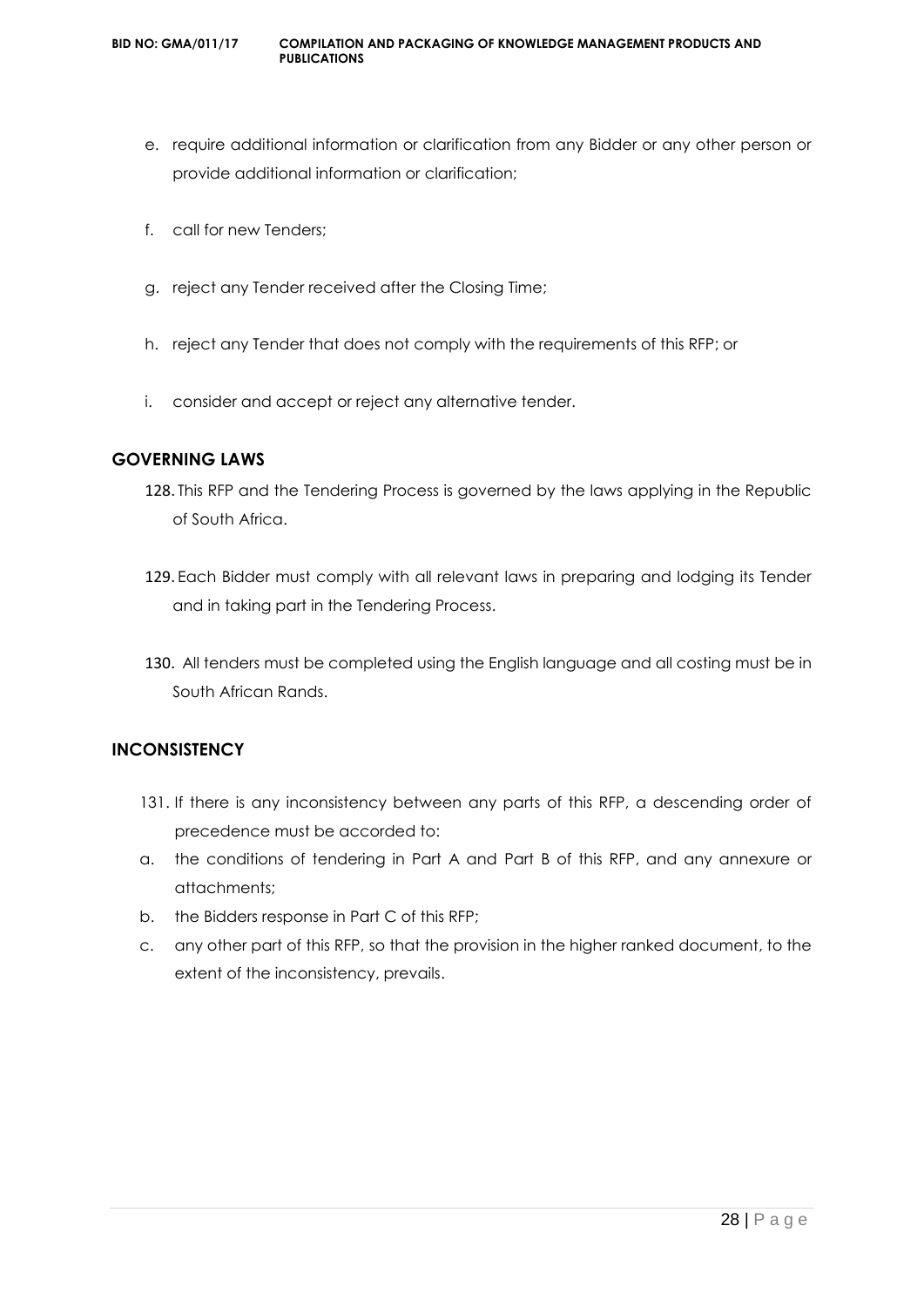e. require additional information or clarification from any Bidder or any other person or provide additional information or clarification;

f. call for new Tenders;

g. reject any Tender received after the Closing Time;

h. reject any Tender that does not comply with the requirements of this RFP; or

i. consider and accept or reject any alternative tender.

## GOVERNING LAWS

128. This RFP and the Tendering Process is governed by the laws applying in the Republic of South Africa.

129. Each Bidder must comply with all relevant laws in preparing and lodging its Tender and in taking part in the Tendering Process.

130. All tenders must be completed using the English language and all costing must be in South African Rands.

## INCONSISTENCY

131. If there is any inconsistency between any parts of this RFP, a descending order of precedence must be accorded to:

a. the conditions of tendering in Part A and Part B of this RFP, and any annexure or attachments;

b. the Bidders response in Part C of this RFP;

c. any other part of this RFP, so that the provision in the higher ranked document, to the extent of the inconsistency, prevails.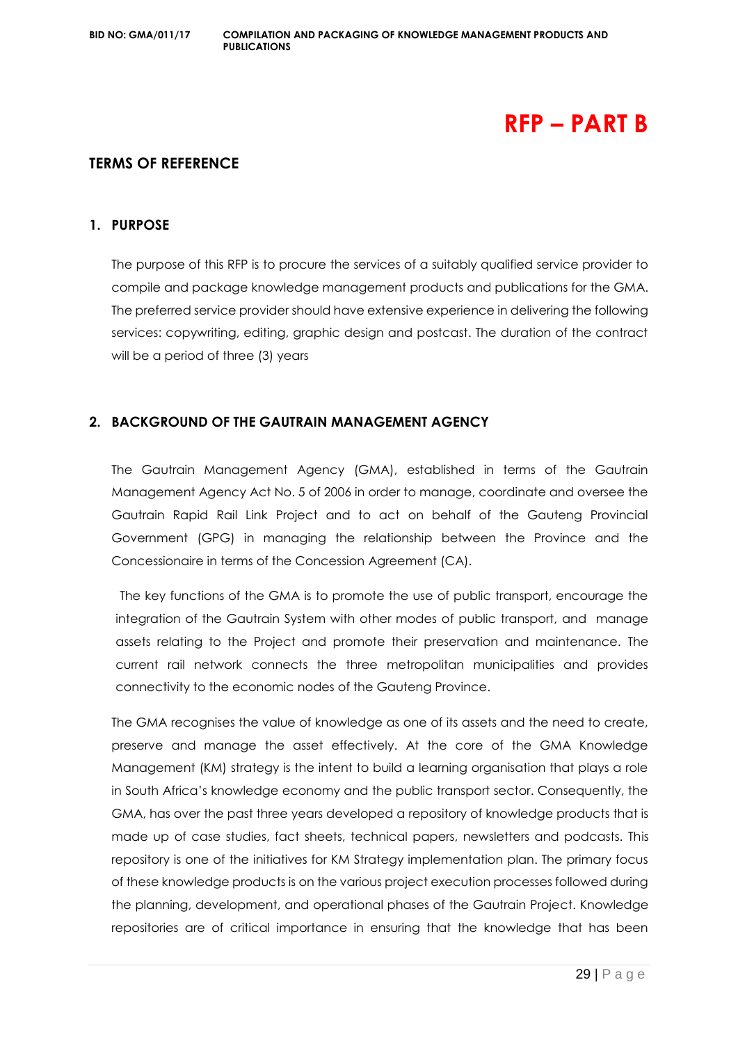# RFP – PART B

## TERMS OF REFERENCE

### 1. PURPOSE

The purpose of this RFP is to procure the services of a suitably qualified service provider to compile and package knowledge management products and publications for the GMA. The preferred service provider should have extensive experience in delivering the following services: copywriting, editing, graphic design and postcast. The duration of the contract will be a period of three (3) years

### 2. BACKGROUND OF THE GAUTRAIN MANAGEMENT AGENCY

The Gautrain Management Agency (GMA), established in terms of the Gautrain Management Agency Act No. 5 of 2006 in order to manage, coordinate and oversee the Gautrain Rapid Rail Link Project and to act on behalf of the Gauteng Provincial Government (GPG) in managing the relationship between the Province and the Concessionaire in terms of the Concession Agreement (CA).

The key functions of the GMA is to promote the use of public transport, encourage the integration of the Gautrain System with other modes of public transport, and manage assets relating to the Project and promote their preservation and maintenance. The current rail network connects the three metropolitan municipalities and provides connectivity to the economic nodes of the Gauteng Province.

The GMA recognises the value of knowledge as one of its assets and the need to create, preserve and manage the asset effectively. At the core of the GMA Knowledge Management (KM) strategy is the intent to build a learning organisation that plays a role in South Africa's knowledge economy and the public transport sector. Consequently, the GMA, has over the past three years developed a repository of knowledge products that is made up of case studies, fact sheets, technical papers, newsletters and podcasts. This repository is one of the initiatives for KM Strategy implementation plan. The primary focus of these knowledge products is on the various project execution processes followed during the planning, development, and operational phases of the Gautrain Project. Knowledge repositories are of critical importance in ensuring that the knowledge that has been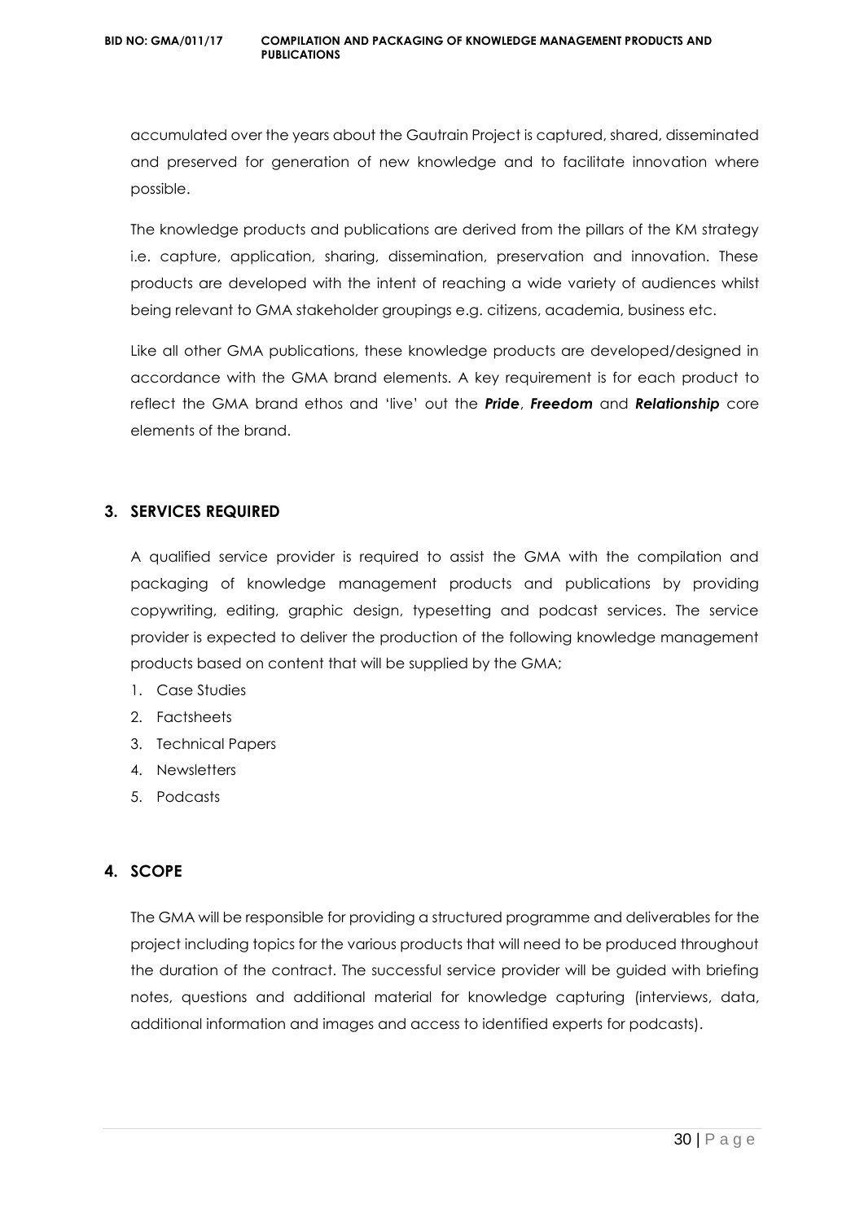accumulated over the years about the Gautrain Project is captured, shared, disseminated and preserved for generation of new knowledge and to facilitate innovation where possible.

The knowledge products and publications are derived from the pillars of the KM strategy i.e. capture, application, sharing, dissemination, preservation and innovation. These products are developed with the intent of reaching a wide variety of audiences whilst being relevant to GMA stakeholder groupings e.g. citizens, academia, business etc.

Like all other GMA publications, these knowledge products are developed/designed in accordance with the GMA brand elements. A key requirement is for each product to reflect the GMA brand ethos and 'live' out the ***Pride***, ***Freedom*** and ***Relationship*** core elements of the brand.

## 3. SERVICES REQUIRED

A qualified service provider is required to assist the GMA with the compilation and packaging of knowledge management products and publications by providing copywriting, editing, graphic design, typesetting and podcast services. The service provider is expected to deliver the production of the following knowledge management products based on content that will be supplied by the GMA;

1. Case Studies
2. Factsheets
3. Technical Papers
4. Newsletters
5. Podcasts

## 4. SCOPE

The GMA will be responsible for providing a structured programme and deliverables for the project including topics for the various products that will need to be produced throughout the duration of the contract. The successful service provider will be guided with briefing notes, questions and additional material for knowledge capturing (interviews, data, additional information and images and access to identified experts for podcasts).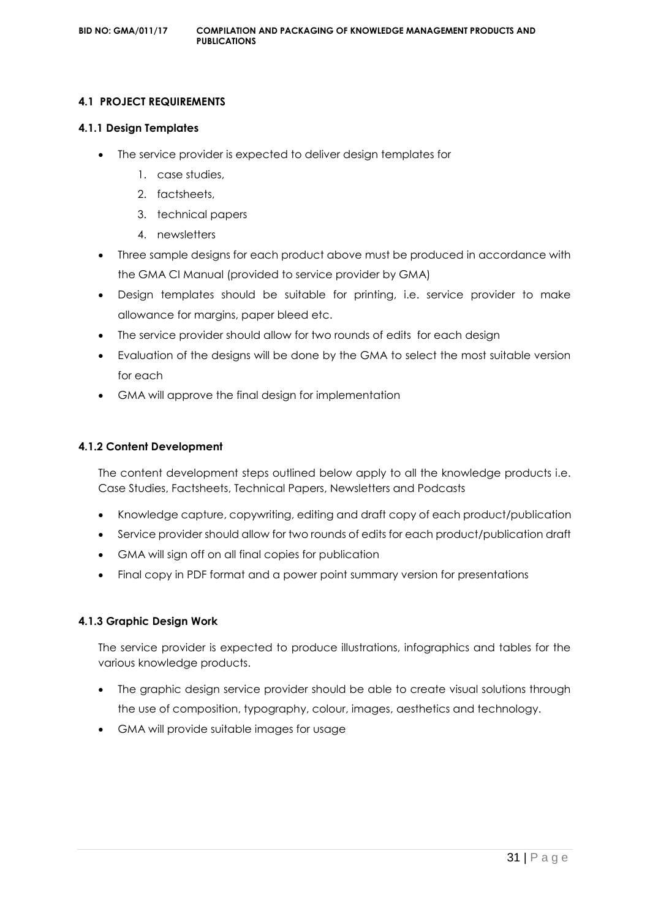### 4.1 PROJECT REQUIREMENTS

#### 4.1.1 Design Templates

- The service provider is expected to deliver design templates for
  1. case studies,
  2. factsheets,
  3. technical papers
  4. newsletters
- Three sample designs for each product above must be produced in accordance with the GMA CI Manual (provided to service provider by GMA)
- Design templates should be suitable for printing, i.e. service provider to make allowance for margins, paper bleed etc.
- The service provider should allow for two rounds of edits for each design
- Evaluation of the designs will be done by the GMA to select the most suitable version for each
- GMA will approve the final design for implementation

#### 4.1.2 Content Development

The content development steps outlined below apply to all the knowledge products i.e. Case Studies, Factsheets, Technical Papers, Newsletters and Podcasts

- Knowledge capture, copywriting, editing and draft copy of each product/publication
- Service provider should allow for two rounds of edits for each product/publication draft
- GMA will sign off on all final copies for publication
- Final copy in PDF format and a power point summary version for presentations

#### 4.1.3 Graphic Design Work

The service provider is expected to produce illustrations, infographics and tables for the various knowledge products.

- The graphic design service provider should be able to create visual solutions through the use of composition, typography, colour, images, aesthetics and technology.
- GMA will provide suitable images for usage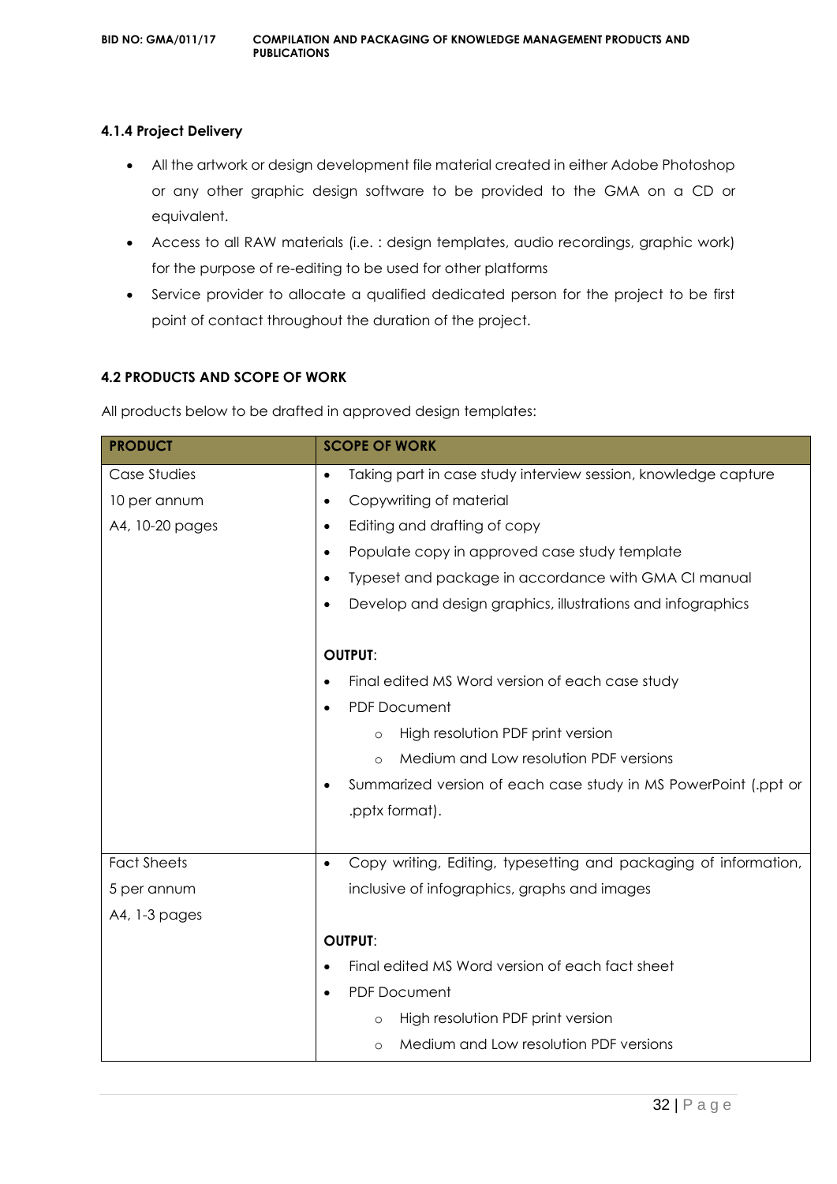#### 4.1.4 Project Delivery

- All the artwork or design development file material created in either Adobe Photoshop or any other graphic design software to be provided to the GMA on a CD or equivalent.
- Access to all RAW materials (i.e. : design templates, audio recordings, graphic work) for the purpose of re-editing to be used for other platforms
- Service provider to allocate a qualified dedicated person for the project to be first point of contact throughout the duration of the project.

### 4.2 PRODUCTS AND SCOPE OF WORK

All products below to be drafted in approved design templates:

| PRODUCT | SCOPE OF WORK |
|---|---|
| Case Studies<br>10 per annum<br>A4, 10-20 pages | • Taking part in case study interview session, knowledge capture<br>• Copywriting of material<br>• Editing and drafting of copy<br>• Populate copy in approved case study template<br>• Typeset and package in accordance with GMA CI manual<br>• Develop and design graphics, illustrations and infographics<br><br>**OUTPUT**:<br>• Final edited MS Word version of each case study<br>• PDF Document<br>&nbsp;&nbsp;&nbsp;&nbsp;○ High resolution PDF print version<br>&nbsp;&nbsp;&nbsp;&nbsp;○ Medium and Low resolution PDF versions<br>• Summarized version of each case study in MS PowerPoint (.ppt or .pptx format). |
| Fact Sheets<br>5 per annum<br>A4, 1-3 pages | • Copy writing, Editing, typesetting and packaging of information, inclusive of infographics, graphs and images<br><br>**OUTPUT**:<br>• Final edited MS Word version of each fact sheet<br>• PDF Document<br>&nbsp;&nbsp;&nbsp;&nbsp;○ High resolution PDF print version<br>&nbsp;&nbsp;&nbsp;&nbsp;○ Medium and Low resolution PDF versions |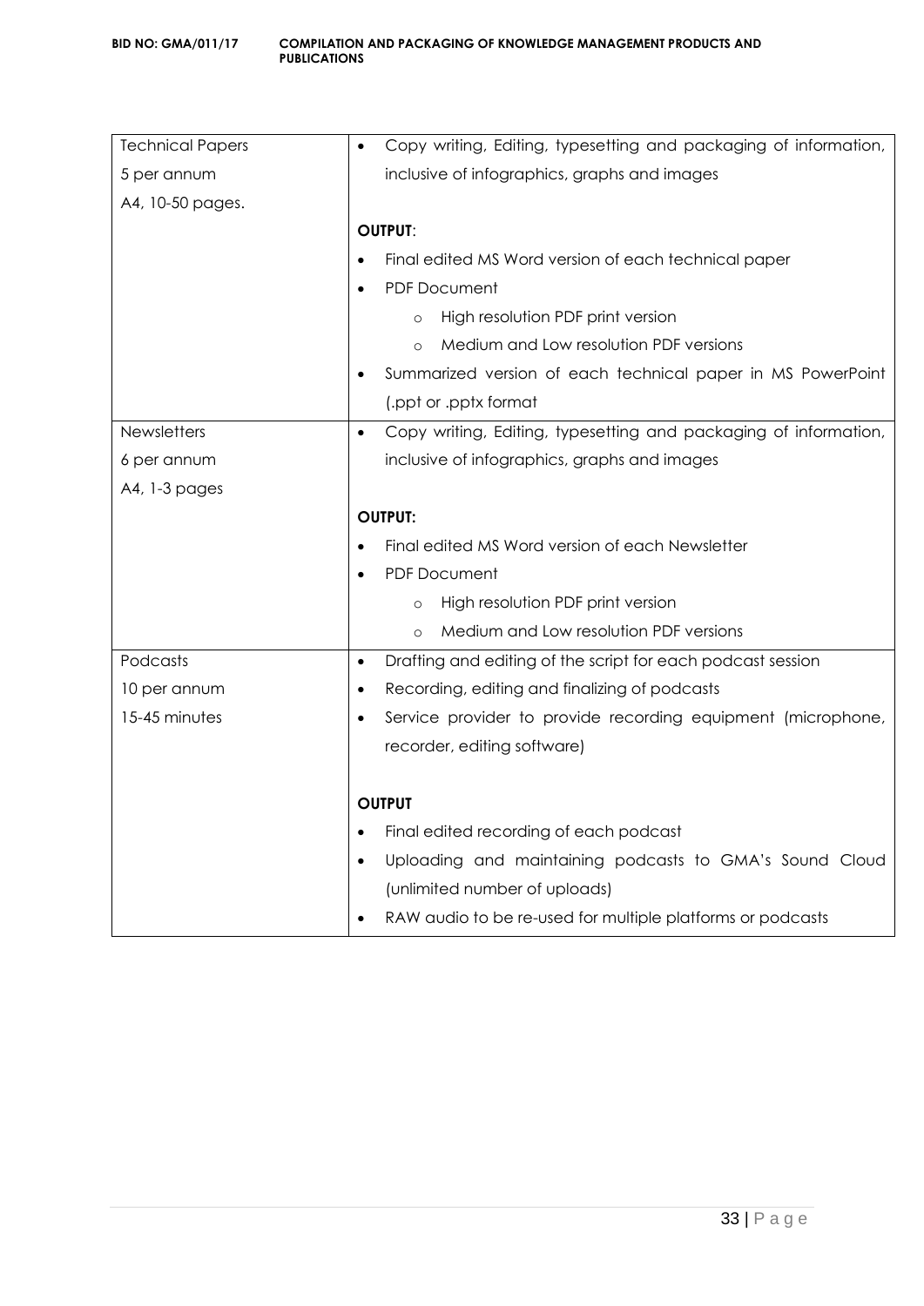| | |
|---|---|
| Technical Papers<br>5 per annum<br>A4, 10-50 pages. | • Copy writing, Editing, typesetting and packaging of information, inclusive of infographics, graphs and images<br><br>**OUTPUT**:<br>• Final edited MS Word version of each technical paper<br>• PDF Document<br>&nbsp;&nbsp;&nbsp;&nbsp;o High resolution PDF print version<br>&nbsp;&nbsp;&nbsp;&nbsp;o Medium and Low resolution PDF versions<br>• Summarized version of each technical paper in MS PowerPoint (.ppt or .pptx format |
| Newsletters<br>6 per annum<br>A4, 1-3 pages | • Copy writing, Editing, typesetting and packaging of information, inclusive of infographics, graphs and images<br><br>**OUTPUT:**<br>• Final edited MS Word version of each Newsletter<br>• PDF Document<br>&nbsp;&nbsp;&nbsp;&nbsp;o High resolution PDF print version<br>&nbsp;&nbsp;&nbsp;&nbsp;o Medium and Low resolution PDF versions |
| Podcasts<br>10 per annum<br>15-45 minutes | • Drafting and editing of the script for each podcast session<br>• Recording, editing and finalizing of podcasts<br>• Service provider to provide recording equipment (microphone, recorder, editing software)<br><br>**OUTPUT**<br>• Final edited recording of each podcast<br>• Uploading and maintaining podcasts to GMA's Sound Cloud (unlimited number of uploads)<br>• RAW audio to be re-used for multiple platforms or podcasts |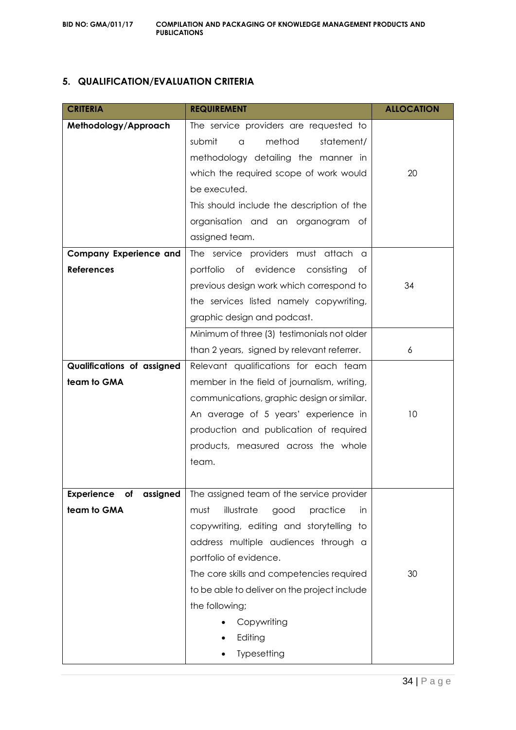## 5. QUALIFICATION/EVALUATION CRITERIA

| CRITERIA | REQUIREMENT | ALLOCATION |
|---|---|---|
| **Methodology/Approach** | The service providers are requested to submit a method statement/ methodology detailing the manner in which the required scope of work would be executed.<br>This should include the description of the organisation and an organogram of assigned team. | 20 |
| **Company Experience and References** | The service providers must attach a portfolio of evidence consisting of previous design work which correspond to the services listed namely copywriting, graphic design and podcast. | 34 |
| | Minimum of three (3) testimonials not older than 2 years, signed by relevant referrer. | 6 |
| **Qualifications of assigned team to GMA** | Relevant qualifications for each team member in the field of journalism, writing, communications, graphic design or similar. An average of 5 years' experience in production and publication of required products, measured across the whole team. | 10 |
| **Experience of assigned team to GMA** | The assigned team of the service provider must illustrate good practice in copywriting, editing and storytelling to address multiple audiences through a portfolio of evidence.<br>The core skills and competencies required to be able to deliver on the project include the following;<br>• Copywriting<br>• Editing<br>• Typesetting | 30 |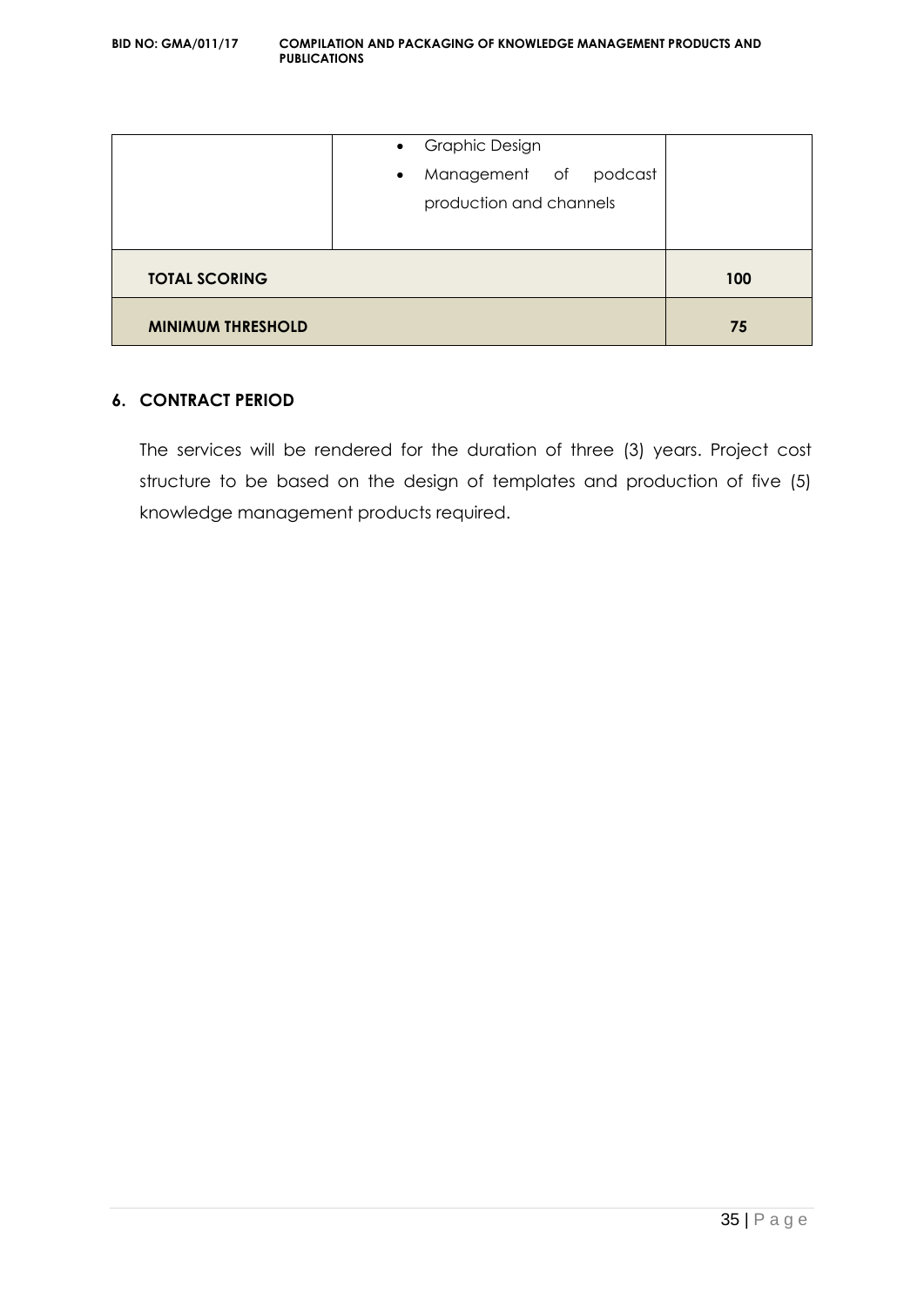|  | • Graphic Design<br>• Management of podcast production and channels |  |
|---|---|---|
| **TOTAL SCORING** | | **100** |
| **MINIMUM THRESHOLD** | | **75** |

## 6. CONTRACT PERIOD

The services will be rendered for the duration of three (3) years. Project cost structure to be based on the design of templates and production of five (5) knowledge management products required.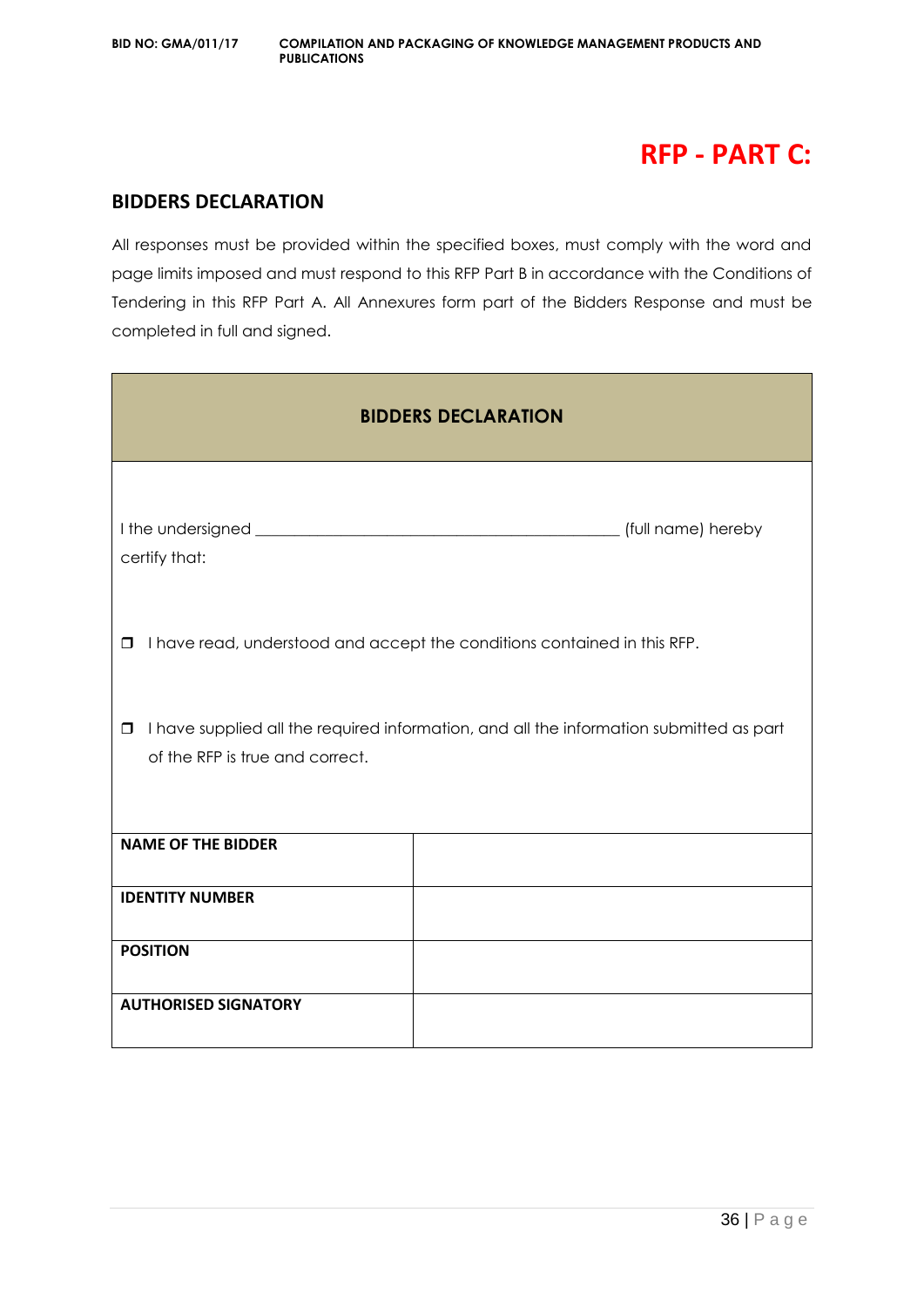# RFP - PART C:

## BIDDERS DECLARATION

All responses must be provided within the specified boxes, must comply with the word and page limits imposed and must respond to this RFP Part B in accordance with the Conditions of Tendering in this RFP Part A. All Annexures form part of the Bidders Response and must be completed in full and signed.

| BIDDERS DECLARATION | |
|---|---|
| I the undersigned ____________________________________________ (full name) hereby certify that:<br><br>❒ I have read, understood and accept the conditions contained in this RFP.<br><br>❒ I have supplied all the required information, and all the information submitted as part of the RFP is true and correct. | |
| **NAME OF THE BIDDER** | |
| **IDENTITY NUMBER** | |
| **POSITION** | |
| **AUTHORISED SIGNATORY** | |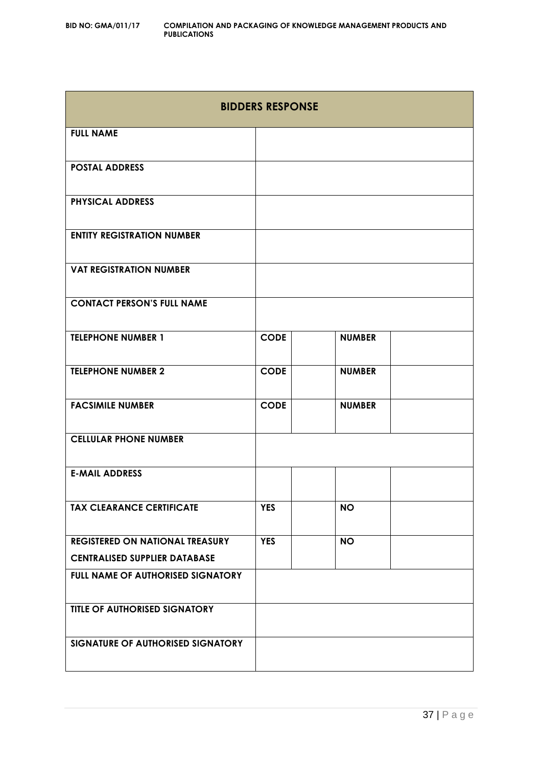| BIDDERS RESPONSE | | | | |
|---|---|---|---|---|
| **FULL NAME** | | | | |
| **POSTAL ADDRESS** | | | | |
| **PHYSICAL ADDRESS** | | | | |
| **ENTITY REGISTRATION NUMBER** | | | | |
| **VAT REGISTRATION NUMBER** | | | | |
| **CONTACT PERSON'S FULL NAME** | | | | |
| **TELEPHONE NUMBER 1** | **CODE** | | **NUMBER** | |
| **TELEPHONE NUMBER 2** | **CODE** | | **NUMBER** | |
| **FACSIMILE NUMBER** | **CODE** | | **NUMBER** | |
| **CELLULAR PHONE NUMBER** | | | | |
| **E-MAIL ADDRESS** | | | | |
| **TAX CLEARANCE CERTIFICATE** | **YES** | | **NO** | |
| **REGISTERED ON NATIONAL TREASURY CENTRALISED SUPPLIER DATABASE** | **YES** | | **NO** | |
| **FULL NAME OF AUTHORISED SIGNATORY** | | | | |
| **TITLE OF AUTHORISED SIGNATORY** | | | | |
| **SIGNATURE OF AUTHORISED SIGNATORY** | | | | |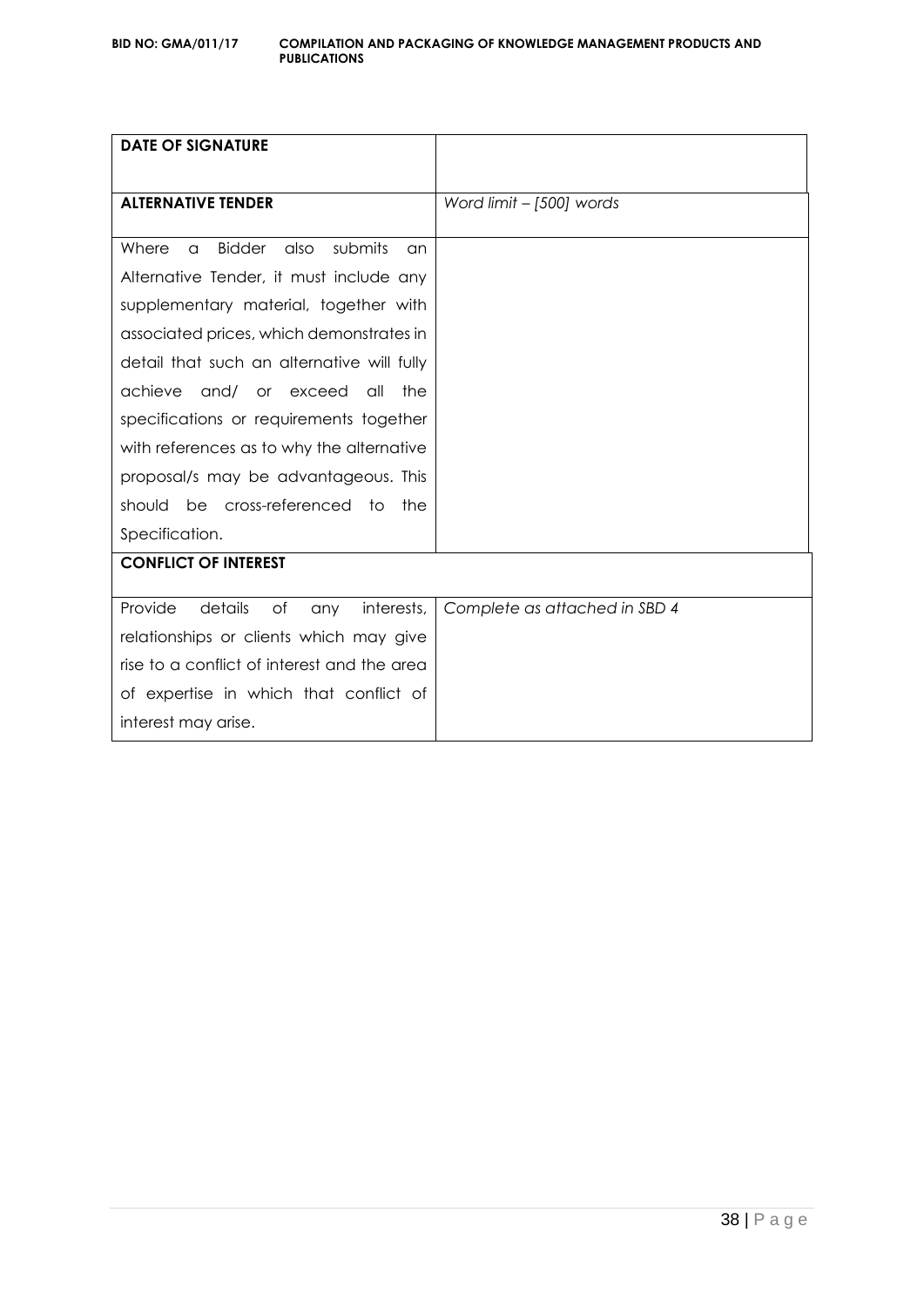| **DATE OF SIGNATURE** | |
|---|---|
| **ALTERNATIVE TENDER** | *Word limit – [500] words* |
| Where a Bidder also submits an Alternative Tender, it must include any supplementary material, together with associated prices, which demonstrates in detail that such an alternative will fully achieve and/ or exceed all the specifications or requirements together with references as to why the alternative proposal/s may be advantageous. This should be cross-referenced to the Specification. | |
| **CONFLICT OF INTEREST** | |
| Provide details of any interests, relationships or clients which may give rise to a conflict of interest and the area of expertise in which that conflict of interest may arise. | *Complete as attached in SBD 4* |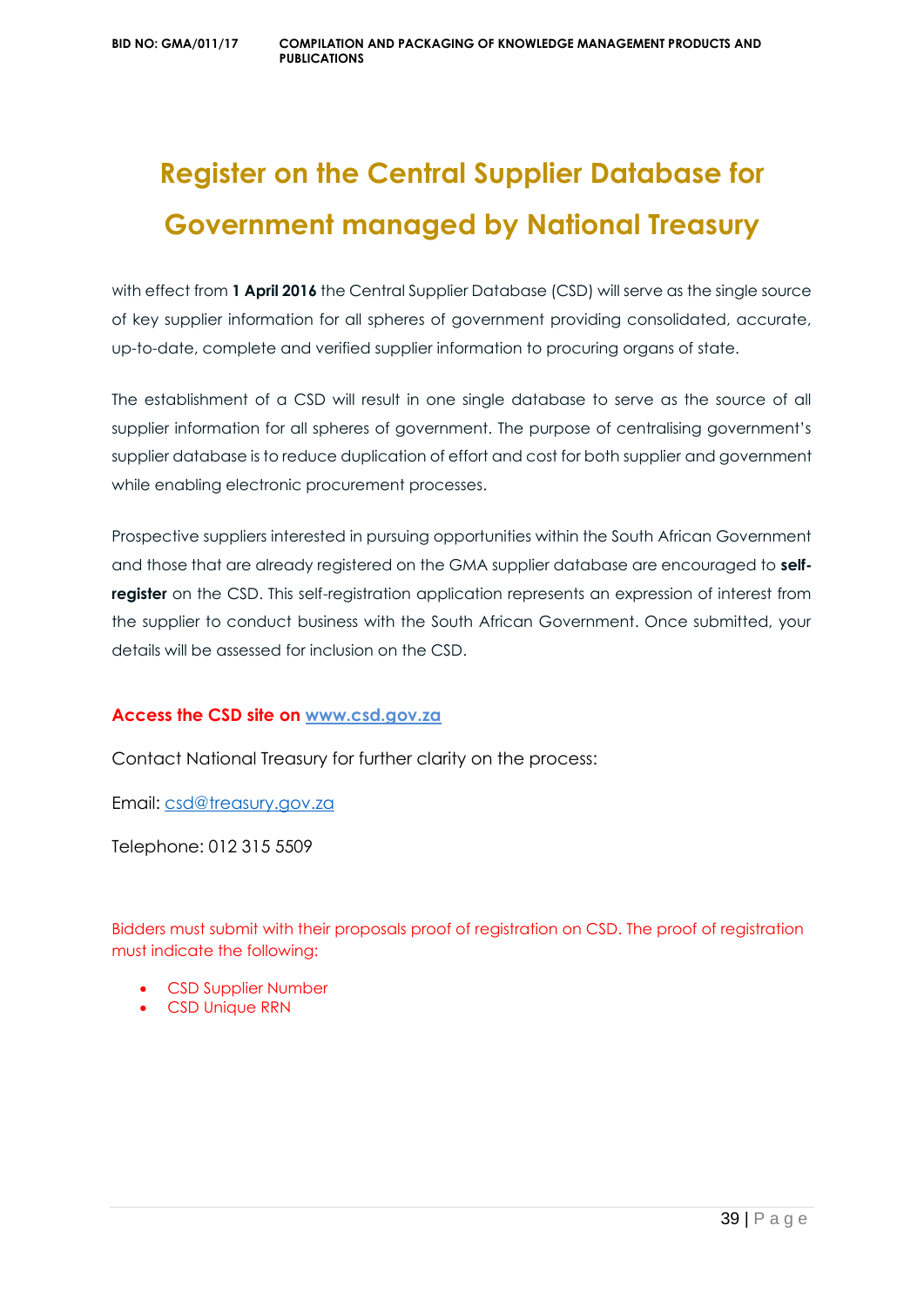# Register on the Central Supplier Database for Government managed by National Treasury

with effect from **1 April 2016** the Central Supplier Database (CSD) will serve as the single source of key supplier information for all spheres of government providing consolidated, accurate, up-to-date, complete and verified supplier information to procuring organs of state.

The establishment of a CSD will result in one single database to serve as the source of all supplier information for all spheres of government. The purpose of centralising government's supplier database is to reduce duplication of effort and cost for both supplier and government while enabling electronic procurement processes.

Prospective suppliers interested in pursuing opportunities within the South African Government and those that are already registered on the GMA supplier database are encouraged to **self-register** on the CSD. This self-registration application represents an expression of interest from the supplier to conduct business with the South African Government. Once submitted, your details will be assessed for inclusion on the CSD.

**Access the CSD site on www.csd.gov.za**

Contact National Treasury for further clarity on the process:

Email: csd@treasury.gov.za

Telephone: 012 315 5509

Bidders must submit with their proposals proof of registration on CSD. The proof of registration must indicate the following:

- CSD Supplier Number
- CSD Unique RRN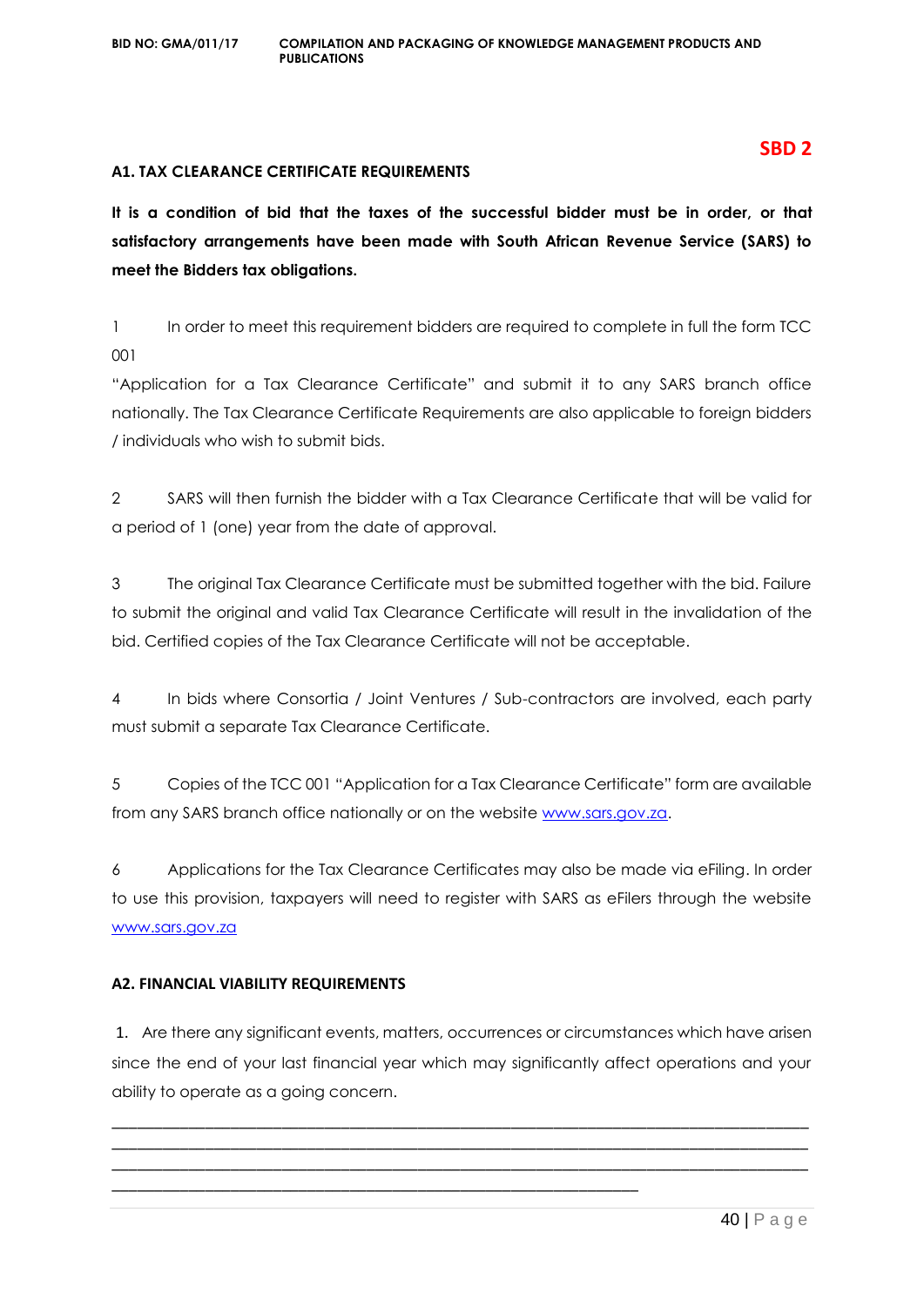**SBD 2**

**A1. TAX CLEARANCE CERTIFICATE REQUIREMENTS**

**It is a condition of bid that the taxes of the successful bidder must be in order, or that satisfactory arrangements have been made with South African Revenue Service (SARS) to meet the Bidders tax obligations.**

1 In order to meet this requirement bidders are required to complete in full the form TCC 001 "Application for a Tax Clearance Certificate" and submit it to any SARS branch office nationally. The Tax Clearance Certificate Requirements are also applicable to foreign bidders / individuals who wish to submit bids.

2 SARS will then furnish the bidder with a Tax Clearance Certificate that will be valid for a period of 1 (one) year from the date of approval.

3 The original Tax Clearance Certificate must be submitted together with the bid. Failure to submit the original and valid Tax Clearance Certificate will result in the invalidation of the bid. Certified copies of the Tax Clearance Certificate will not be acceptable.

4 In bids where Consortia / Joint Ventures / Sub-contractors are involved, each party must submit a separate Tax Clearance Certificate.

5 Copies of the TCC 001 "Application for a Tax Clearance Certificate" form are available from any SARS branch office nationally or on the website www.sars.gov.za.

6 Applications for the Tax Clearance Certificates may also be made via eFiling. In order to use this provision, taxpayers will need to register with SARS as eFilers through the website www.sars.gov.za

**A2. FINANCIAL VIABILITY REQUIREMENTS**

1. Are there any significant events, matters, occurrences or circumstances which have arisen since the end of your last financial year which may significantly affect operations and your ability to operate as a going concern.

______________________________________________________________________________
______________________________________________________________________________
______________________________________________________________________________
__________________________________________________________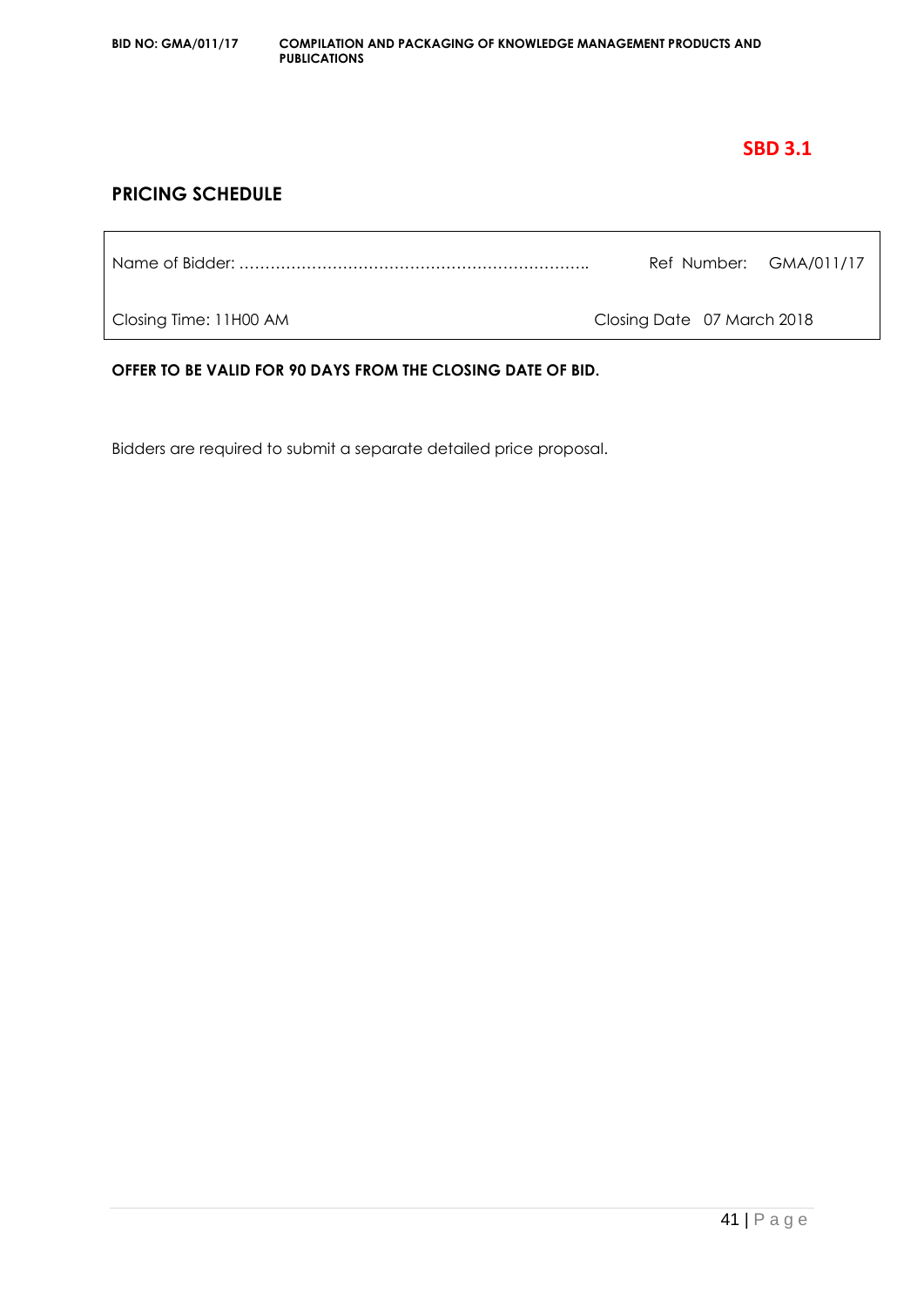**SBD 3.1**

## PRICING SCHEDULE

| Name of Bidder: ………………………………………………………….. | Ref Number: GMA/011/17 |
|---|---|
| Closing Time: 11H00 AM | Closing Date 07 March 2018 |

**OFFER TO BE VALID FOR 90 DAYS FROM THE CLOSING DATE OF BID.**

Bidders are required to submit a separate detailed price proposal.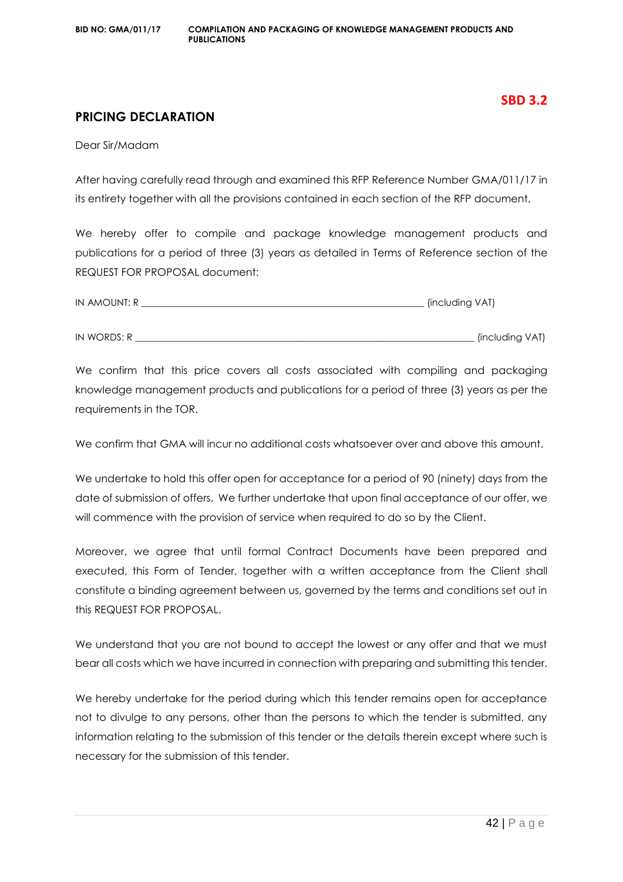**SBD 3.2**

## PRICING DECLARATION

Dear Sir/Madam

After having carefully read through and examined this RFP Reference Number GMA/011/17 in its entirety together with all the provisions contained in each section of the RFP document,

We hereby offer to compile and package knowledge management products and publications for a period of three (3) years as detailed in Terms of Reference section of the REQUEST FOR PROPOSAL document:

IN AMOUNT: R ____________________________________________________________ (including VAT)

IN WORDS: R ______________________________________________________________________ (including VAT)

We confirm that this price covers all costs associated with compiling and packaging knowledge management products and publications for a period of three (3) years as per the requirements in the TOR.

We confirm that GMA will incur no additional costs whatsoever over and above this amount.

We undertake to hold this offer open for acceptance for a period of 90 (ninety) days from the date of submission of offers. We further undertake that upon final acceptance of our offer, we will commence with the provision of service when required to do so by the Client.

Moreover, we agree that until formal Contract Documents have been prepared and executed, this Form of Tender, together with a written acceptance from the Client shall constitute a binding agreement between us, governed by the terms and conditions set out in this REQUEST FOR PROPOSAL.

We understand that you are not bound to accept the lowest or any offer and that we must bear all costs which we have incurred in connection with preparing and submitting this tender.

We hereby undertake for the period during which this tender remains open for acceptance not to divulge to any persons, other than the persons to which the tender is submitted, any information relating to the submission of this tender or the details therein except where such is necessary for the submission of this tender.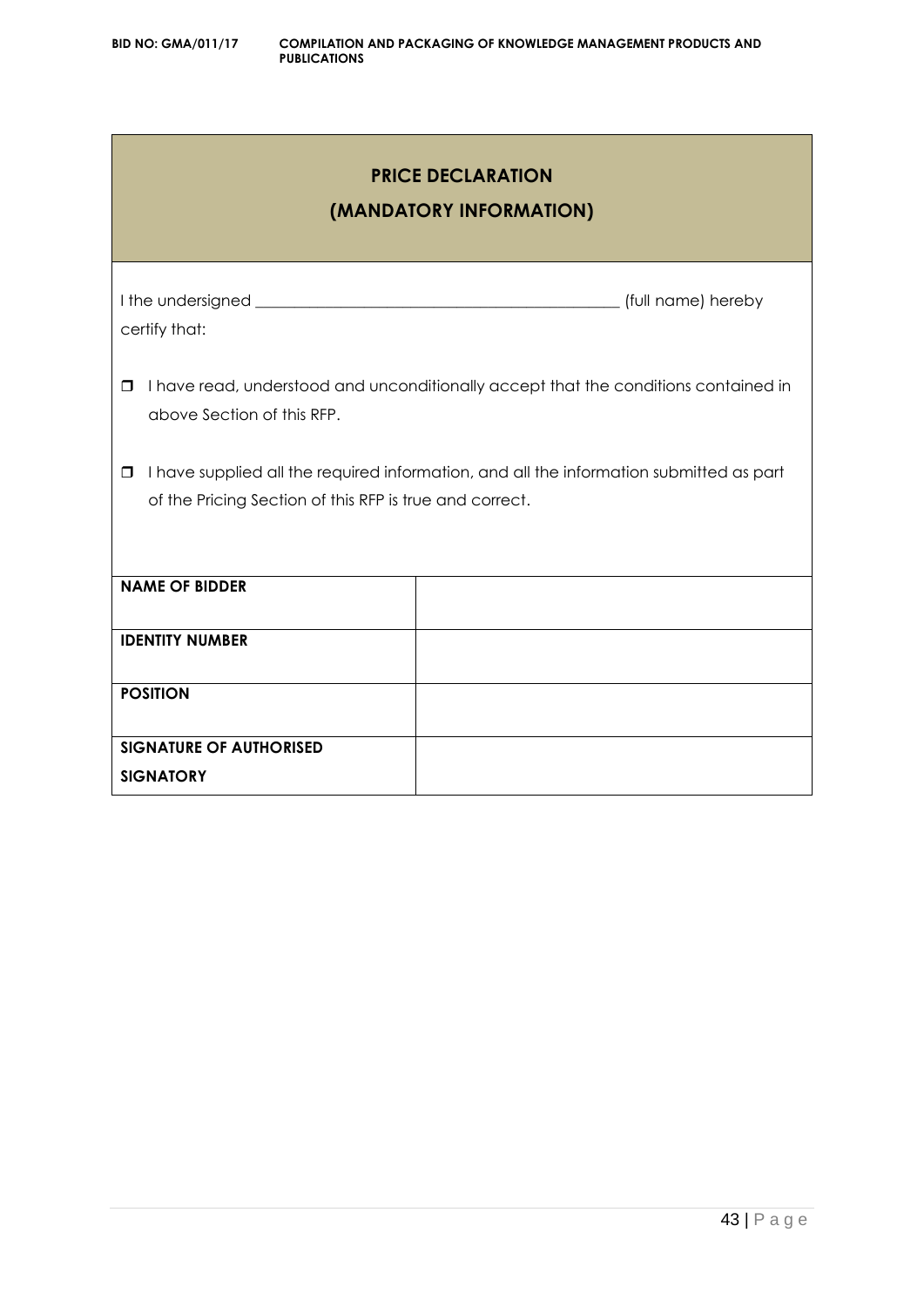## PRICE DECLARATION
## (MANDATORY INFORMATION)

I the undersigned _______________________________________________ (full name) hereby certify that:

- ☐ I have read, understood and unconditionally accept that the conditions contained in above Section of this RFP.
- ☐ I have supplied all the required information, and all the information submitted as part of the Pricing Section of this RFP is true and correct.

| **NAME OF BIDDER** | |
|---|---|
| **IDENTITY NUMBER** | |
| **POSITION** | |
| **SIGNATURE OF AUTHORISED SIGNATORY** | |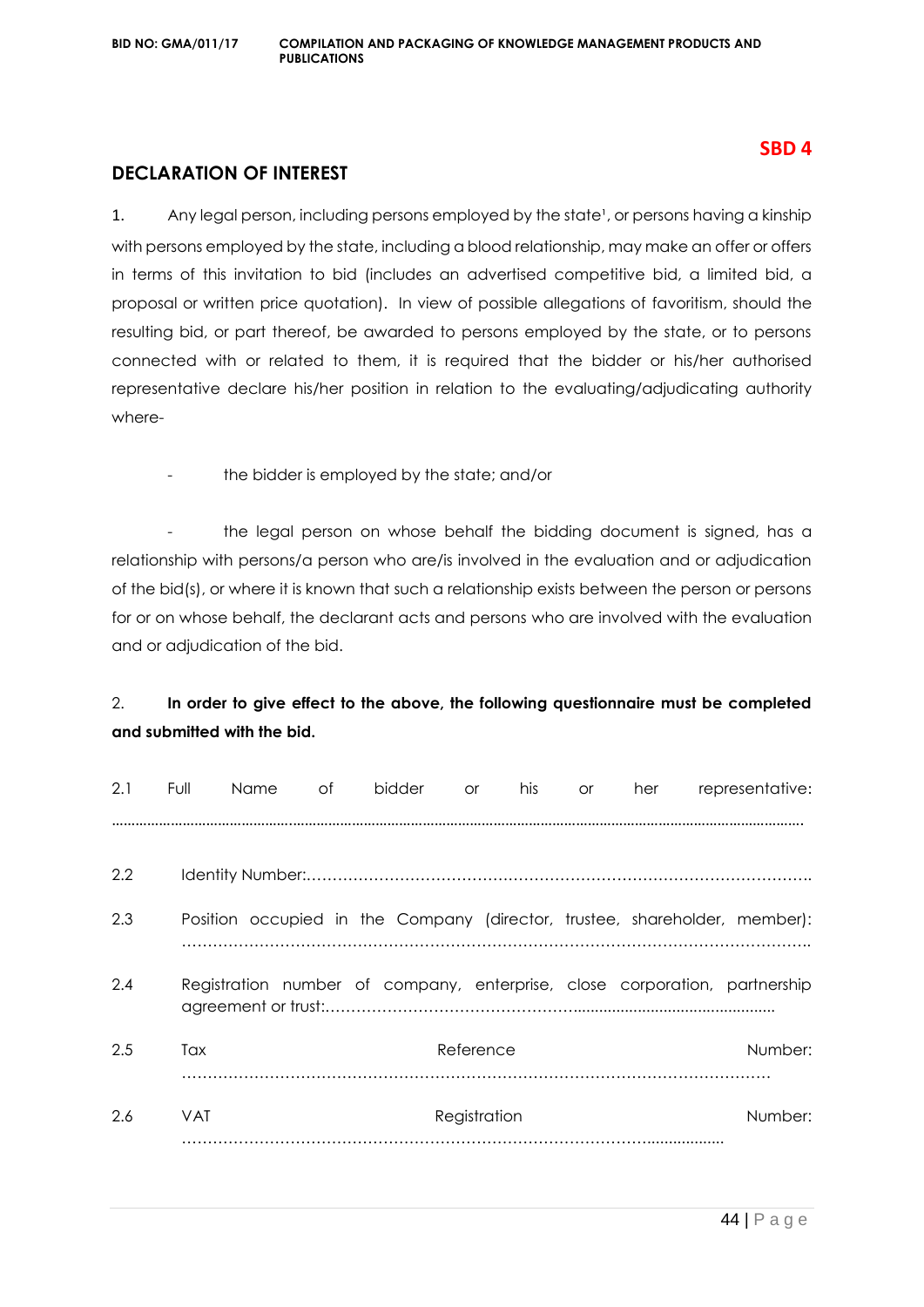**SBD 4**

## DECLARATION OF INTEREST

1. Any legal person, including persons employed by the state[1], or persons having a kinship with persons employed by the state, including a blood relationship, may make an offer or offers in terms of this invitation to bid (includes an advertised competitive bid, a limited bid, a proposal or written price quotation). In view of possible allegations of favoritism, should the resulting bid, or part thereof, be awarded to persons employed by the state, or to persons connected with or related to them, it is required that the bidder or his/her authorised representative declare his/her position in relation to the evaluating/adjudicating authority where-

- the bidder is employed by the state; and/or

- the legal person on whose behalf the bidding document is signed, has a relationship with persons/a person who are/is involved in the evaluation and or adjudication of the bid(s), or where it is known that such a relationship exists between the person or persons for or on whose behalf, the declarant acts and persons who are involved with the evaluation and or adjudication of the bid.

2. **In order to give effect to the above, the following questionnaire must be completed and submitted with the bid.**

2.1 Full Name of bidder or his or her representative: ……………………………………………………………………………………………………………

2.2 Identity Number:……………………………………………………………………………………

2.3 Position occupied in the Company (director, trustee, shareholder, member): ……………………………………………………………………………………………………

2.4 Registration number of company, enterprise, close corporation, partnership agreement or trust:……………………………………………………………………………

2.5 Tax Reference Number: ……………………………………………………………………………………………

2.6 VAT Registration Number: ………………………………………………………………………………………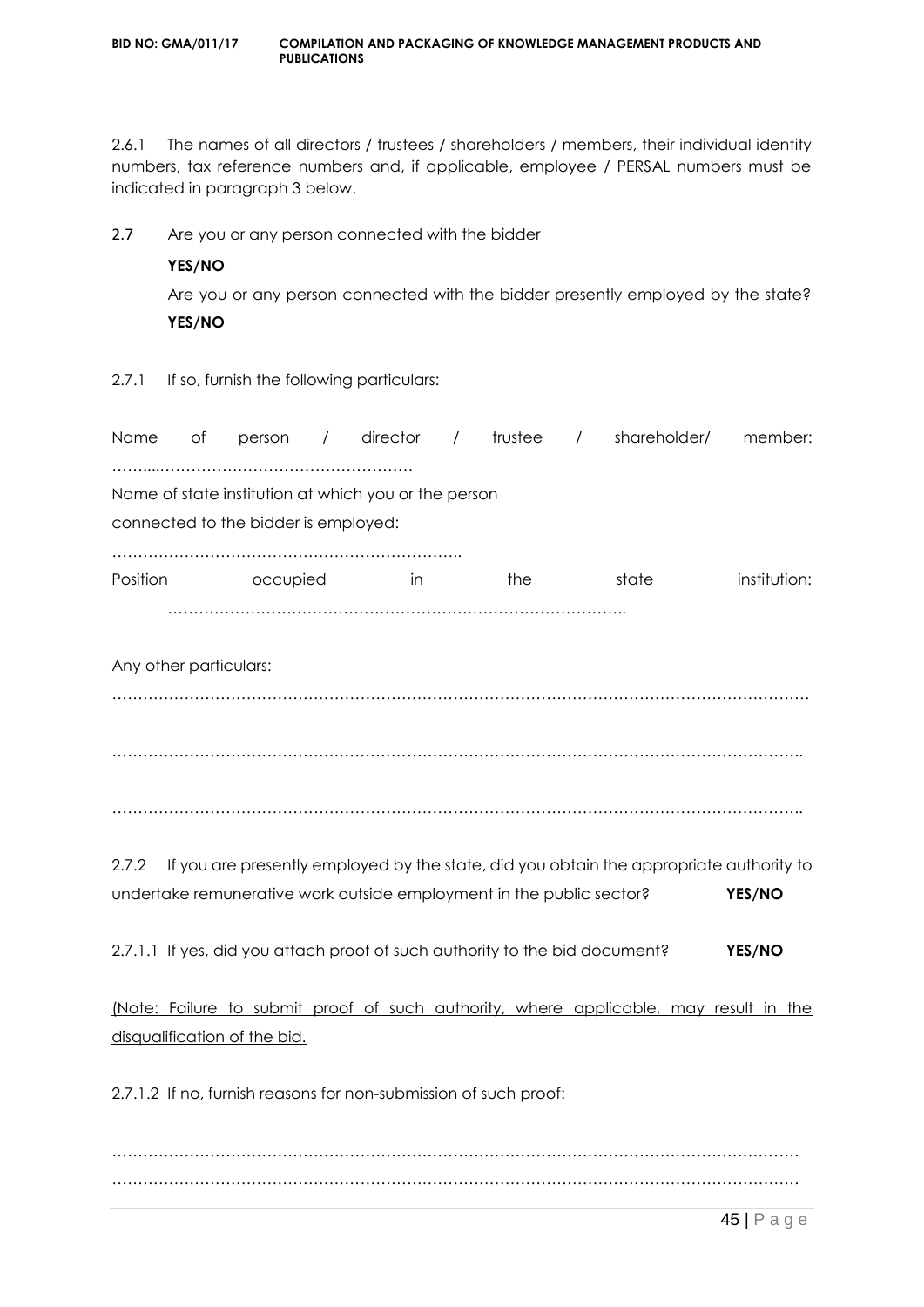2.6.1 The names of all directors / trustees / shareholders / members, their individual identity numbers, tax reference numbers and, if applicable, employee / PERSAL numbers must be indicated in paragraph 3 below.

2.7 Are you or any person connected with the bidder

**YES/NO**

Are you or any person connected with the bidder presently employed by the state? **YES/NO**

2.7.1 If so, furnish the following particulars:

Name of person / director / trustee / shareholder/ member: ……....………………………………………

Name of state institution at which you or the person connected to the bidder is employed:

…………………………………………………………..

Position occupied in the state institution: ……………………………………………………………………………..

Any other particulars:

………………………………………………………………………………………………………………

……………………………………………………………………………………………………………..

……………………………………………………………………………………………………………..

2.7.2 If you are presently employed by the state, did you obtain the appropriate authority to undertake remunerative work outside employment in the public sector? **YES/NO**

2.7.1.1 If yes, did you attach proof of such authority to the bid document? **YES/NO**

(Note: Failure to submit proof of such authority, where applicable, may result in the disqualification of the bid.

2.7.1.2 If no, furnish reasons for non-submission of such proof:

………………………………………………………………………………………………………………

………………………………………………………………………………………………………………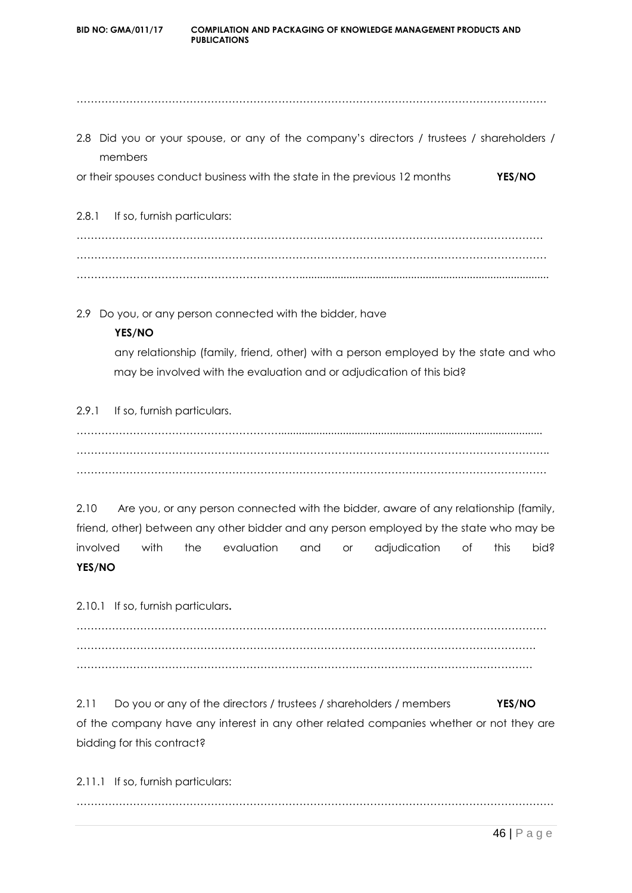………………………………………………………………………………………………………………

2.8 Did you or your spouse, or any of the company's directors / trustees / shareholders / members
or their spouses conduct business with the state in the previous 12 months **YES/NO**

2.8.1 If so, furnish particulars:

………………………………………………………………………………………………………………
………………………………………………………………………………………………………………
………………………………………………………………………………………………………………

2.9 Do you, or any person connected with the bidder, have **YES/NO**
any relationship (family, friend, other) with a person employed by the state and who may be involved with the evaluation and or adjudication of this bid?

2.9.1 If so, furnish particulars.

………………………………………………………………………………………………………………
………………………………………………………………………………………………………………
………………………………………………………………………………………………………………

2.10 Are you, or any person connected with the bidder, aware of any relationship (family, friend, other) between any other bidder and any person employed by the state who may be involved with the evaluation and or adjudication of this bid? **YES/NO**

2.10.1 If so, furnish particulars**.**

………………………………………………………………………………………………………………
………………………………………………………………………………………………………………
………………………………………………………………………………………………………………

2.11 Do you or any of the directors / trustees / shareholders / members **YES/NO**
of the company have any interest in any other related companies whether or not they are bidding for this contract?

2.11.1 If so, furnish particulars:

………………………………………………………………………………………………………………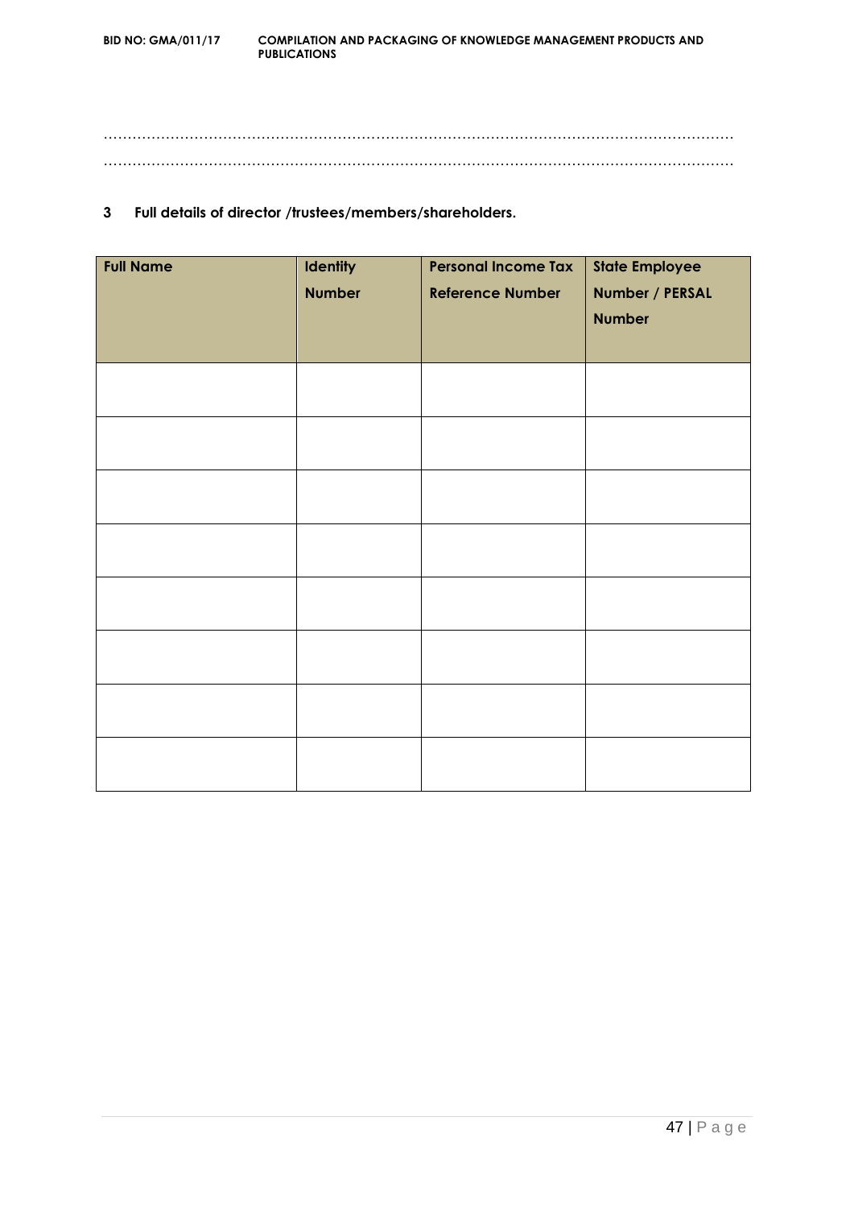…………………………………………………………………………………………………………………………

…………………………………………………………………………………………………………………………

**3 Full details of director /trustees/members/shareholders.**

| Full Name | Identity Number | Personal Income Tax Reference Number | State Employee Number / PERSAL Number |
|---|---|---|---|
| | | | |
| | | | |
| | | | |
| | | | |
| | | | |
| | | | |
| | | | |
| | | | |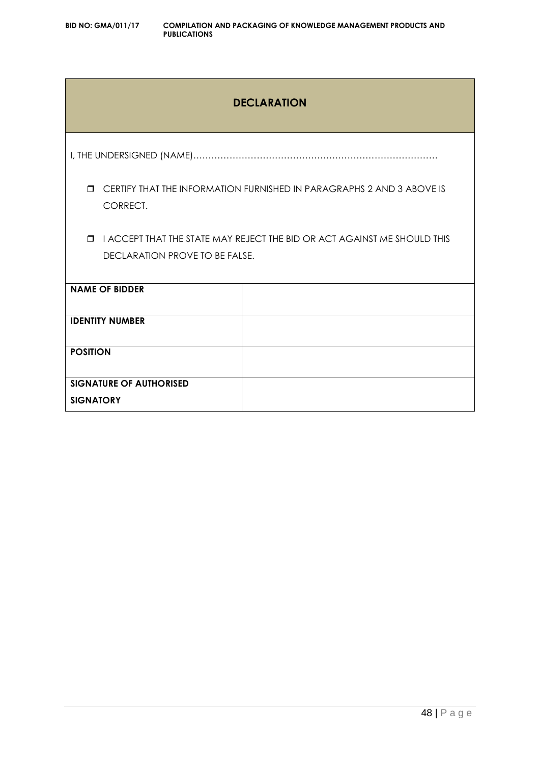## DECLARATION

I, THE UNDERSIGNED (NAME)………………………………………………………………………

- ❒ CERTIFY THAT THE INFORMATION FURNISHED IN PARAGRAPHS 2 AND 3 ABOVE IS CORRECT.
- ❒ I ACCEPT THAT THE STATE MAY REJECT THE BID OR ACT AGAINST ME SHOULD THIS DECLARATION PROVE TO BE FALSE.

| | |
|---|---|
| **NAME OF BIDDER** | |
| **IDENTITY NUMBER** | |
| **POSITION** | |
| **SIGNATURE OF AUTHORISED SIGNATORY** | |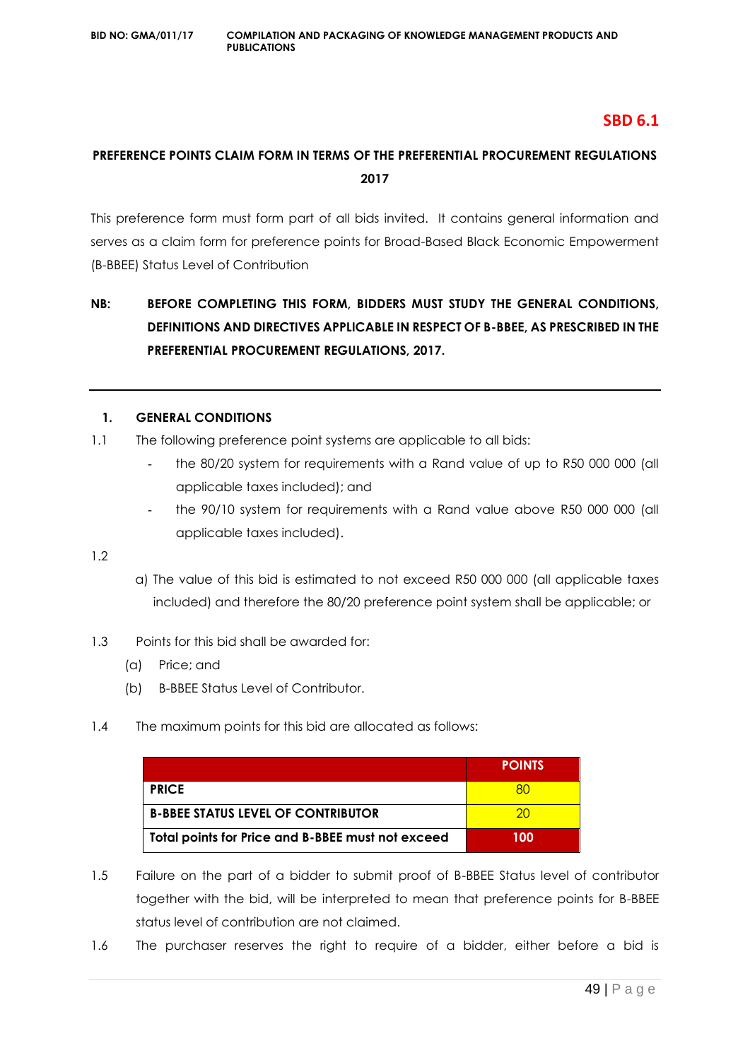# SBD 6.1

**PREFERENCE POINTS CLAIM FORM IN TERMS OF THE PREFERENTIAL PROCUREMENT REGULATIONS 2017**

This preference form must form part of all bids invited. It contains general information and serves as a claim form for preference points for Broad-Based Black Economic Empowerment (B-BBEE) Status Level of Contribution

**NB: BEFORE COMPLETING THIS FORM, BIDDERS MUST STUDY THE GENERAL CONDITIONS, DEFINITIONS AND DIRECTIVES APPLICABLE IN RESPECT OF B-BBEE, AS PRESCRIBED IN THE PREFERENTIAL PROCUREMENT REGULATIONS, 2017.**

---

## 1. GENERAL CONDITIONS

1.1 The following preference point systems are applicable to all bids:

- the 80/20 system for requirements with a Rand value of up to R50 000 000 (all applicable taxes included); and
- the 90/10 system for requirements with a Rand value above R50 000 000 (all applicable taxes included).

1.2

a) The value of this bid is estimated to not exceed R50 000 000 (all applicable taxes included) and therefore the 80/20 preference point system shall be applicable; or

1.3 Points for this bid shall be awarded for:

(a) Price; and

(b) B-BBEE Status Level of Contributor.

1.4 The maximum points for this bid are allocated as follows:

| | **POINTS** |
|---|---|
| **PRICE** | 80 |
| **B-BBEE STATUS LEVEL OF CONTRIBUTOR** | 20 |
| **Total points for Price and B-BBEE must not exceed** | **100** |

1.5 Failure on the part of a bidder to submit proof of B-BBEE Status level of contributor together with the bid, will be interpreted to mean that preference points for B-BBEE status level of contribution are not claimed.

1.6 The purchaser reserves the right to require of a bidder, either before a bid is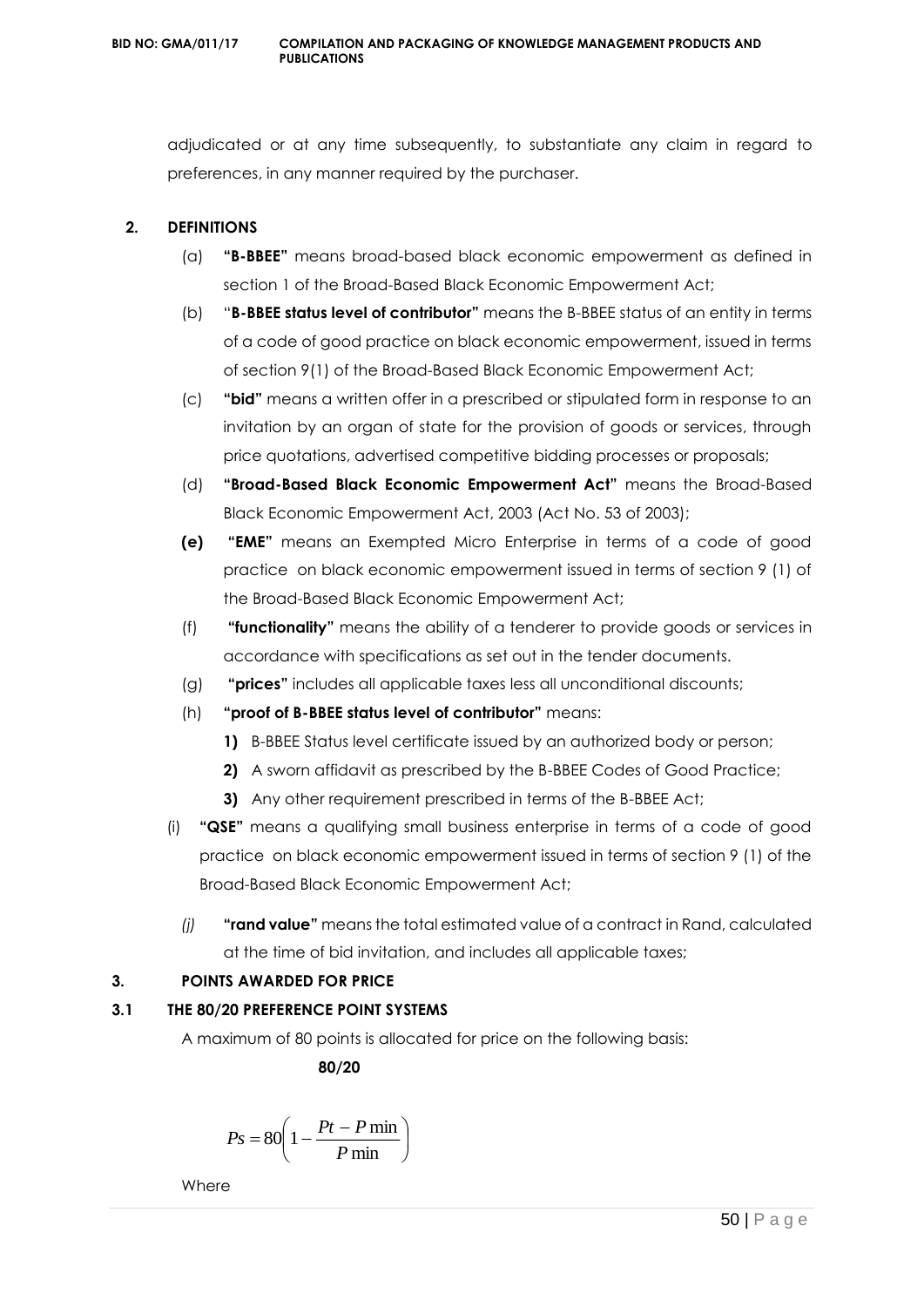adjudicated or at any time subsequently, to substantiate any claim in regard to preferences, in any manner required by the purchaser.

## 2. DEFINITIONS

(a) **"B-BBEE"** means broad-based black economic empowerment as defined in section 1 of the Broad-Based Black Economic Empowerment Act;

(b) "**B-BBEE status level of contributor"** means the B-BBEE status of an entity in terms of a code of good practice on black economic empowerment, issued in terms of section 9(1) of the Broad-Based Black Economic Empowerment Act;

(c) **"bid"** means a written offer in a prescribed or stipulated form in response to an invitation by an organ of state for the provision of goods or services, through price quotations, advertised competitive bidding processes or proposals;

(d) **"Broad-Based Black Economic Empowerment Act"** means the Broad-Based Black Economic Empowerment Act, 2003 (Act No. 53 of 2003);

**(e)** **"EME"** means an Exempted Micro Enterprise in terms of a code of good practice on black economic empowerment issued in terms of section 9 (1) of the Broad-Based Black Economic Empowerment Act;

(f) **"functionality"** means the ability of a tenderer to provide goods or services in accordance with specifications as set out in the tender documents.

(g) **"prices"** includes all applicable taxes less all unconditional discounts;

(h) **"proof of B-BBEE status level of contributor"** means:

**1)** B-BBEE Status level certificate issued by an authorized body or person;

**2)** A sworn affidavit as prescribed by the B-BBEE Codes of Good Practice;

**3)** Any other requirement prescribed in terms of the B-BBEE Act;

(i) **"QSE"** means a qualifying small business enterprise in terms of a code of good practice on black economic empowerment issued in terms of section 9 (1) of the Broad-Based Black Economic Empowerment Act;

*(j)* **"rand value"** means the total estimated value of a contract in Rand, calculated at the time of bid invitation, and includes all applicable taxes;

## 3. POINTS AWARDED FOR PRICE

### 3.1 THE 80/20 PREFERENCE POINT SYSTEMS

A maximum of 80 points is allocated for price on the following basis:

**80/20**

$$Ps = 80\left(1 - \frac{Pt - P\min}{P\min}\right)$$

Where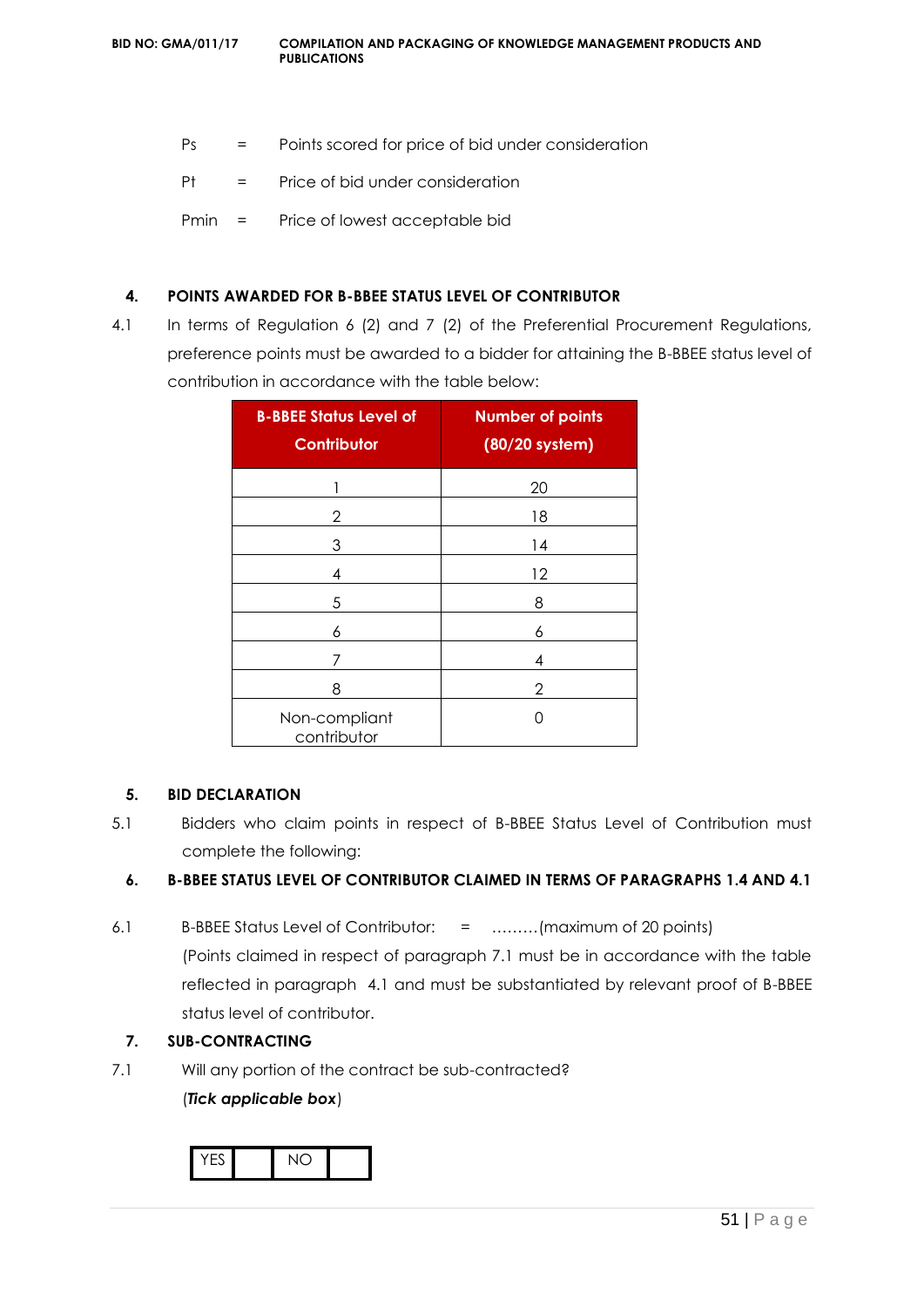Ps = Points scored for price of bid under consideration

Pt = Price of bid under consideration

Pmin = Price of lowest acceptable bid

## 4. POINTS AWARDED FOR B-BBEE STATUS LEVEL OF CONTRIBUTOR

4.1 In terms of Regulation 6 (2) and 7 (2) of the Preferential Procurement Regulations, preference points must be awarded to a bidder for attaining the B-BBEE status level of contribution in accordance with the table below:

| B-BBEE Status Level of Contributor | Number of points (80/20 system) |
|---|---|
| 1 | 20 |
| 2 | 18 |
| 3 | 14 |
| 4 | 12 |
| 5 | 8 |
| 6 | 6 |
| 7 | 4 |
| 8 | 2 |
| Non-compliant contributor | 0 |

## 5. BID DECLARATION

5.1 Bidders who claim points in respect of B-BBEE Status Level of Contribution must complete the following:

## 6. B-BBEE STATUS LEVEL OF CONTRIBUTOR CLAIMED IN TERMS OF PARAGRAPHS 1.4 AND 4.1

6.1 B-BBEE Status Level of Contributor: = ………(maximum of 20 points)

(Points claimed in respect of paragraph 7.1 must be in accordance with the table reflected in paragraph 4.1 and must be substantiated by relevant proof of B-BBEE status level of contributor.

## 7. SUB-CONTRACTING

7.1 Will any portion of the contract be sub-contracted?

(***Tick applicable box***)

| YES | | NO | |
|---|---|---|---|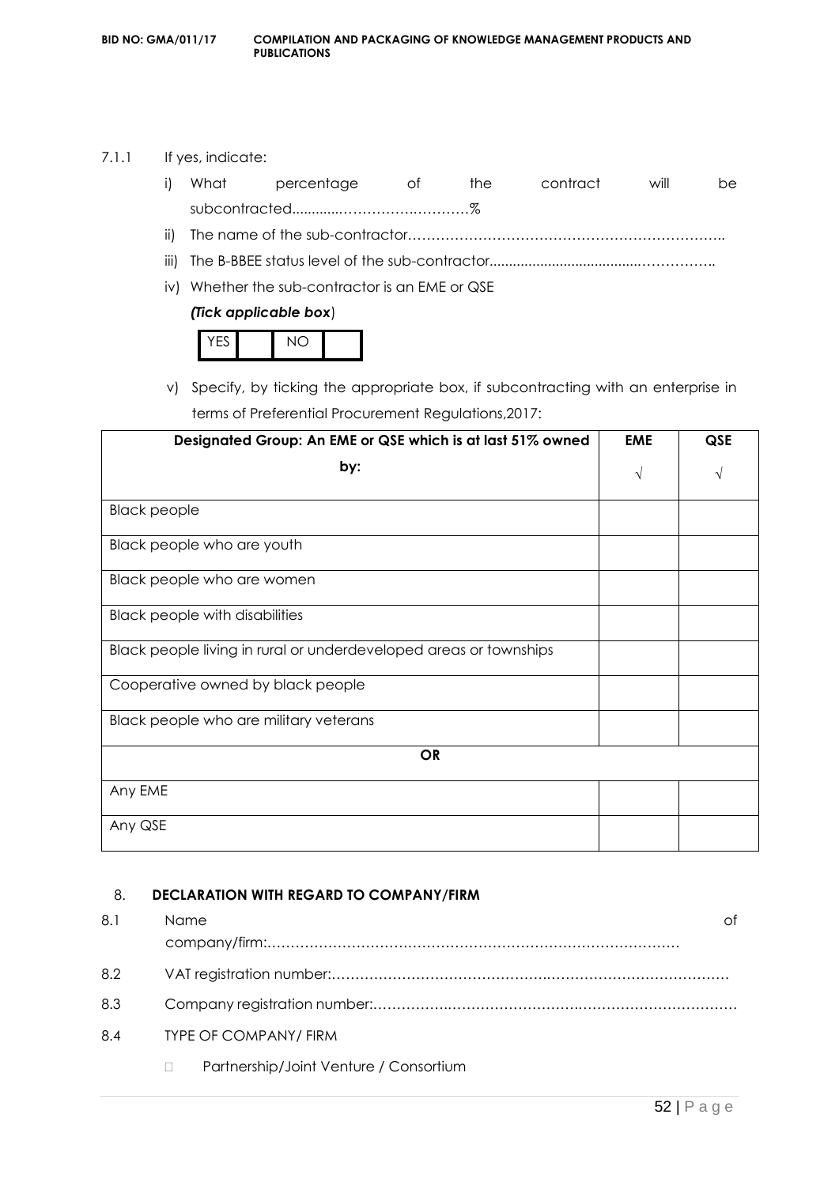7.1.1 If yes, indicate:

i) What percentage of the contract will be subcontracted............……………….………%

ii) The name of the sub-contractor…………………………………………………………..

iii) The B-BBEE status level of the sub-contractor......................................……………..

iv) Whether the sub-contractor is an EME or QSE

*(Tick applicable box*)

| YES | | NO | |
|---|---|---|---|

v) Specify, by ticking the appropriate box, if subcontracting with an enterprise in terms of Preferential Procurement Regulations,2017:

| Designated Group: An EME or QSE which is at last 51% owned by: | EME √ | QSE √ |
|---|---|---|
| Black people | | |
| Black people who are youth | | |
| Black people who are women | | |
| Black people with disabilities | | |
| Black people living in rural or underdeveloped areas or townships | | |
| Cooperative owned by black people | | |
| Black people who are military veterans | | |
| **OR** | | |
| Any EME | | |
| Any QSE | | |

## 8. DECLARATION WITH REGARD TO COMPANY/FIRM

8.1 Name of company/firm:…………………………………………………………………………….

8.2 VAT registration number:……………………………………….…………………………………

8.3 Company registration number:…………….……………………….…………………………….

8.4 TYPE OF COMPANY/ FIRM

- Partnership/Joint Venture / Consortium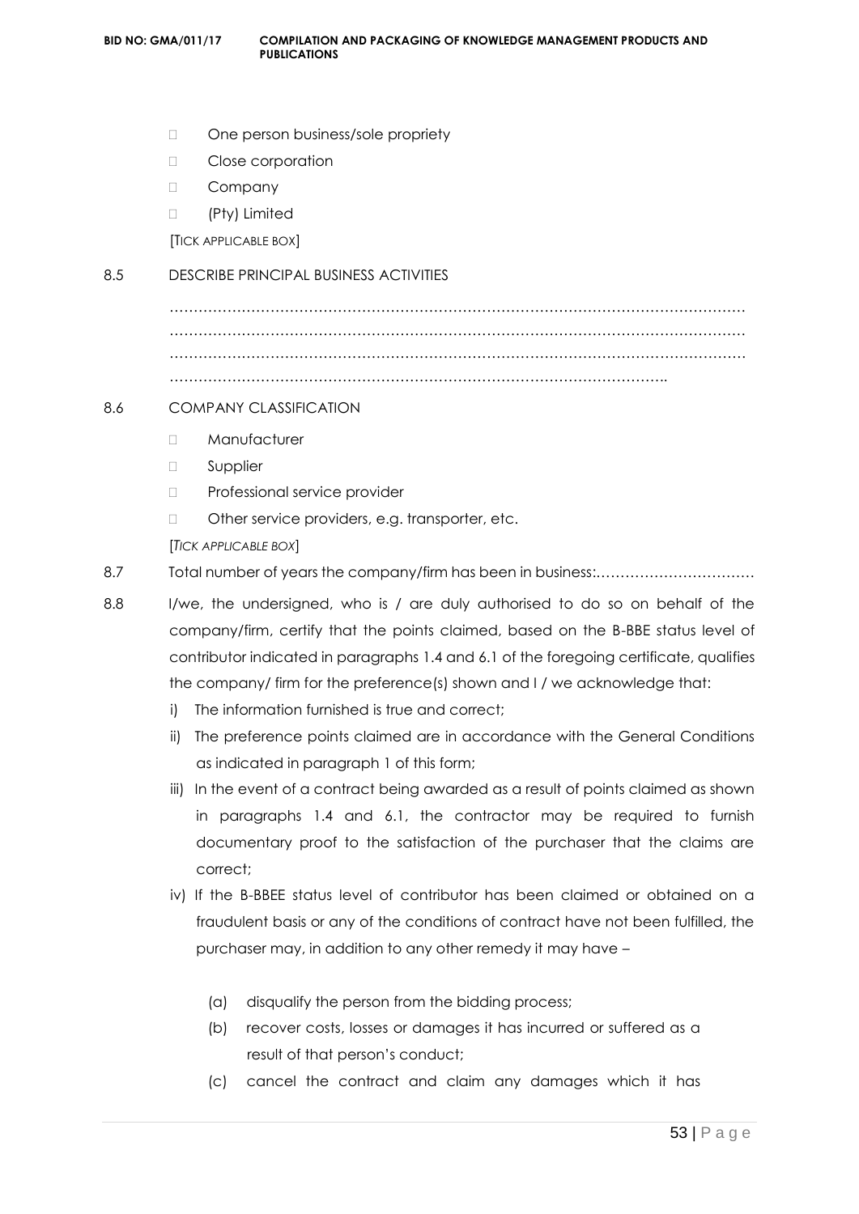- One person business/sole propriety
- Close corporation
- Company
- (Pty) Limited

[TICK APPLICABLE BOX]

8.5 DESCRIBE PRINCIPAL BUSINESS ACTIVITIES

…………………………………………………………………………………………………………
…………………………………………………………………………………………………………
…………………………………………………………………………………………………………
………………………………………………………………………………………………..

8.6 COMPANY CLASSIFICATION

- Manufacturer
- Supplier
- Professional service provider
- Other service providers, e.g. transporter, etc.

[*TICK APPLICABLE BOX*]

8.7 Total number of years the company/firm has been in business:……………………………

8.8 I/we, the undersigned, who is / are duly authorised to do so on behalf of the company/firm, certify that the points claimed, based on the B-BBE status level of contributor indicated in paragraphs 1.4 and 6.1 of the foregoing certificate, qualifies the company/ firm for the preference(s) shown and I / we acknowledge that:

i) The information furnished is true and correct;

ii) The preference points claimed are in accordance with the General Conditions as indicated in paragraph 1 of this form;

iii) In the event of a contract being awarded as a result of points claimed as shown in paragraphs 1.4 and 6.1, the contractor may be required to furnish documentary proof to the satisfaction of the purchaser that the claims are correct;

iv) If the B-BBEE status level of contributor has been claimed or obtained on a fraudulent basis or any of the conditions of contract have not been fulfilled, the purchaser may, in addition to any other remedy it may have –

   (a) disqualify the person from the bidding process;

   (b) recover costs, losses or damages it has incurred or suffered as a result of that person's conduct;

   (c) cancel the contract and claim any damages which it has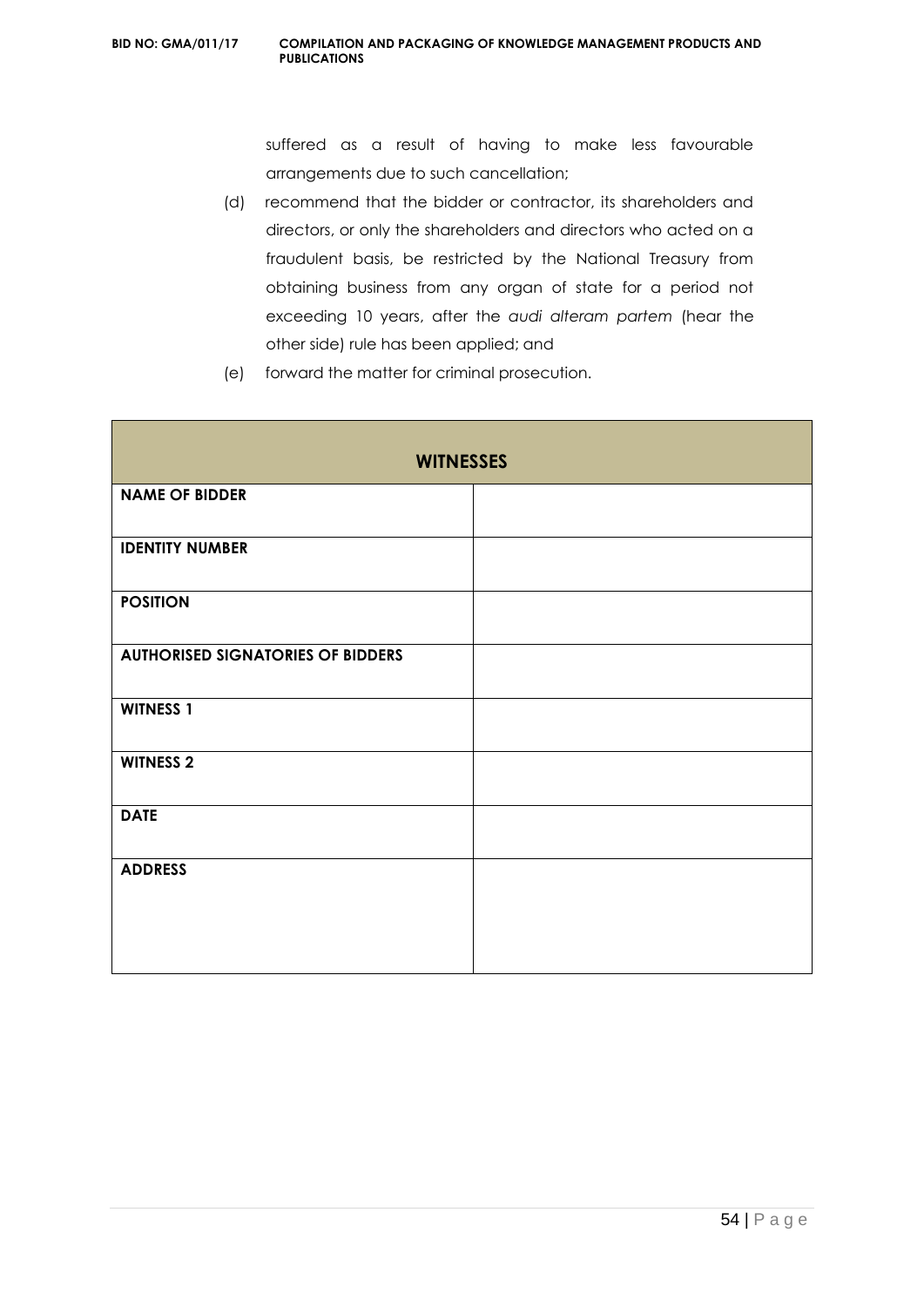suffered as a result of having to make less favourable arrangements due to such cancellation;

(d) recommend that the bidder or contractor, its shareholders and directors, or only the shareholders and directors who acted on a fraudulent basis, be restricted by the National Treasury from obtaining business from any organ of state for a period not exceeding 10 years, after the *audi alteram partem* (hear the other side) rule has been applied; and

(e) forward the matter for criminal prosecution.

| **WITNESSES** | |
|---|---|
| **NAME OF BIDDER** | |
| **IDENTITY NUMBER** | |
| **POSITION** | |
| **AUTHORISED SIGNATORIES OF BIDDERS** | |
| **WITNESS 1** | |
| **WITNESS 2** | |
| **DATE** | |
| **ADDRESS** | |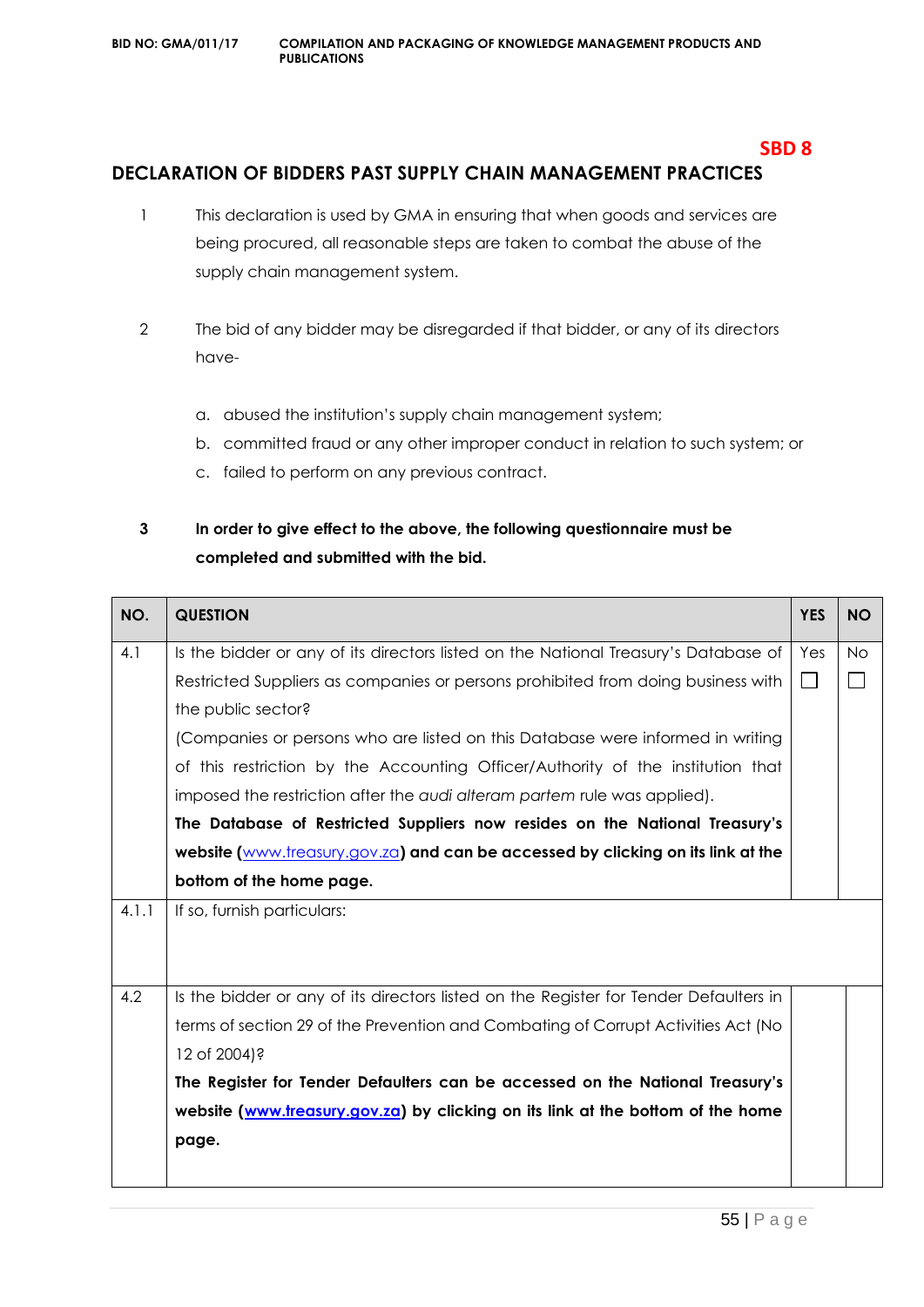**SBD 8**

# DECLARATION OF BIDDERS PAST SUPPLY CHAIN MANAGEMENT PRACTICES

1. This declaration is used by GMA in ensuring that when goods and services are being procured, all reasonable steps are taken to combat the abuse of the supply chain management system.

2. The bid of any bidder may be disregarded if that bidder, or any of its directors have-

   a. abused the institution's supply chain management system;
   b. committed fraud or any other improper conduct in relation to such system; or
   c. failed to perform on any previous contract.

3. **In order to give effect to the above, the following questionnaire must be completed and submitted with the bid.**

| NO. | QUESTION | YES | NO |
|---|---|---|---|
| 4.1 | Is the bidder or any of its directors listed on the National Treasury's Database of Restricted Suppliers as companies or persons prohibited from doing business with the public sector?<br>(Companies or persons who are listed on this Database were informed in writing of this restriction by the Accounting Officer/Authority of the institution that imposed the restriction after the *audi alteram partem* rule was applied).<br>**The Database of Restricted Suppliers now resides on the National Treasury's website (www.treasury.gov.za) and can be accessed by clicking on its link at the bottom of the home page.** | Yes ☐ | No ☐ |
| 4.1.1 | If so, furnish particulars: | | |
| 4.2 | Is the bidder or any of its directors listed on the Register for Tender Defaulters in terms of section 29 of the Prevention and Combating of Corrupt Activities Act (No 12 of 2004)?<br>**The Register for Tender Defaulters can be accessed on the National Treasury's website (www.treasury.gov.za) by clicking on its link at the bottom of the home page.** | | |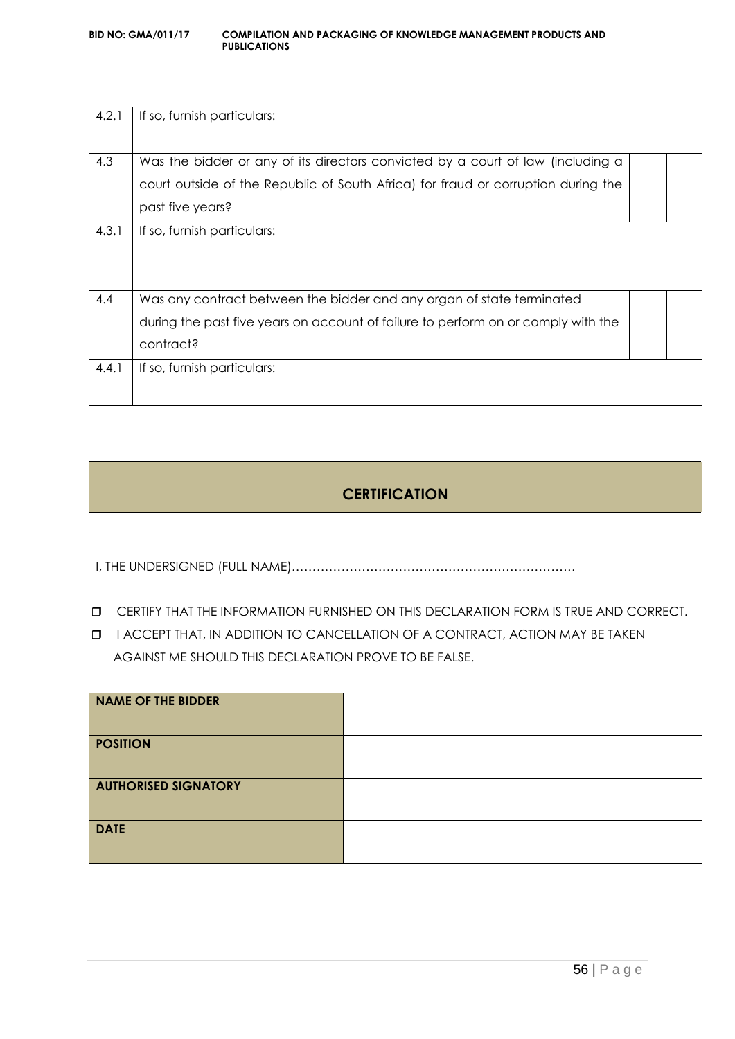| | | | |
|---|---|---|---|
| 4.2.1 | If so, furnish particulars: | | |
| 4.3 | Was the bidder or any of its directors convicted by a court of law (including a court outside of the Republic of South Africa) for fraud or corruption during the past five years? | | |
| 4.3.1 | If so, furnish particulars: | | |
| 4.4 | Was any contract between the bidder and any organ of state terminated during the past five years on account of failure to perform on or comply with the contract? | | |
| 4.4.1 | If so, furnish particulars: | | |

## CERTIFICATION

I, THE UNDERSIGNED (FULL NAME)……………………………………………………………

- ❒ CERTIFY THAT THE INFORMATION FURNISHED ON THIS DECLARATION FORM IS TRUE AND CORRECT.
- ❒ I ACCEPT THAT, IN ADDITION TO CANCELLATION OF A CONTRACT, ACTION MAY BE TAKEN AGAINST ME SHOULD THIS DECLARATION PROVE TO BE FALSE.

| | |
|---|---|
| **NAME OF THE BIDDER** | |
| **POSITION** | |
| **AUTHORISED SIGNATORY** | |
| **DATE** | |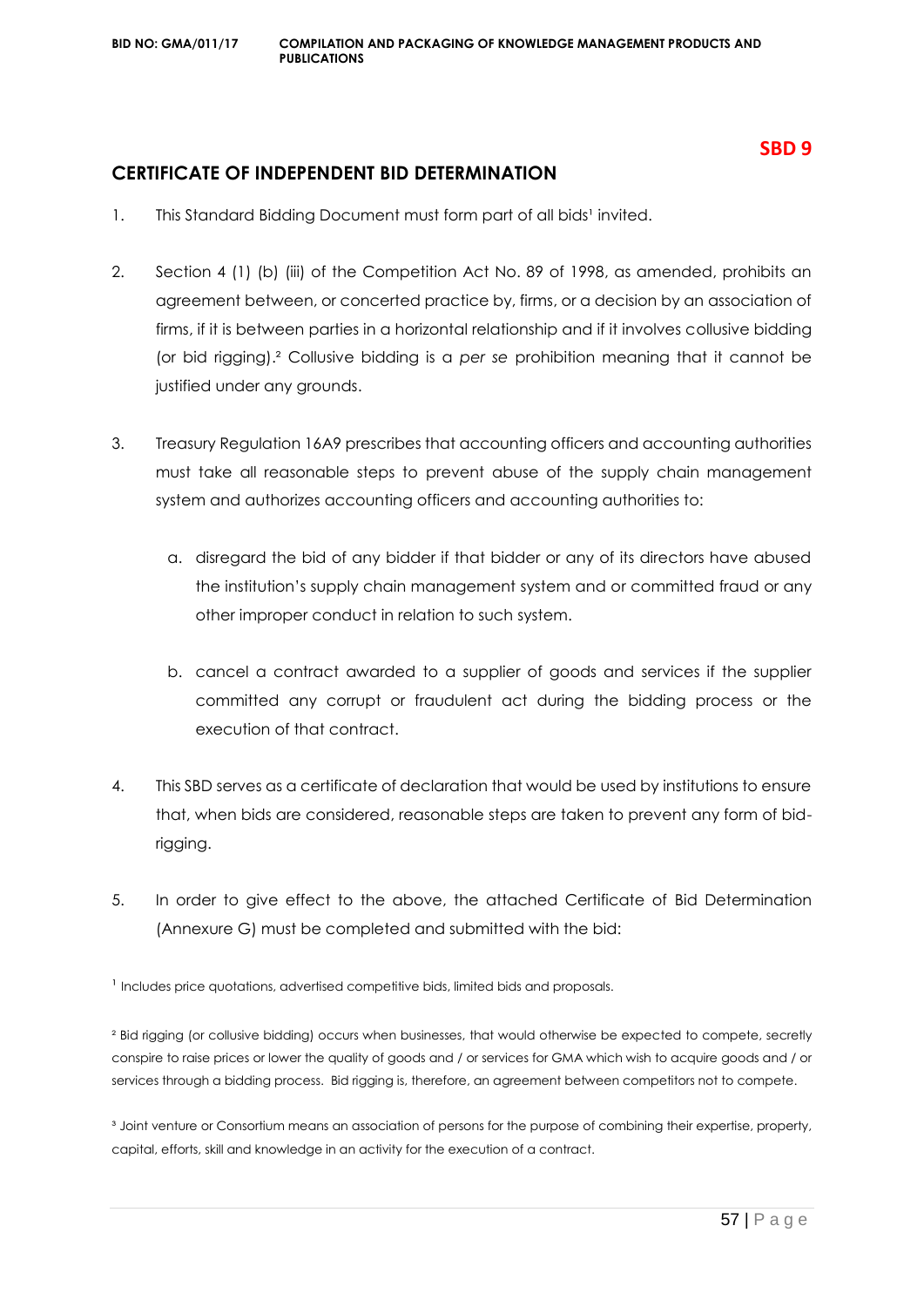**SBD 9**

## CERTIFICATE OF INDEPENDENT BID DETERMINATION

1. This Standard Bidding Document must form part of all bids[1] invited.

2. Section 4 (1) (b) (iii) of the Competition Act No. 89 of 1998, as amended, prohibits an agreement between, or concerted practice by, firms, or a decision by an association of firms, if it is between parties in a horizontal relationship and if it involves collusive bidding (or bid rigging).[2] Collusive bidding is a *per se* prohibition meaning that it cannot be justified under any grounds.

3. Treasury Regulation 16A9 prescribes that accounting officers and accounting authorities must take all reasonable steps to prevent abuse of the supply chain management system and authorizes accounting officers and accounting authorities to:

   a. disregard the bid of any bidder if that bidder or any of its directors have abused the institution's supply chain management system and or committed fraud or any other improper conduct in relation to such system.

   b. cancel a contract awarded to a supplier of goods and services if the supplier committed any corrupt or fraudulent act during the bidding process or the execution of that contract.

4. This SBD serves as a certificate of declaration that would be used by institutions to ensure that, when bids are considered, reasonable steps are taken to prevent any form of bid-rigging.

5. In order to give effect to the above, the attached Certificate of Bid Determination (Annexure G) must be completed and submitted with the bid:

[1] Includes price quotations, advertised competitive bids, limited bids and proposals.

[2] Bid rigging (or collusive bidding) occurs when businesses, that would otherwise be expected to compete, secretly conspire to raise prices or lower the quality of goods and / or services for GMA which wish to acquire goods and / or services through a bidding process. Bid rigging is, therefore, an agreement between competitors not to compete.

[3] Joint venture or Consortium means an association of persons for the purpose of combining their expertise, property, capital, efforts, skill and knowledge in an activity for the execution of a contract.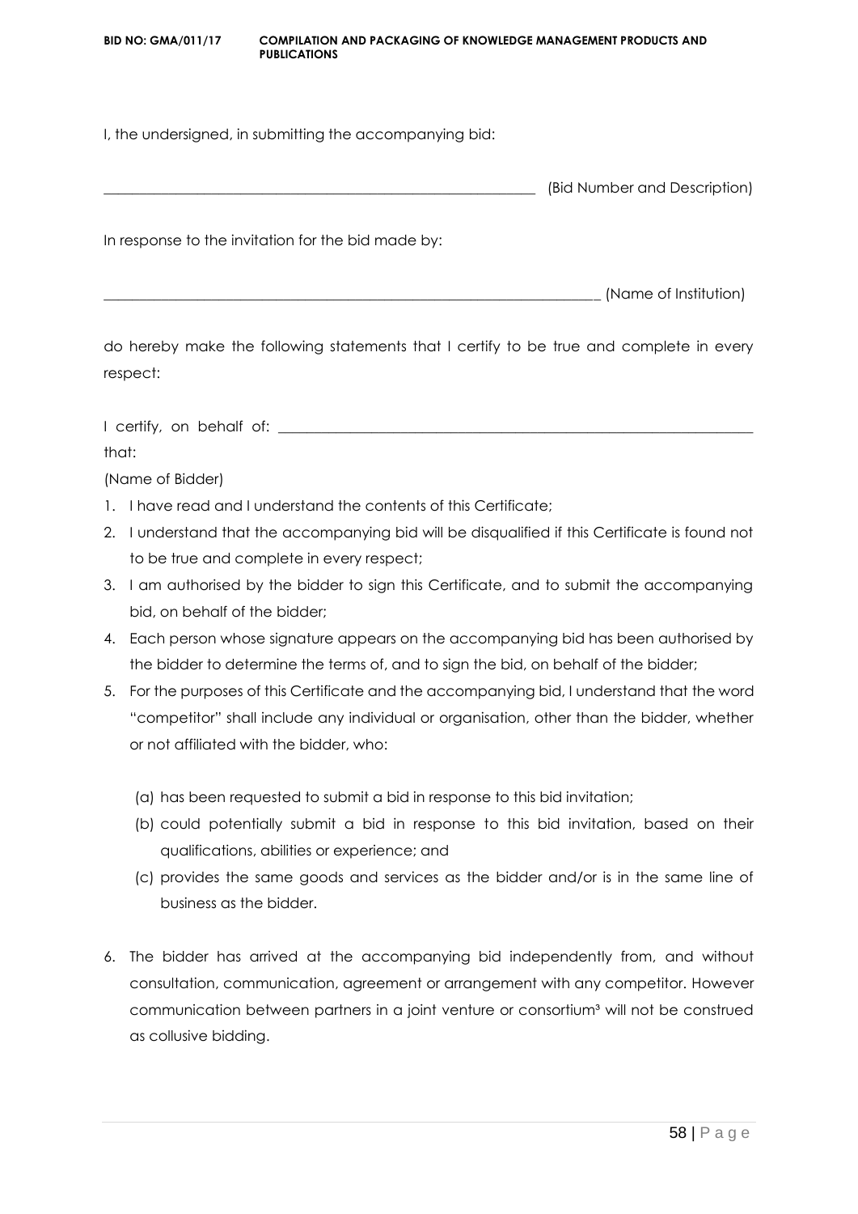I, the undersigned, in submitting the accompanying bid:

_____________________________________________________________ (Bid Number and Description)

In response to the invitation for the bid made by:

____________________________________________________________________ (Name of Institution)

do hereby make the following statements that I certify to be true and complete in every respect:

I certify, on behalf of: ___________________________________________________________________ that:

(Name of Bidder)

1. I have read and I understand the contents of this Certificate;
2. I understand that the accompanying bid will be disqualified if this Certificate is found not to be true and complete in every respect;
3. I am authorised by the bidder to sign this Certificate, and to submit the accompanying bid, on behalf of the bidder;
4. Each person whose signature appears on the accompanying bid has been authorised by the bidder to determine the terms of, and to sign the bid, on behalf of the bidder;
5. For the purposes of this Certificate and the accompanying bid, I understand that the word "competitor" shall include any individual or organisation, other than the bidder, whether or not affiliated with the bidder, who:

   (a) has been requested to submit a bid in response to this bid invitation;

   (b) could potentially submit a bid in response to this bid invitation, based on their qualifications, abilities or experience; and

   (c) provides the same goods and services as the bidder and/or is in the same line of business as the bidder.

6. The bidder has arrived at the accompanying bid independently from, and without consultation, communication, agreement or arrangement with any competitor. However communication between partners in a joint venture or consortium[3] will not be construed as collusive bidding.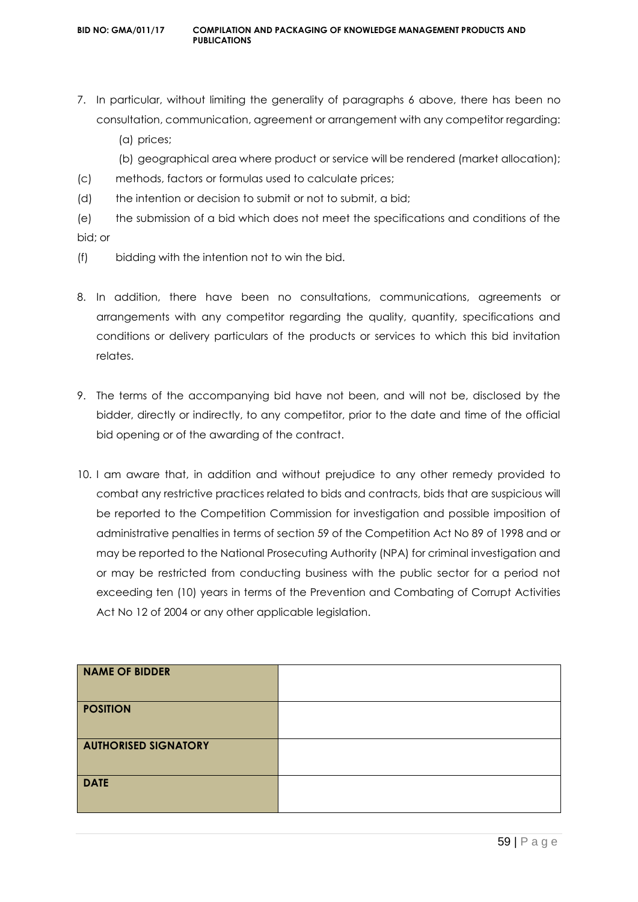7. In particular, without limiting the generality of paragraphs 6 above, there has been no consultation, communication, agreement or arrangement with any competitor regarding:
   (a) prices;
   (b) geographical area where product or service will be rendered (market allocation);

(c) methods, factors or formulas used to calculate prices;

(d) the intention or decision to submit or not to submit, a bid;

(e) the submission of a bid which does not meet the specifications and conditions of the bid; or

(f) bidding with the intention not to win the bid.

8. In addition, there have been no consultations, communications, agreements or arrangements with any competitor regarding the quality, quantity, specifications and conditions or delivery particulars of the products or services to which this bid invitation relates.

9. The terms of the accompanying bid have not been, and will not be, disclosed by the bidder, directly or indirectly, to any competitor, prior to the date and time of the official bid opening or of the awarding of the contract.

10. I am aware that, in addition and without prejudice to any other remedy provided to combat any restrictive practices related to bids and contracts, bids that are suspicious will be reported to the Competition Commission for investigation and possible imposition of administrative penalties in terms of section 59 of the Competition Act No 89 of 1998 and or may be reported to the National Prosecuting Authority (NPA) for criminal investigation and or may be restricted from conducting business with the public sector for a period not exceeding ten (10) years in terms of the Prevention and Combating of Corrupt Activities Act No 12 of 2004 or any other applicable legislation.

| **NAME OF BIDDER** | |
|---|---|
| **POSITION** | |
| **AUTHORISED SIGNATORY** | |
| **DATE** | |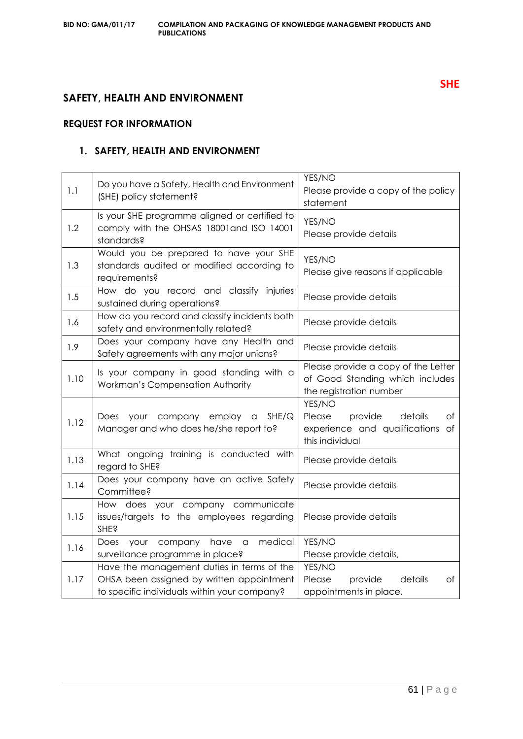**SHE**

# SAFETY, HEALTH AND ENVIRONMENT

## REQUEST FOR INFORMATION

### 1. SAFETY, HEALTH AND ENVIRONMENT

| | | |
|---|---|---|
| 1.1 | Do you have a Safety, Health and Environment (SHE) policy statement? | YES/NO<br>Please provide a copy of the policy statement |
| 1.2 | Is your SHE programme aligned or certified to comply with the OHSAS 18001and ISO 14001 standards? | YES/NO<br>Please provide details |
| 1.3 | Would you be prepared to have your SHE standards audited or modified according to requirements? | YES/NO<br>Please give reasons if applicable |
| 1.5 | How do you record and classify injuries sustained during operations? | Please provide details |
| 1.6 | How do you record and classify incidents both safety and environmentally related? | Please provide details |
| 1.9 | Does your company have any Health and Safety agreements with any major unions? | Please provide details |
| 1.10 | Is your company in good standing with a Workman's Compensation Authority | Please provide a copy of the Letter of Good Standing which includes the registration number |
| 1.12 | Does your company employ a SHE/Q Manager and who does he/she report to? | YES/NO<br>Please provide details of experience and qualifications of this individual |
| 1.13 | What ongoing training is conducted with regard to SHE? | Please provide details |
| 1.14 | Does your company have an active Safety Committee? | Please provide details |
| 1.15 | How does your company communicate issues/targets to the employees regarding SHE? | Please provide details |
| 1.16 | Does your company have a medical surveillance programme in place? | YES/NO<br>Please provide details, |
| 1.17 | Have the management duties in terms of the OHSA been assigned by written appointment to specific individuals within your company? | YES/NO<br>Please provide details of appointments in place. |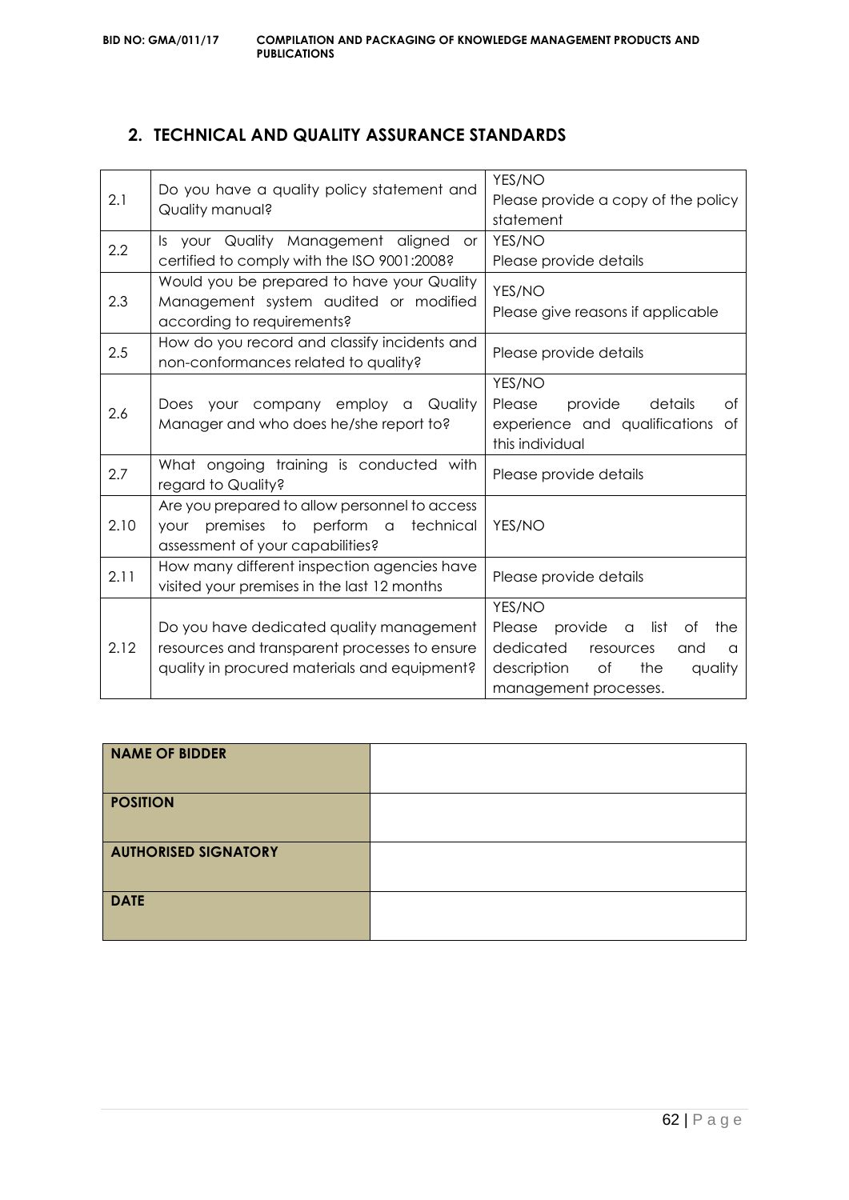## 2. TECHNICAL AND QUALITY ASSURANCE STANDARDS

| | | |
|---|---|---|
| 2.1 | Do you have a quality policy statement and Quality manual? | YES/NO<br>Please provide a copy of the policy statement |
| 2.2 | Is your Quality Management aligned or certified to comply with the ISO 9001:2008? | YES/NO<br>Please provide details |
| 2.3 | Would you be prepared to have your Quality Management system audited or modified according to requirements? | YES/NO<br>Please give reasons if applicable |
| 2.5 | How do you record and classify incidents and non-conformances related to quality? | Please provide details |
| 2.6 | Does your company employ a Quality Manager and who does he/she report to? | YES/NO<br>Please provide details of experience and qualifications of this individual |
| 2.7 | What ongoing training is conducted with regard to Quality? | Please provide details |
| 2.10 | Are you prepared to allow personnel to access your premises to perform a technical assessment of your capabilities? | YES/NO |
| 2.11 | How many different inspection agencies have visited your premises in the last 12 months | Please provide details |
| 2.12 | Do you have dedicated quality management resources and transparent processes to ensure quality in procured materials and equipment? | YES/NO<br>Please provide a list of the dedicated resources and a description of the quality management processes. |

| | |
|---|---|
| **NAME OF BIDDER** | |
| **POSITION** | |
| **AUTHORISED SIGNATORY** | |
| **DATE** | |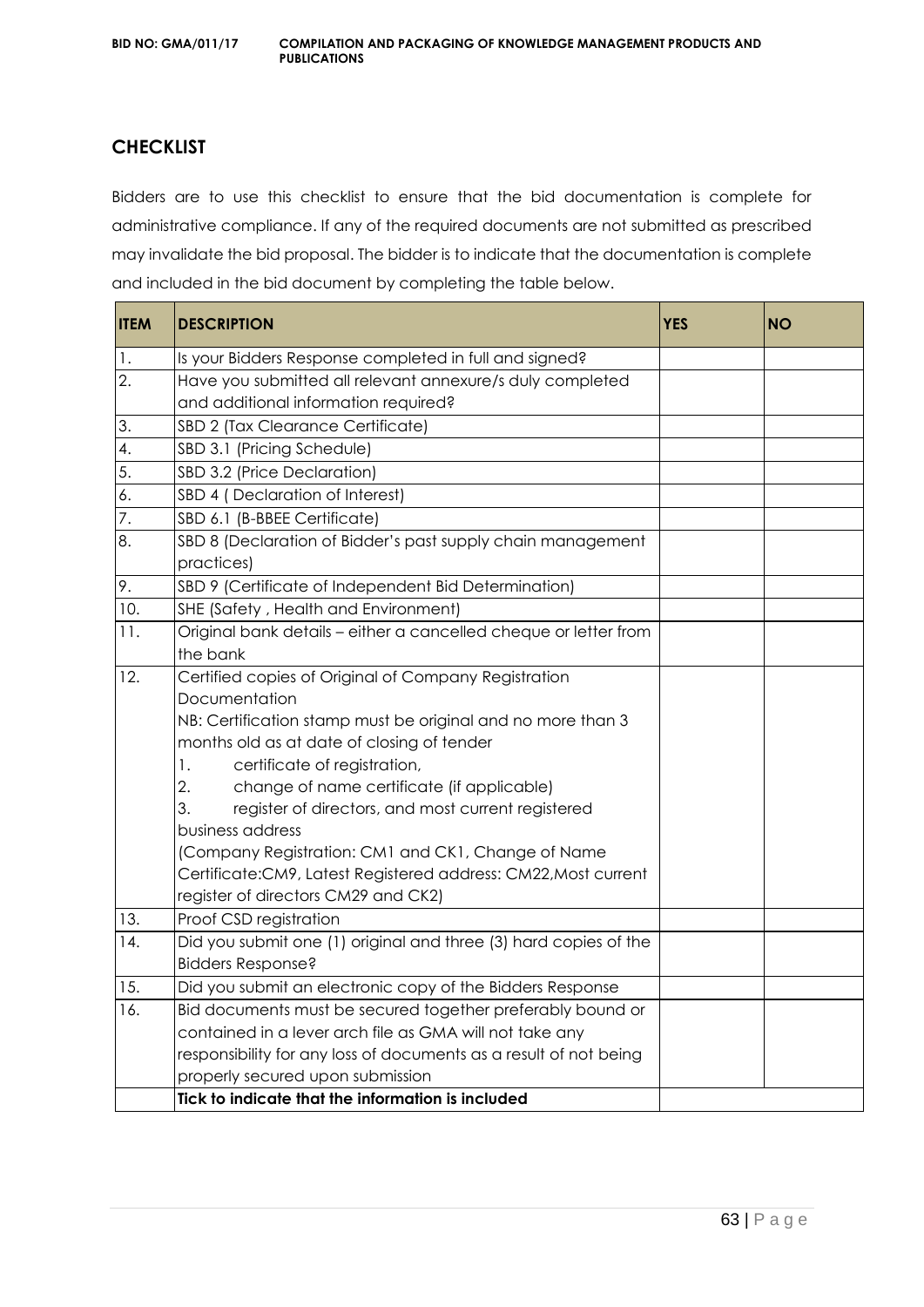## CHECKLIST

Bidders are to use this checklist to ensure that the bid documentation is complete for administrative compliance. If any of the required documents are not submitted as prescribed may invalidate the bid proposal. The bidder is to indicate that the documentation is complete and included in the bid document by completing the table below.

| ITEM | DESCRIPTION | YES | NO |
|---|---|---|---|
| 1. | Is your Bidders Response completed in full and signed? | | |
| 2. | Have you submitted all relevant annexure/s duly completed and additional information required? | | |
| 3. | SBD 2 (Tax Clearance Certificate) | | |
| 4. | SBD 3.1 (Pricing Schedule) | | |
| 5. | SBD 3.2 (Price Declaration) | | |
| 6. | SBD 4 ( Declaration of Interest) | | |
| 7. | SBD 6.1 (B-BBEE Certificate) | | |
| 8. | SBD 8 (Declaration of Bidder's past supply chain management practices) | | |
| 9. | SBD 9 (Certificate of Independent Bid Determination) | | |
| 10. | SHE (Safety , Health and Environment) | | |
| 11. | Original bank details – either a cancelled cheque or letter from the bank | | |
| 12. | Certified copies of Original of Company Registration Documentation<br>NB: Certification stamp must be original and no more than 3 months old as at date of closing of tender<br>1. certificate of registration,<br>2. change of name certificate (if applicable)<br>3. register of directors, and most current registered business address<br>(Company Registration: CM1 and CK1, Change of Name Certificate:CM9, Latest Registered address: CM22,Most current register of directors CM29 and CK2) | | |
| 13. | Proof CSD registration | | |
| 14. | Did you submit one (1) original and three (3) hard copies of the Bidders Response? | | |
| 15. | Did you submit an electronic copy of the Bidders Response | | |
| 16. | Bid documents must be secured together preferably bound or contained in a lever arch file as GMA will not take any responsibility for any loss of documents as a result of not being properly secured upon submission | | |
| | **Tick to indicate that the information is included** | | |